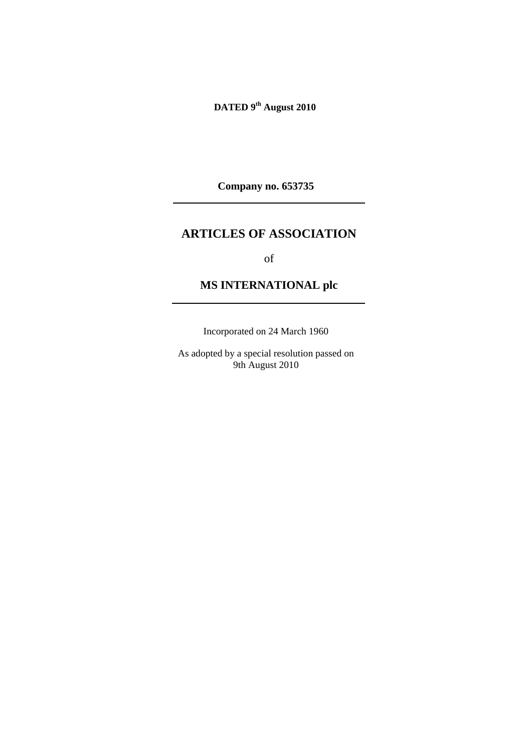**DATED 9th August 2010**

**Company no. 653735**

---

# ARTICLES OF ASSOCIATION

of

## MS INTERNATIONAL plc

---

Incorporated on 24 March 1960

As adopted by a special resolution passed on 9th August 2010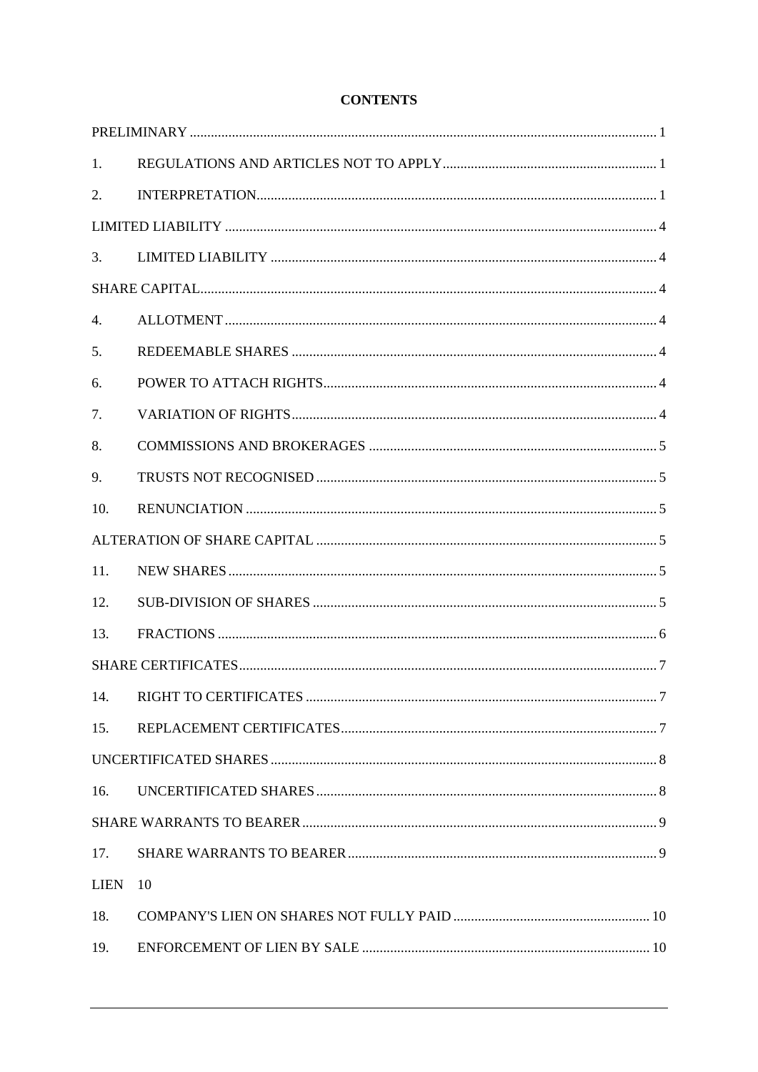**CONTENTS**

PRELIMINARY ........................................................................................................................ 1

1. REGULATIONS AND ARTICLES NOT TO APPLY ............................................................ 1

2. INTERPRETATION ............................................................................................................. 1

LIMITED LIABILITY ............................................................................................................... 4

3. LIMITED LIABILITY .......................................................................................................... 4

SHARE CAPITAL ..................................................................................................................... 4

4. ALLOTMENT ...................................................................................................................... 4

5. REDEEMABLE SHARES ................................................................................................... 4

6. POWER TO ATTACH RIGHTS .......................................................................................... 4

7. VARIATION OF RIGHTS ................................................................................................... 4

8. COMMISSIONS AND BROKERAGES .............................................................................. 5

9. TRUSTS NOT RECOGNISED ............................................................................................ 5

10. RENUNCIATION ................................................................................................................ 5

ALTERATION OF SHARE CAPITAL ..................................................................................... 5

11. NEW SHARES ..................................................................................................................... 5

12. SUB-DIVISION OF SHARES .............................................................................................. 5

13. FRACTIONS ........................................................................................................................ 6

SHARE CERTIFICATES .......................................................................................................... 7

14. RIGHT TO CERTIFICATES ................................................................................................ 7

15. REPLACEMENT CERTIFICATES ...................................................................................... 7

UNCERTIFICATED SHARES .................................................................................................. 8

16. UNCERTIFICATED SHARES ............................................................................................. 8

SHARE WARRANTS TO BEARER .......................................................................................... 9

17. SHARE WARRANTS TO BEARER .................................................................................... 9

LIEN 10

18. COMPANY'S LIEN ON SHARES NOT FULLY PAID ........................................................ 10

19. ENFORCEMENT OF LIEN BY SALE ................................................................................ 10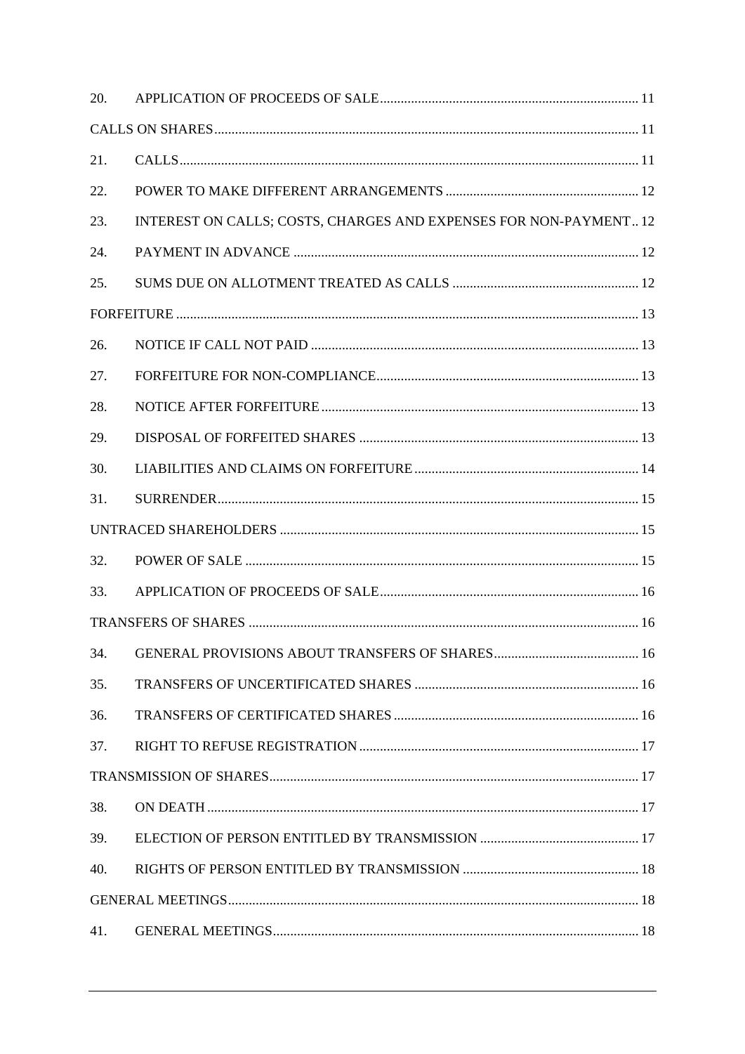20. APPLICATION OF PROCEEDS OF SALE ........................................................................ 11

CALLS ON SHARES ........................................................................................................... 11

21. CALLS ........................................................................................................................ 11

22. POWER TO MAKE DIFFERENT ARRANGEMENTS ..................................................... 12

23. INTEREST ON CALLS; COSTS, CHARGES AND EXPENSES FOR NON-PAYMENT .. 12

24. PAYMENT IN ADVANCE ............................................................................................ 12

25. SUMS DUE ON ALLOTMENT TREATED AS CALLS ................................................... 12

FORFEITURE ..................................................................................................................... 13

26. NOTICE IF CALL NOT PAID ....................................................................................... 13

27. FORFEITURE FOR NON-COMPLIANCE ..................................................................... 13

28. NOTICE AFTER FORFEITURE .................................................................................... 13

29. DISPOSAL OF FORFEITED SHARES .......................................................................... 13

30. LIABILITIES AND CLAIMS ON FORFEITURE ............................................................ 14

31. SURRENDER ............................................................................................................... 15

UNTRACED SHAREHOLDERS ......................................................................................... 15

32. POWER OF SALE ........................................................................................................ 15

33. APPLICATION OF PROCEEDS OF SALE ..................................................................... 16

TRANSFERS OF SHARES ................................................................................................. 16

34. GENERAL PROVISIONS ABOUT TRANSFERS OF SHARES ....................................... 16

35. TRANSFERS OF UNCERTIFICATED SHARES ............................................................ 16

36. TRANSFERS OF CERTIFICATED SHARES ................................................................. 16

37. RIGHT TO REFUSE REGISTRATION .......................................................................... 17

TRANSMISSION OF SHARES ........................................................................................... 17

38. ON DEATH .................................................................................................................. 17

39. ELECTION OF PERSON ENTITLED BY TRANSMISSION .......................................... 17

40. RIGHTS OF PERSON ENTITLED BY TRANSMISSION ............................................... 18

GENERAL MEETINGS ....................................................................................................... 18

41. GENERAL MEETINGS ................................................................................................ 18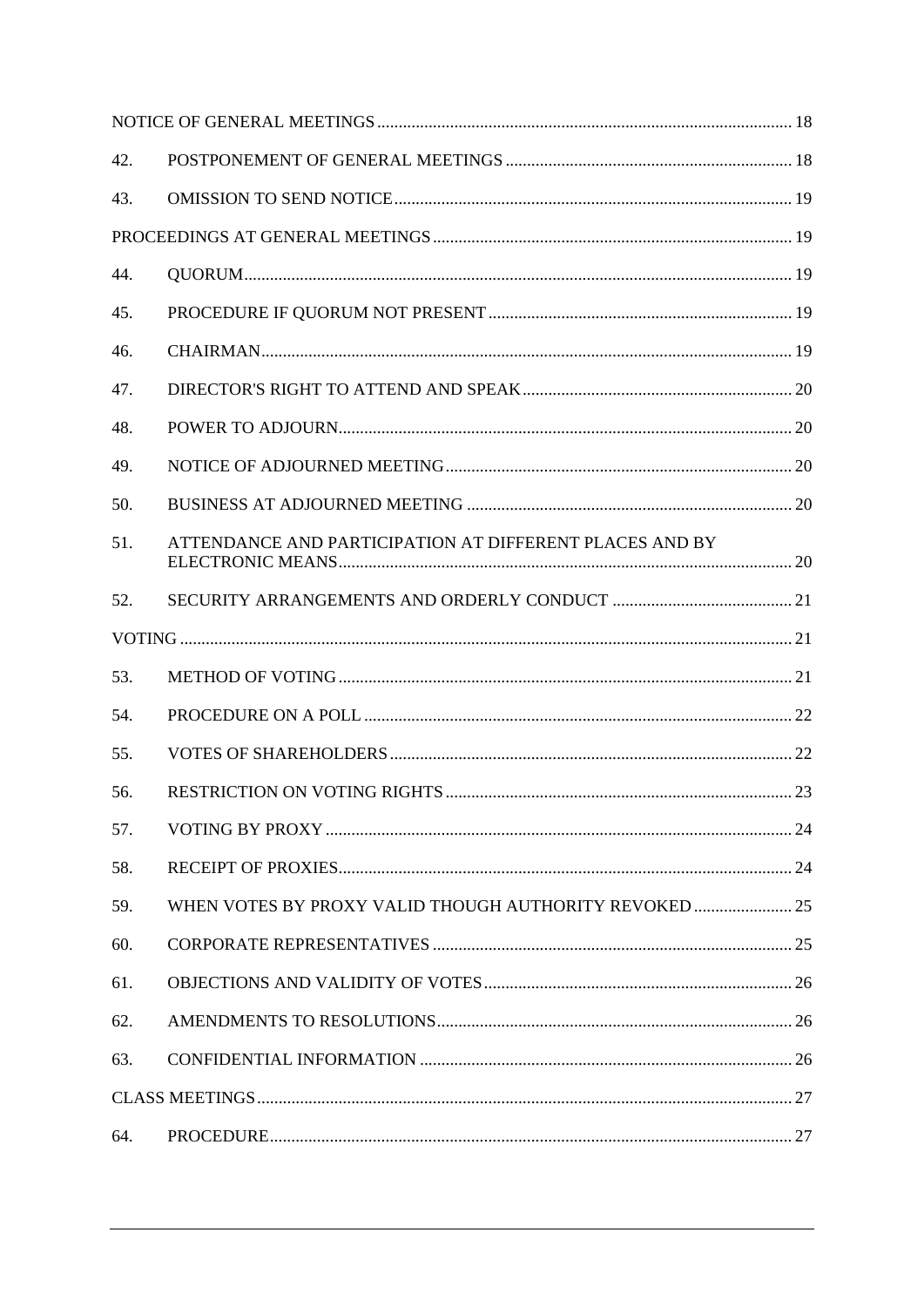| | | |
|---|---|---|
| NOTICE OF GENERAL MEETINGS | | 18 |
| 42. | POSTPONEMENT OF GENERAL MEETINGS | 18 |
| 43. | OMISSION TO SEND NOTICE | 19 |
| PROCEEDINGS AT GENERAL MEETINGS | | 19 |
| 44. | QUORUM | 19 |
| 45. | PROCEDURE IF QUORUM NOT PRESENT | 19 |
| 46. | CHAIRMAN | 19 |
| 47. | DIRECTOR'S RIGHT TO ATTEND AND SPEAK | 20 |
| 48. | POWER TO ADJOURN | 20 |
| 49. | NOTICE OF ADJOURNED MEETING | 20 |
| 50. | BUSINESS AT ADJOURNED MEETING | 20 |
| 51. | ATTENDANCE AND PARTICIPATION AT DIFFERENT PLACES AND BY ELECTRONIC MEANS | 20 |
| 52. | SECURITY ARRANGEMENTS AND ORDERLY CONDUCT | 21 |
| VOTING | | 21 |
| 53. | METHOD OF VOTING | 21 |
| 54. | PROCEDURE ON A POLL | 22 |
| 55. | VOTES OF SHAREHOLDERS | 22 |
| 56. | RESTRICTION ON VOTING RIGHTS | 23 |
| 57. | VOTING BY PROXY | 24 |
| 58. | RECEIPT OF PROXIES | 24 |
| 59. | WHEN VOTES BY PROXY VALID THOUGH AUTHORITY REVOKED | 25 |
| 60. | CORPORATE REPRESENTATIVES | 25 |
| 61. | OBJECTIONS AND VALIDITY OF VOTES | 26 |
| 62. | AMENDMENTS TO RESOLUTIONS | 26 |
| 63. | CONFIDENTIAL INFORMATION | 26 |
| CLASS MEETINGS | | 27 |
| 64. | PROCEDURE | 27 |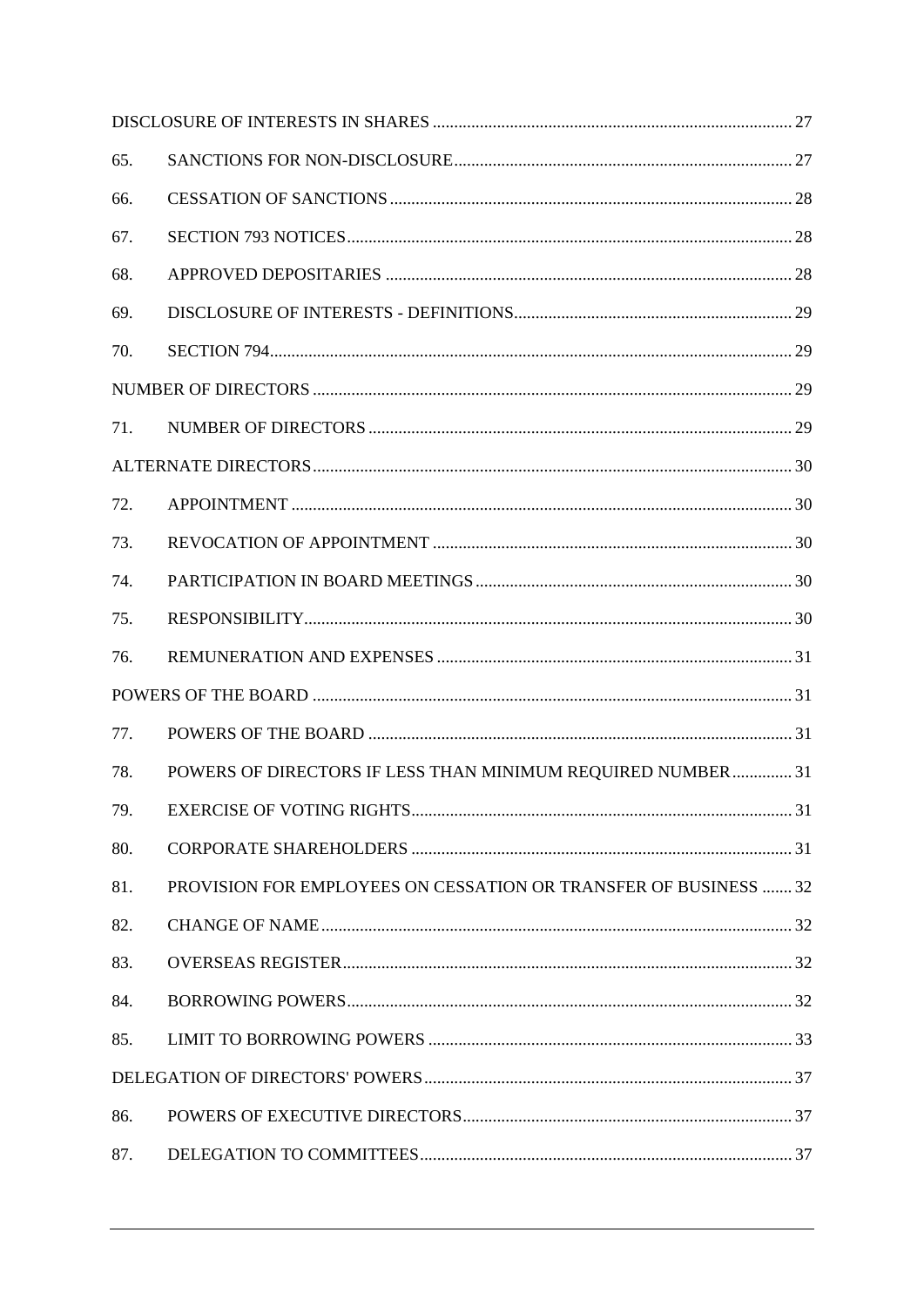DISCLOSURE OF INTERESTS IN SHARES ........ 27

65. SANCTIONS FOR NON-DISCLOSURE ........ 27

66. CESSATION OF SANCTIONS ........ 28

67. SECTION 793 NOTICES ........ 28

68. APPROVED DEPOSITARIES ........ 28

69. DISCLOSURE OF INTERESTS - DEFINITIONS ........ 29

70. SECTION 794 ........ 29

NUMBER OF DIRECTORS ........ 29

71. NUMBER OF DIRECTORS ........ 29

ALTERNATE DIRECTORS ........ 30

72. APPOINTMENT ........ 30

73. REVOCATION OF APPOINTMENT ........ 30

74. PARTICIPATION IN BOARD MEETINGS ........ 30

75. RESPONSIBILITY ........ 30

76. REMUNERATION AND EXPENSES ........ 31

POWERS OF THE BOARD ........ 31

77. POWERS OF THE BOARD ........ 31

78. POWERS OF DIRECTORS IF LESS THAN MINIMUM REQUIRED NUMBER ........ 31

79. EXERCISE OF VOTING RIGHTS ........ 31

80. CORPORATE SHAREHOLDERS ........ 31

81. PROVISION FOR EMPLOYEES ON CESSATION OR TRANSFER OF BUSINESS ........ 32

82. CHANGE OF NAME ........ 32

83. OVERSEAS REGISTER ........ 32

84. BORROWING POWERS ........ 32

85. LIMIT TO BORROWING POWERS ........ 33

DELEGATION OF DIRECTORS' POWERS ........ 37

86. POWERS OF EXECUTIVE DIRECTORS ........ 37

87. DELEGATION TO COMMITTEES ........ 37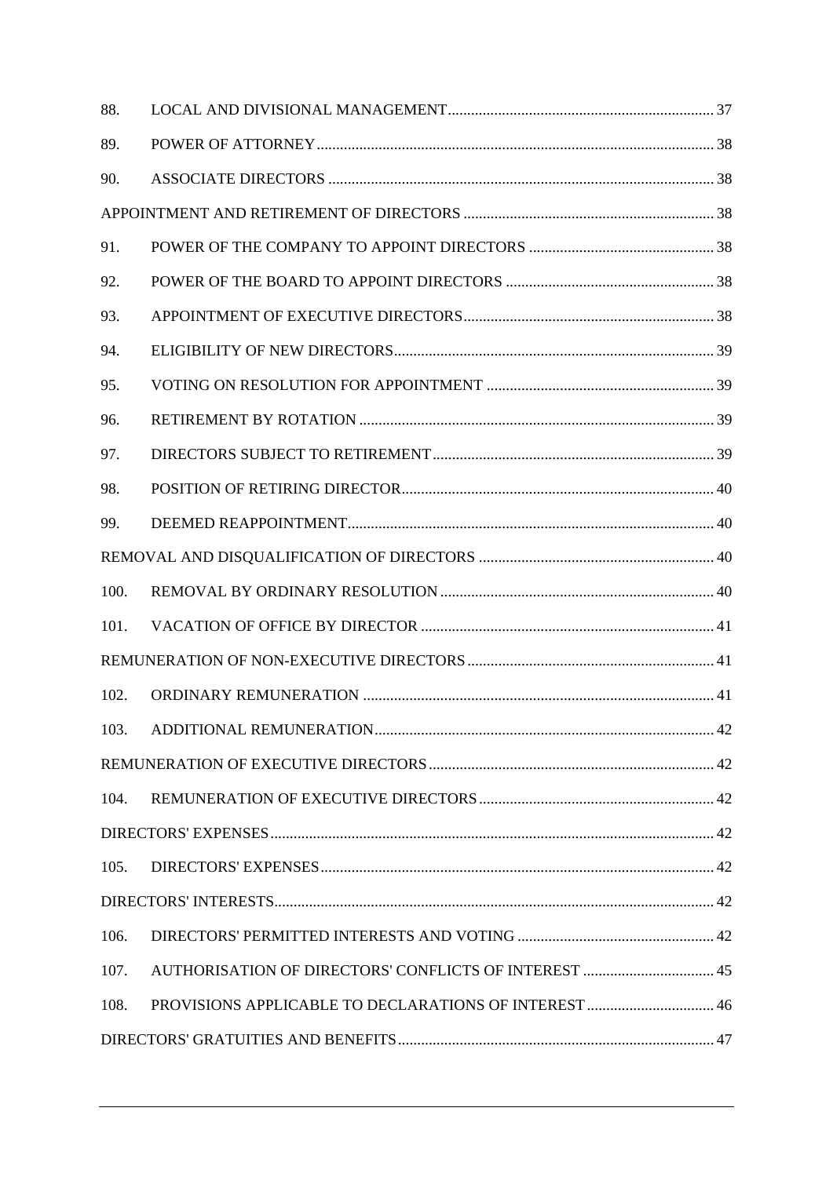| | | |
|---|---|---|
| 88. | LOCAL AND DIVISIONAL MANAGEMENT | 37 |
| 89. | POWER OF ATTORNEY | 38 |
| 90. | ASSOCIATE DIRECTORS | 38 |
| APPOINTMENT AND RETIREMENT OF DIRECTORS | | 38 |
| 91. | POWER OF THE COMPANY TO APPOINT DIRECTORS | 38 |
| 92. | POWER OF THE BOARD TO APPOINT DIRECTORS | 38 |
| 93. | APPOINTMENT OF EXECUTIVE DIRECTORS | 38 |
| 94. | ELIGIBILITY OF NEW DIRECTORS | 39 |
| 95. | VOTING ON RESOLUTION FOR APPOINTMENT | 39 |
| 96. | RETIREMENT BY ROTATION | 39 |
| 97. | DIRECTORS SUBJECT TO RETIREMENT | 39 |
| 98. | POSITION OF RETIRING DIRECTOR | 40 |
| 99. | DEEMED REAPPOINTMENT | 40 |
| REMOVAL AND DISQUALIFICATION OF DIRECTORS | | 40 |
| 100. | REMOVAL BY ORDINARY RESOLUTION | 40 |
| 101. | VACATION OF OFFICE BY DIRECTOR | 41 |
| REMUNERATION OF NON-EXECUTIVE DIRECTORS | | 41 |
| 102. | ORDINARY REMUNERATION | 41 |
| 103. | ADDITIONAL REMUNERATION | 42 |
| REMUNERATION OF EXECUTIVE DIRECTORS | | 42 |
| 104. | REMUNERATION OF EXECUTIVE DIRECTORS | 42 |
| DIRECTORS' EXPENSES | | 42 |
| 105. | DIRECTORS' EXPENSES | 42 |
| DIRECTORS' INTERESTS | | 42 |
| 106. | DIRECTORS' PERMITTED INTERESTS AND VOTING | 42 |
| 107. | AUTHORISATION OF DIRECTORS' CONFLICTS OF INTEREST | 45 |
| 108. | PROVISIONS APPLICABLE TO DECLARATIONS OF INTEREST | 46 |
| DIRECTORS' GRATUITIES AND BENEFITS | | 47 |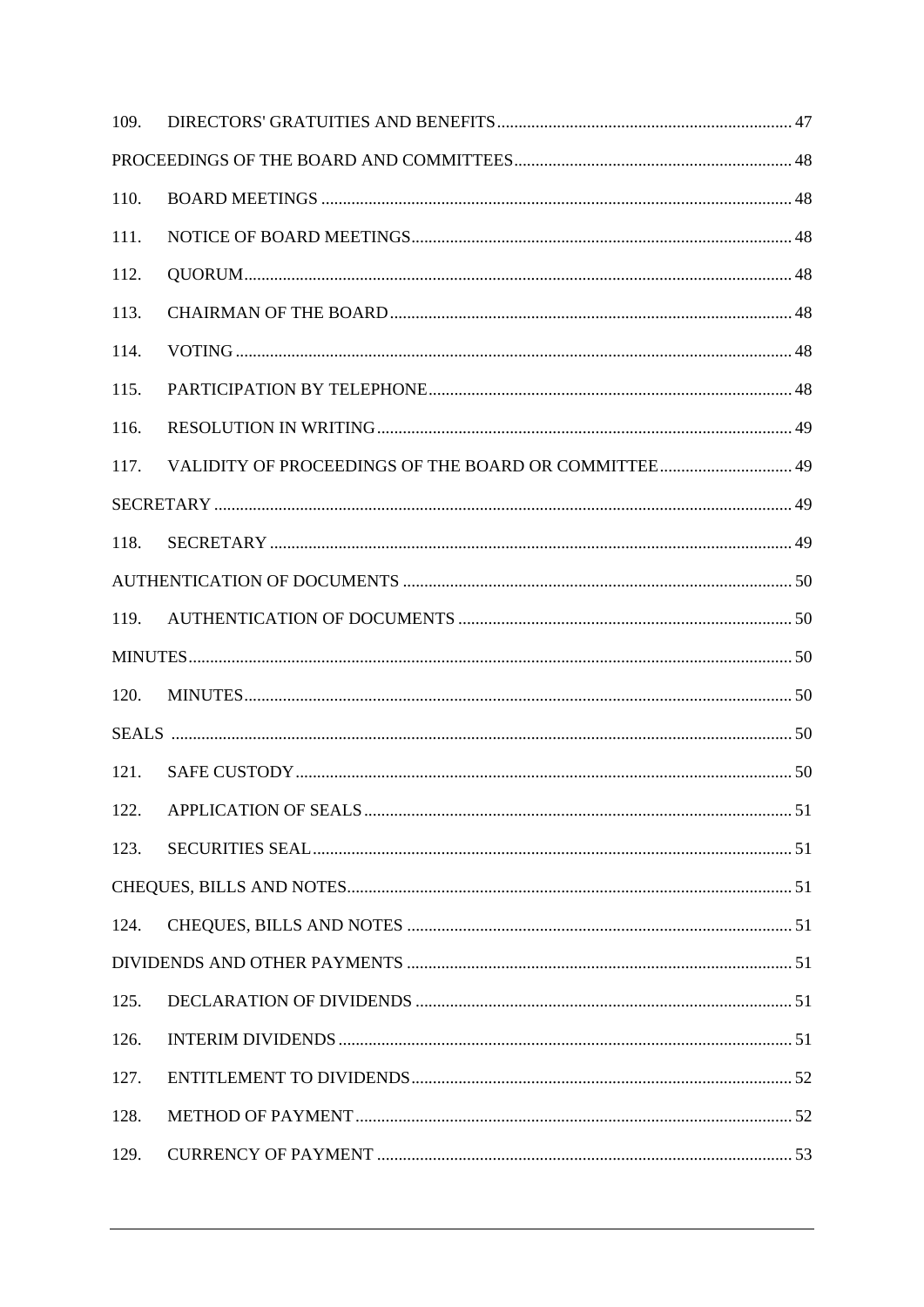| | | |
|---|---|---|
| 109. | DIRECTORS' GRATUITIES AND BENEFITS | 47 |
| PROCEEDINGS OF THE BOARD AND COMMITTEES | | 48 |
| 110. | BOARD MEETINGS | 48 |
| 111. | NOTICE OF BOARD MEETINGS | 48 |
| 112. | QUORUM | 48 |
| 113. | CHAIRMAN OF THE BOARD | 48 |
| 114. | VOTING | 48 |
| 115. | PARTICIPATION BY TELEPHONE | 48 |
| 116. | RESOLUTION IN WRITING | 49 |
| 117. | VALIDITY OF PROCEEDINGS OF THE BOARD OR COMMITTEE | 49 |
| SECRETARY | | 49 |
| 118. | SECRETARY | 49 |
| AUTHENTICATION OF DOCUMENTS | | 50 |
| 119. | AUTHENTICATION OF DOCUMENTS | 50 |
| MINUTES | | 50 |
| 120. | MINUTES | 50 |
| SEALS | | 50 |
| 121. | SAFE CUSTODY | 50 |
| 122. | APPLICATION OF SEALS | 51 |
| 123. | SECURITIES SEAL | 51 |
| CHEQUES, BILLS AND NOTES | | 51 |
| 124. | CHEQUES, BILLS AND NOTES | 51 |
| DIVIDENDS AND OTHER PAYMENTS | | 51 |
| 125. | DECLARATION OF DIVIDENDS | 51 |
| 126. | INTERIM DIVIDENDS | 51 |
| 127. | ENTITLEMENT TO DIVIDENDS | 52 |
| 128. | METHOD OF PAYMENT | 52 |
| 129. | CURRENCY OF PAYMENT | 53 |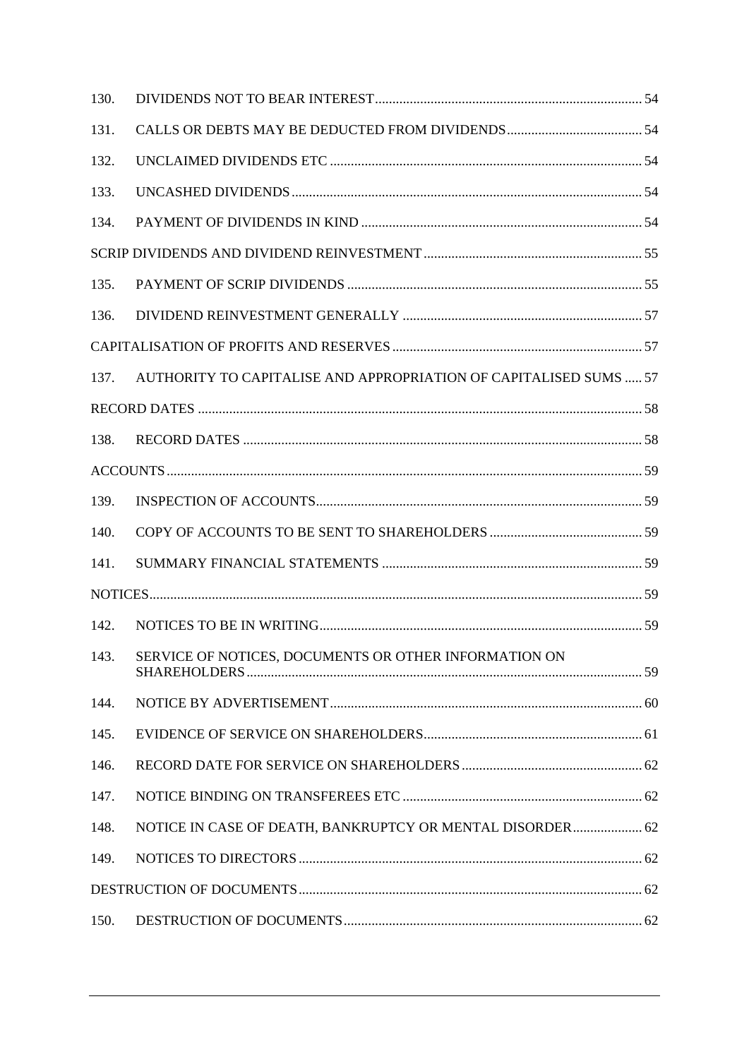130. DIVIDENDS NOT TO BEAR INTEREST ..... 54

131. CALLS OR DEBTS MAY BE DEDUCTED FROM DIVIDENDS ..... 54

132. UNCLAIMED DIVIDENDS ETC ..... 54

133. UNCASHED DIVIDENDS ..... 54

134. PAYMENT OF DIVIDENDS IN KIND ..... 54

SCRIP DIVIDENDS AND DIVIDEND REINVESTMENT ..... 55

135. PAYMENT OF SCRIP DIVIDENDS ..... 55

136. DIVIDEND REINVESTMENT GENERALLY ..... 57

CAPITALISATION OF PROFITS AND RESERVES ..... 57

137. AUTHORITY TO CAPITALISE AND APPROPRIATION OF CAPITALISED SUMS ..... 57

RECORD DATES ..... 58

138. RECORD DATES ..... 58

ACCOUNTS ..... 59

139. INSPECTION OF ACCOUNTS ..... 59

140. COPY OF ACCOUNTS TO BE SENT TO SHAREHOLDERS ..... 59

141. SUMMARY FINANCIAL STATEMENTS ..... 59

NOTICES ..... 59

142. NOTICES TO BE IN WRITING ..... 59

143. SERVICE OF NOTICES, DOCUMENTS OR OTHER INFORMATION ON SHAREHOLDERS ..... 59

144. NOTICE BY ADVERTISEMENT ..... 60

145. EVIDENCE OF SERVICE ON SHAREHOLDERS ..... 61

146. RECORD DATE FOR SERVICE ON SHAREHOLDERS ..... 62

147. NOTICE BINDING ON TRANSFEREES ETC ..... 62

148. NOTICE IN CASE OF DEATH, BANKRUPTCY OR MENTAL DISORDER ..... 62

149. NOTICES TO DIRECTORS ..... 62

DESTRUCTION OF DOCUMENTS ..... 62

150. DESTRUCTION OF DOCUMENTS ..... 62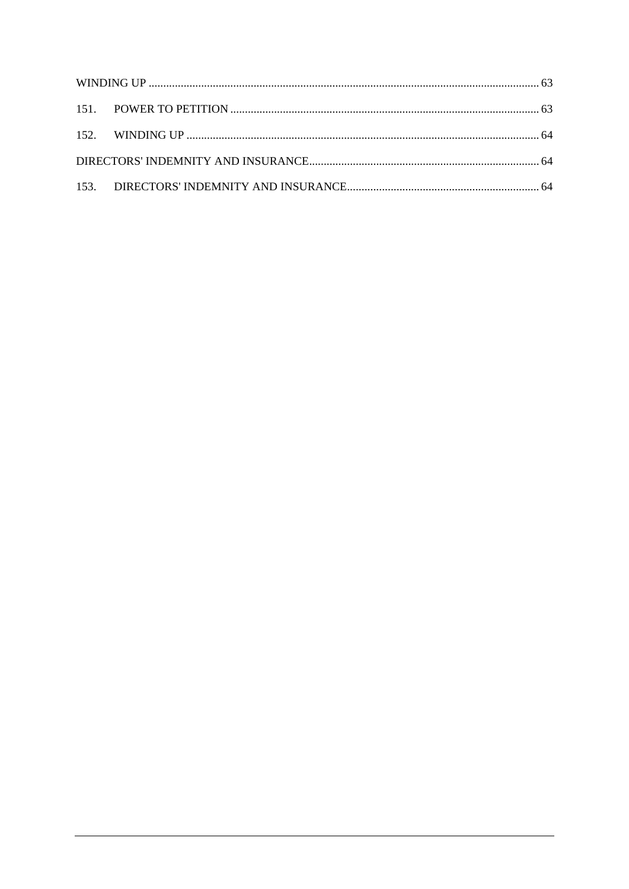WINDING UP .......... 63

151. POWER TO PETITION .......... 63

152. WINDING UP .......... 64

DIRECTORS' INDEMNITY AND INSURANCE .......... 64

153. DIRECTORS' INDEMNITY AND INSURANCE .......... 64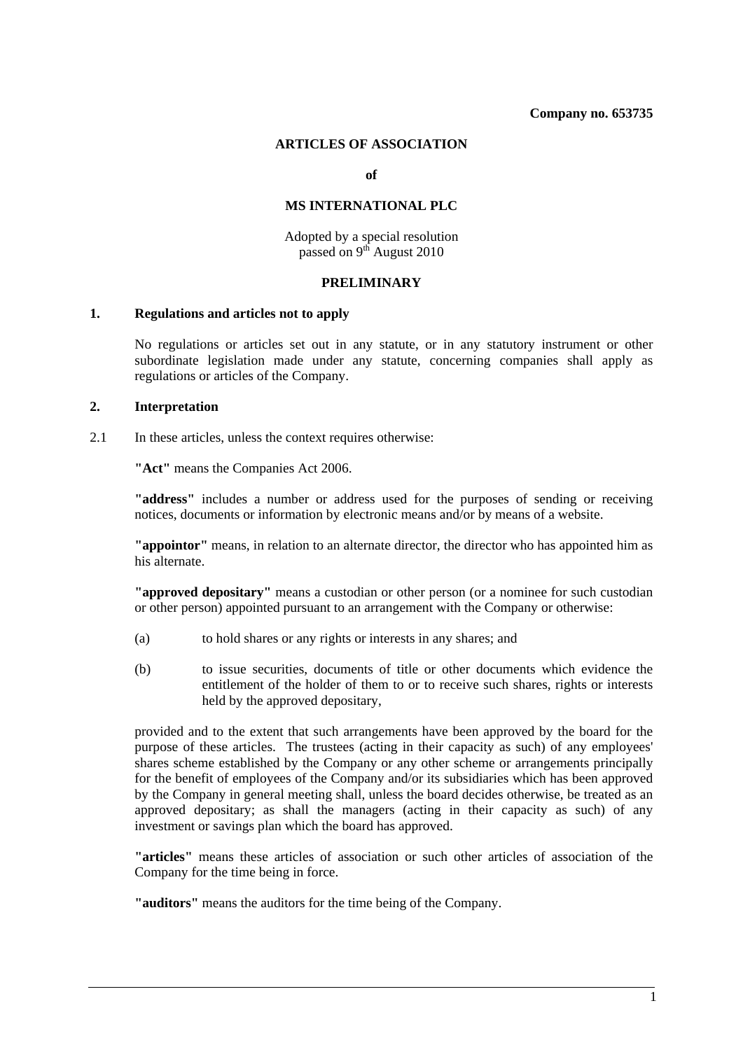**Company no. 653735**

# ARTICLES OF ASSOCIATION

**of**

## MS INTERNATIONAL PLC

Adopted by a special resolution passed on 9th August 2010

## PRELIMINARY

### 1. Regulations and articles not to apply

No regulations or articles set out in any statute, or in any statutory instrument or other subordinate legislation made under any statute, concerning companies shall apply as regulations or articles of the Company.

### 2. Interpretation

2.1 In these articles, unless the context requires otherwise:

**"Act"** means the Companies Act 2006.

**"address"** includes a number or address used for the purposes of sending or receiving notices, documents or information by electronic means and/or by means of a website.

**"appointor"** means, in relation to an alternate director, the director who has appointed him as his alternate.

**"approved depositary"** means a custodian or other person (or a nominee for such custodian or other person) appointed pursuant to an arrangement with the Company or otherwise:

(a) to hold shares or any rights or interests in any shares; and

(b) to issue securities, documents of title or other documents which evidence the entitlement of the holder of them to or to receive such shares, rights or interests held by the approved depositary,

provided and to the extent that such arrangements have been approved by the board for the purpose of these articles. The trustees (acting in their capacity as such) of any employees' shares scheme established by the Company or any other scheme or arrangements principally for the benefit of employees of the Company and/or its subsidiaries which has been approved by the Company in general meeting shall, unless the board decides otherwise, be treated as an approved depositary; as shall the managers (acting in their capacity as such) of any investment or savings plan which the board has approved.

**"articles"** means these articles of association or such other articles of association of the Company for the time being in force.

**"auditors"** means the auditors for the time being of the Company.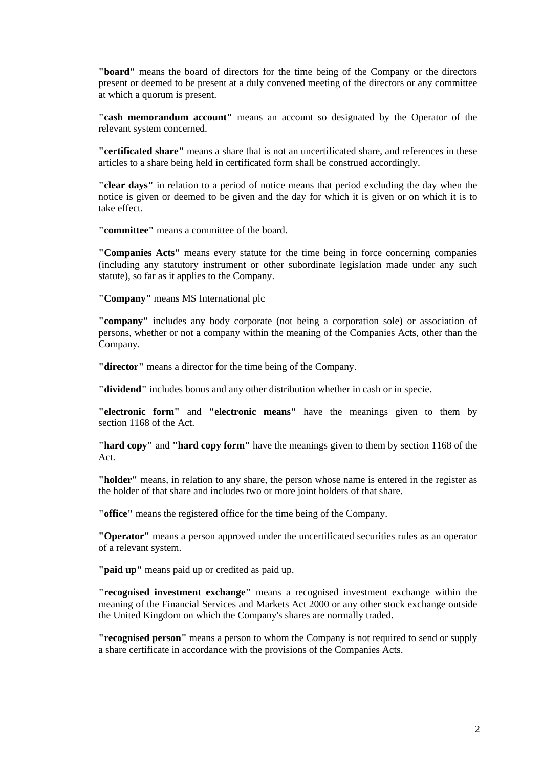**"board"** means the board of directors for the time being of the Company or the directors present or deemed to be present at a duly convened meeting of the directors or any committee at which a quorum is present.

**"cash memorandum account"** means an account so designated by the Operator of the relevant system concerned.

**"certificated share"** means a share that is not an uncertificated share, and references in these articles to a share being held in certificated form shall be construed accordingly.

**"clear days"** in relation to a period of notice means that period excluding the day when the notice is given or deemed to be given and the day for which it is given or on which it is to take effect.

**"committee"** means a committee of the board.

**"Companies Acts"** means every statute for the time being in force concerning companies (including any statutory instrument or other subordinate legislation made under any such statute), so far as it applies to the Company.

**"Company"** means MS International plc

**"company"** includes any body corporate (not being a corporation sole) or association of persons, whether or not a company within the meaning of the Companies Acts, other than the Company.

**"director"** means a director for the time being of the Company.

**"dividend"** includes bonus and any other distribution whether in cash or in specie.

**"electronic form"** and **"electronic means"** have the meanings given to them by section 1168 of the Act.

**"hard copy"** and **"hard copy form"** have the meanings given to them by section 1168 of the Act.

**"holder"** means, in relation to any share, the person whose name is entered in the register as the holder of that share and includes two or more joint holders of that share.

**"office"** means the registered office for the time being of the Company.

**"Operator"** means a person approved under the uncertificated securities rules as an operator of a relevant system.

**"paid up"** means paid up or credited as paid up.

**"recognised investment exchange"** means a recognised investment exchange within the meaning of the Financial Services and Markets Act 2000 or any other stock exchange outside the United Kingdom on which the Company's shares are normally traded.

**"recognised person"** means a person to whom the Company is not required to send or supply a share certificate in accordance with the provisions of the Companies Acts.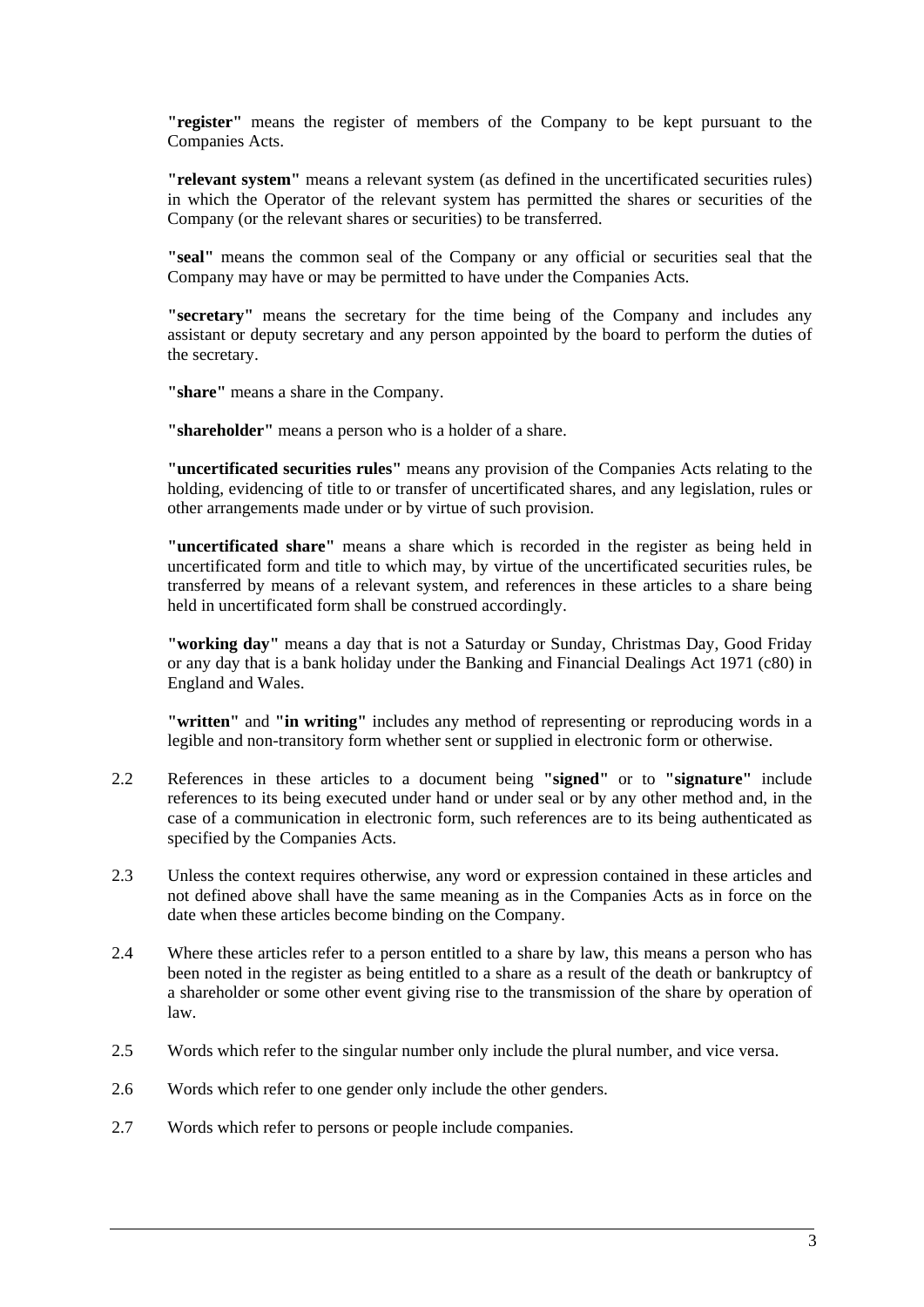**"register"** means the register of members of the Company to be kept pursuant to the Companies Acts.

**"relevant system"** means a relevant system (as defined in the uncertificated securities rules) in which the Operator of the relevant system has permitted the shares or securities of the Company (or the relevant shares or securities) to be transferred.

**"seal"** means the common seal of the Company or any official or securities seal that the Company may have or may be permitted to have under the Companies Acts.

**"secretary"** means the secretary for the time being of the Company and includes any assistant or deputy secretary and any person appointed by the board to perform the duties of the secretary.

**"share"** means a share in the Company.

**"shareholder"** means a person who is a holder of a share.

**"uncertificated securities rules"** means any provision of the Companies Acts relating to the holding, evidencing of title to or transfer of uncertificated shares, and any legislation, rules or other arrangements made under or by virtue of such provision.

**"uncertificated share"** means a share which is recorded in the register as being held in uncertificated form and title to which may, by virtue of the uncertificated securities rules, be transferred by means of a relevant system, and references in these articles to a share being held in uncertificated form shall be construed accordingly.

**"working day"** means a day that is not a Saturday or Sunday, Christmas Day, Good Friday or any day that is a bank holiday under the Banking and Financial Dealings Act 1971 (c80) in England and Wales.

**"written"** and **"in writing"** includes any method of representing or reproducing words in a legible and non-transitory form whether sent or supplied in electronic form or otherwise.

2.2 References in these articles to a document being **"signed"** or to **"signature"** include references to its being executed under hand or under seal or by any other method and, in the case of a communication in electronic form, such references are to its being authenticated as specified by the Companies Acts.

2.3 Unless the context requires otherwise, any word or expression contained in these articles and not defined above shall have the same meaning as in the Companies Acts as in force on the date when these articles become binding on the Company.

2.4 Where these articles refer to a person entitled to a share by law, this means a person who has been noted in the register as being entitled to a share as a result of the death or bankruptcy of a shareholder or some other event giving rise to the transmission of the share by operation of law.

2.5 Words which refer to the singular number only include the plural number, and vice versa.

2.6 Words which refer to one gender only include the other genders.

2.7 Words which refer to persons or people include companies.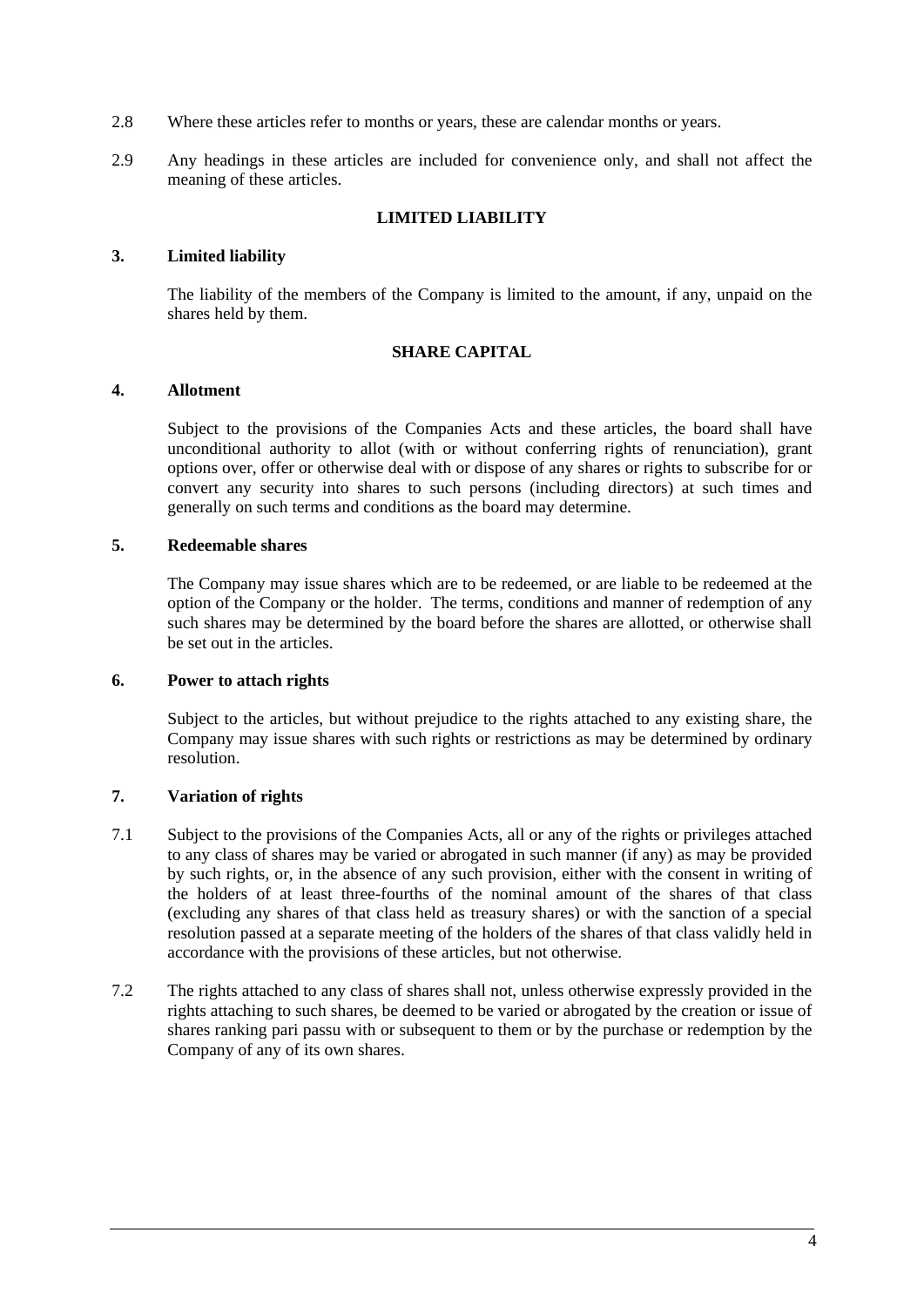2.8 Where these articles refer to months or years, these are calendar months or years.

2.9 Any headings in these articles are included for convenience only, and shall not affect the meaning of these articles.

## LIMITED LIABILITY

### 3. Limited liability

The liability of the members of the Company is limited to the amount, if any, unpaid on the shares held by them.

## SHARE CAPITAL

### 4. Allotment

Subject to the provisions of the Companies Acts and these articles, the board shall have unconditional authority to allot (with or without conferring rights of renunciation), grant options over, offer or otherwise deal with or dispose of any shares or rights to subscribe for or convert any security into shares to such persons (including directors) at such times and generally on such terms and conditions as the board may determine.

### 5. Redeemable shares

The Company may issue shares which are to be redeemed, or are liable to be redeemed at the option of the Company or the holder. The terms, conditions and manner of redemption of any such shares may be determined by the board before the shares are allotted, or otherwise shall be set out in the articles.

### 6. Power to attach rights

Subject to the articles, but without prejudice to the rights attached to any existing share, the Company may issue shares with such rights or restrictions as may be determined by ordinary resolution.

### 7. Variation of rights

7.1 Subject to the provisions of the Companies Acts, all or any of the rights or privileges attached to any class of shares may be varied or abrogated in such manner (if any) as may be provided by such rights, or, in the absence of any such provision, either with the consent in writing of the holders of at least three-fourths of the nominal amount of the shares of that class (excluding any shares of that class held as treasury shares) or with the sanction of a special resolution passed at a separate meeting of the holders of the shares of that class validly held in accordance with the provisions of these articles, but not otherwise.

7.2 The rights attached to any class of shares shall not, unless otherwise expressly provided in the rights attaching to such shares, be deemed to be varied or abrogated by the creation or issue of shares ranking pari passu with or subsequent to them or by the purchase or redemption by the Company of any of its own shares.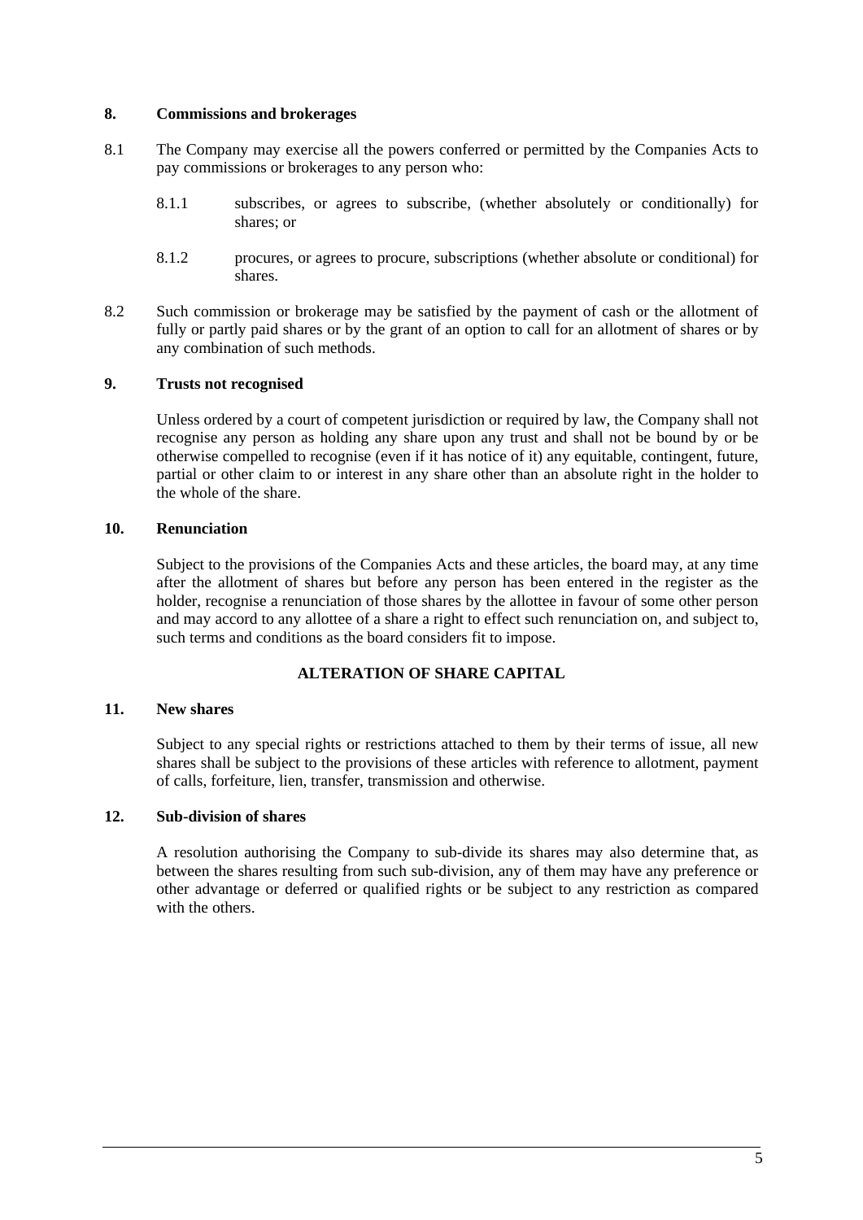## 8. Commissions and brokerages

8.1 The Company may exercise all the powers conferred or permitted by the Companies Acts to pay commissions or brokerages to any person who:

> 8.1.1 subscribes, or agrees to subscribe, (whether absolutely or conditionally) for shares; or
>
> 8.1.2 procures, or agrees to procure, subscriptions (whether absolute or conditional) for shares.

8.2 Such commission or brokerage may be satisfied by the payment of cash or the allotment of fully or partly paid shares or by the grant of an option to call for an allotment of shares or by any combination of such methods.

## 9. Trusts not recognised

Unless ordered by a court of competent jurisdiction or required by law, the Company shall not recognise any person as holding any share upon any trust and shall not be bound by or be otherwise compelled to recognise (even if it has notice of it) any equitable, contingent, future, partial or other claim to or interest in any share other than an absolute right in the holder to the whole of the share.

## 10. Renunciation

Subject to the provisions of the Companies Acts and these articles, the board may, at any time after the allotment of shares but before any person has been entered in the register as the holder, recognise a renunciation of those shares by the allottee in favour of some other person and may accord to any allottee of a share a right to effect such renunciation on, and subject to, such terms and conditions as the board considers fit to impose.

# ALTERATION OF SHARE CAPITAL

## 11. New shares

Subject to any special rights or restrictions attached to them by their terms of issue, all new shares shall be subject to the provisions of these articles with reference to allotment, payment of calls, forfeiture, lien, transfer, transmission and otherwise.

## 12. Sub-division of shares

A resolution authorising the Company to sub-divide its shares may also determine that, as between the shares resulting from such sub-division, any of them may have any preference or other advantage or deferred or qualified rights or be subject to any restriction as compared with the others.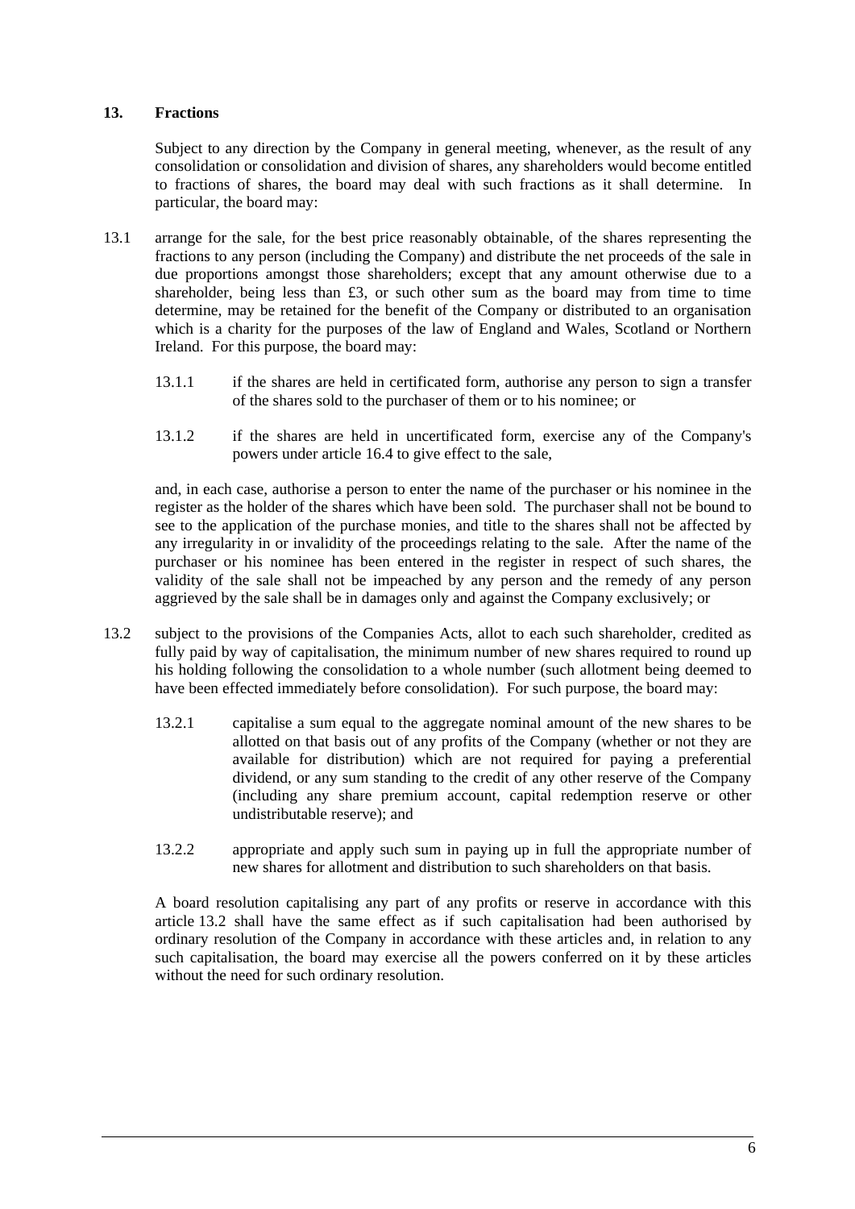## 13. Fractions

Subject to any direction by the Company in general meeting, whenever, as the result of any consolidation or consolidation and division of shares, any shareholders would become entitled to fractions of shares, the board may deal with such fractions as it shall determine. In particular, the board may:

13.1 arrange for the sale, for the best price reasonably obtainable, of the shares representing the fractions to any person (including the Company) and distribute the net proceeds of the sale in due proportions amongst those shareholders; except that any amount otherwise due to a shareholder, being less than £3, or such other sum as the board may from time to time determine, may be retained for the benefit of the Company or distributed to an organisation which is a charity for the purposes of the law of England and Wales, Scotland or Northern Ireland. For this purpose, the board may:

13.1.1 if the shares are held in certificated form, authorise any person to sign a transfer of the shares sold to the purchaser of them or to his nominee; or

13.1.2 if the shares are held in uncertificated form, exercise any of the Company's powers under article 16.4 to give effect to the sale,

and, in each case, authorise a person to enter the name of the purchaser or his nominee in the register as the holder of the shares which have been sold. The purchaser shall not be bound to see to the application of the purchase monies, and title to the shares shall not be affected by any irregularity in or invalidity of the proceedings relating to the sale. After the name of the purchaser or his nominee has been entered in the register in respect of such shares, the validity of the sale shall not be impeached by any person and the remedy of any person aggrieved by the sale shall be in damages only and against the Company exclusively; or

13.2 subject to the provisions of the Companies Acts, allot to each such shareholder, credited as fully paid by way of capitalisation, the minimum number of new shares required to round up his holding following the consolidation to a whole number (such allotment being deemed to have been effected immediately before consolidation). For such purpose, the board may:

13.2.1 capitalise a sum equal to the aggregate nominal amount of the new shares to be allotted on that basis out of any profits of the Company (whether or not they are available for distribution) which are not required for paying a preferential dividend, or any sum standing to the credit of any other reserve of the Company (including any share premium account, capital redemption reserve or other undistributable reserve); and

13.2.2 appropriate and apply such sum in paying up in full the appropriate number of new shares for allotment and distribution to such shareholders on that basis.

A board resolution capitalising any part of any profits or reserve in accordance with this article 13.2 shall have the same effect as if such capitalisation had been authorised by ordinary resolution of the Company in accordance with these articles and, in relation to any such capitalisation, the board may exercise all the powers conferred on it by these articles without the need for such ordinary resolution.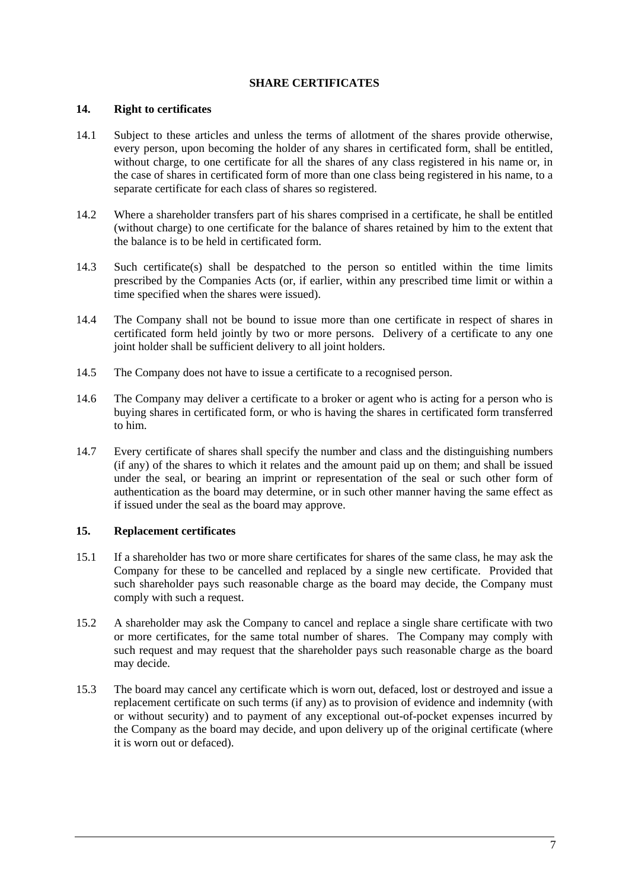## SHARE CERTIFICATES

### 14. Right to certificates

14.1 Subject to these articles and unless the terms of allotment of the shares provide otherwise, every person, upon becoming the holder of any shares in certificated form, shall be entitled, without charge, to one certificate for all the shares of any class registered in his name or, in the case of shares in certificated form of more than one class being registered in his name, to a separate certificate for each class of shares so registered.

14.2 Where a shareholder transfers part of his shares comprised in a certificate, he shall be entitled (without charge) to one certificate for the balance of shares retained by him to the extent that the balance is to be held in certificated form.

14.3 Such certificate(s) shall be despatched to the person so entitled within the time limits prescribed by the Companies Acts (or, if earlier, within any prescribed time limit or within a time specified when the shares were issued).

14.4 The Company shall not be bound to issue more than one certificate in respect of shares in certificated form held jointly by two or more persons. Delivery of a certificate to any one joint holder shall be sufficient delivery to all joint holders.

14.5 The Company does not have to issue a certificate to a recognised person.

14.6 The Company may deliver a certificate to a broker or agent who is acting for a person who is buying shares in certificated form, or who is having the shares in certificated form transferred to him.

14.7 Every certificate of shares shall specify the number and class and the distinguishing numbers (if any) of the shares to which it relates and the amount paid up on them; and shall be issued under the seal, or bearing an imprint or representation of the seal or such other form of authentication as the board may determine, or in such other manner having the same effect as if issued under the seal as the board may approve.

### 15. Replacement certificates

15.1 If a shareholder has two or more share certificates for shares of the same class, he may ask the Company for these to be cancelled and replaced by a single new certificate. Provided that such shareholder pays such reasonable charge as the board may decide, the Company must comply with such a request.

15.2 A shareholder may ask the Company to cancel and replace a single share certificate with two or more certificates, for the same total number of shares. The Company may comply with such request and may request that the shareholder pays such reasonable charge as the board may decide.

15.3 The board may cancel any certificate which is worn out, defaced, lost or destroyed and issue a replacement certificate on such terms (if any) as to provision of evidence and indemnity (with or without security) and to payment of any exceptional out-of-pocket expenses incurred by the Company as the board may decide, and upon delivery up of the original certificate (where it is worn out or defaced).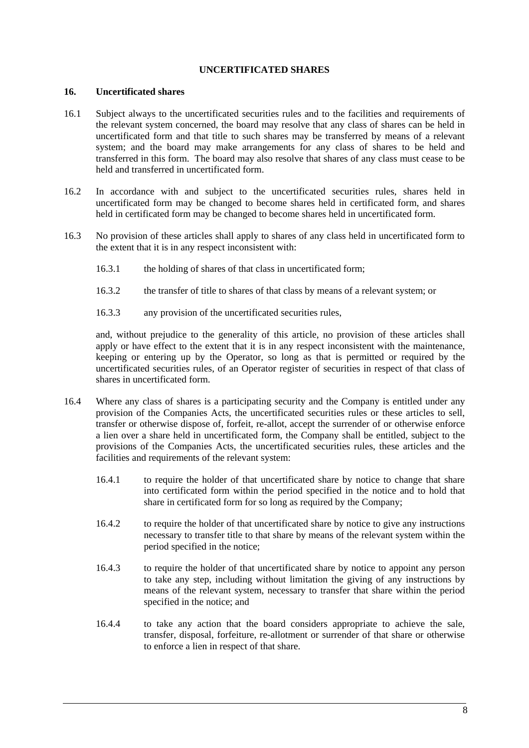## UNCERTIFICATED SHARES

### 16. Uncertificated shares

16.1 Subject always to the uncertificated securities rules and to the facilities and requirements of the relevant system concerned, the board may resolve that any class of shares can be held in uncertificated form and that title to such shares may be transferred by means of a relevant system; and the board may make arrangements for any class of shares to be held and transferred in this form. The board may also resolve that shares of any class must cease to be held and transferred in uncertificated form.

16.2 In accordance with and subject to the uncertificated securities rules, shares held in uncertificated form may be changed to become shares held in certificated form, and shares held in certificated form may be changed to become shares held in uncertificated form.

16.3 No provision of these articles shall apply to shares of any class held in uncertificated form to the extent that it is in any respect inconsistent with:

16.3.1 the holding of shares of that class in uncertificated form;

16.3.2 the transfer of title to shares of that class by means of a relevant system; or

16.3.3 any provision of the uncertificated securities rules,

and, without prejudice to the generality of this article, no provision of these articles shall apply or have effect to the extent that it is in any respect inconsistent with the maintenance, keeping or entering up by the Operator, so long as that is permitted or required by the uncertificated securities rules, of an Operator register of securities in respect of that class of shares in uncertificated form.

16.4 Where any class of shares is a participating security and the Company is entitled under any provision of the Companies Acts, the uncertificated securities rules or these articles to sell, transfer or otherwise dispose of, forfeit, re-allot, accept the surrender of or otherwise enforce a lien over a share held in uncertificated form, the Company shall be entitled, subject to the provisions of the Companies Acts, the uncertificated securities rules, these articles and the facilities and requirements of the relevant system:

16.4.1 to require the holder of that uncertificated share by notice to change that share into certificated form within the period specified in the notice and to hold that share in certificated form for so long as required by the Company;

16.4.2 to require the holder of that uncertificated share by notice to give any instructions necessary to transfer title to that share by means of the relevant system within the period specified in the notice;

16.4.3 to require the holder of that uncertificated share by notice to appoint any person to take any step, including without limitation the giving of any instructions by means of the relevant system, necessary to transfer that share within the period specified in the notice; and

16.4.4 to take any action that the board considers appropriate to achieve the sale, transfer, disposal, forfeiture, re-allotment or surrender of that share or otherwise to enforce a lien in respect of that share.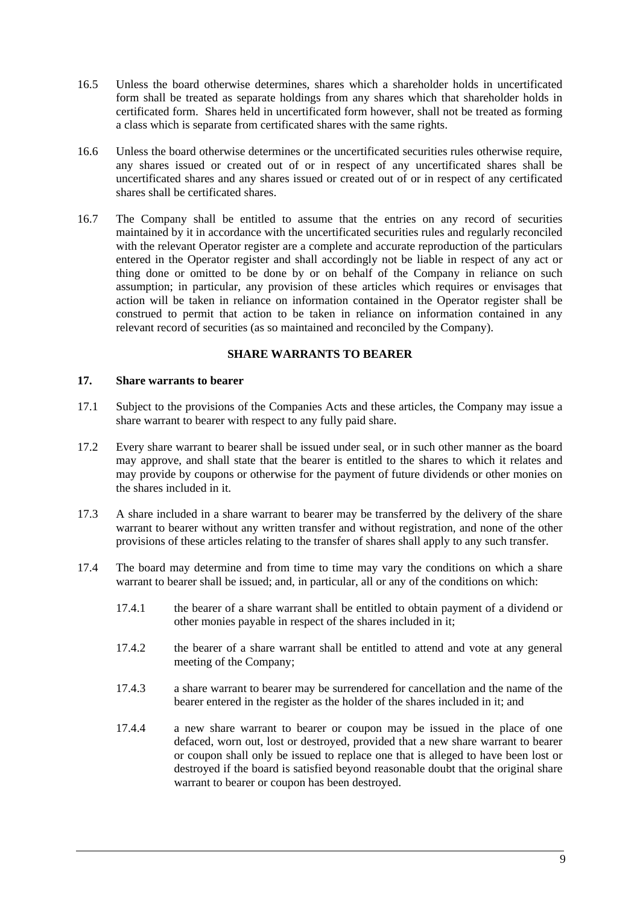16.5 Unless the board otherwise determines, shares which a shareholder holds in uncertificated form shall be treated as separate holdings from any shares which that shareholder holds in certificated form. Shares held in uncertificated form however, shall not be treated as forming a class which is separate from certificated shares with the same rights.

16.6 Unless the board otherwise determines or the uncertificated securities rules otherwise require, any shares issued or created out of or in respect of any uncertificated shares shall be uncertificated shares and any shares issued or created out of or in respect of any certificated shares shall be certificated shares.

16.7 The Company shall be entitled to assume that the entries on any record of securities maintained by it in accordance with the uncertificated securities rules and regularly reconciled with the relevant Operator register are a complete and accurate reproduction of the particulars entered in the Operator register and shall accordingly not be liable in respect of any act or thing done or omitted to be done by or on behalf of the Company in reliance on such assumption; in particular, any provision of these articles which requires or envisages that action will be taken in reliance on information contained in the Operator register shall be construed to permit that action to be taken in reliance on information contained in any relevant record of securities (as so maintained and reconciled by the Company).

## SHARE WARRANTS TO BEARER

### 17. Share warrants to bearer

17.1 Subject to the provisions of the Companies Acts and these articles, the Company may issue a share warrant to bearer with respect to any fully paid share.

17.2 Every share warrant to bearer shall be issued under seal, or in such other manner as the board may approve, and shall state that the bearer is entitled to the shares to which it relates and may provide by coupons or otherwise for the payment of future dividends or other monies on the shares included in it.

17.3 A share included in a share warrant to bearer may be transferred by the delivery of the share warrant to bearer without any written transfer and without registration, and none of the other provisions of these articles relating to the transfer of shares shall apply to any such transfer.

17.4 The board may determine and from time to time may vary the conditions on which a share warrant to bearer shall be issued; and, in particular, all or any of the conditions on which:

17.4.1 the bearer of a share warrant shall be entitled to obtain payment of a dividend or other monies payable in respect of the shares included in it;

17.4.2 the bearer of a share warrant shall be entitled to attend and vote at any general meeting of the Company;

17.4.3 a share warrant to bearer may be surrendered for cancellation and the name of the bearer entered in the register as the holder of the shares included in it; and

17.4.4 a new share warrant to bearer or coupon may be issued in the place of one defaced, worn out, lost or destroyed, provided that a new share warrant to bearer or coupon shall only be issued to replace one that is alleged to have been lost or destroyed if the board is satisfied beyond reasonable doubt that the original share warrant to bearer or coupon has been destroyed.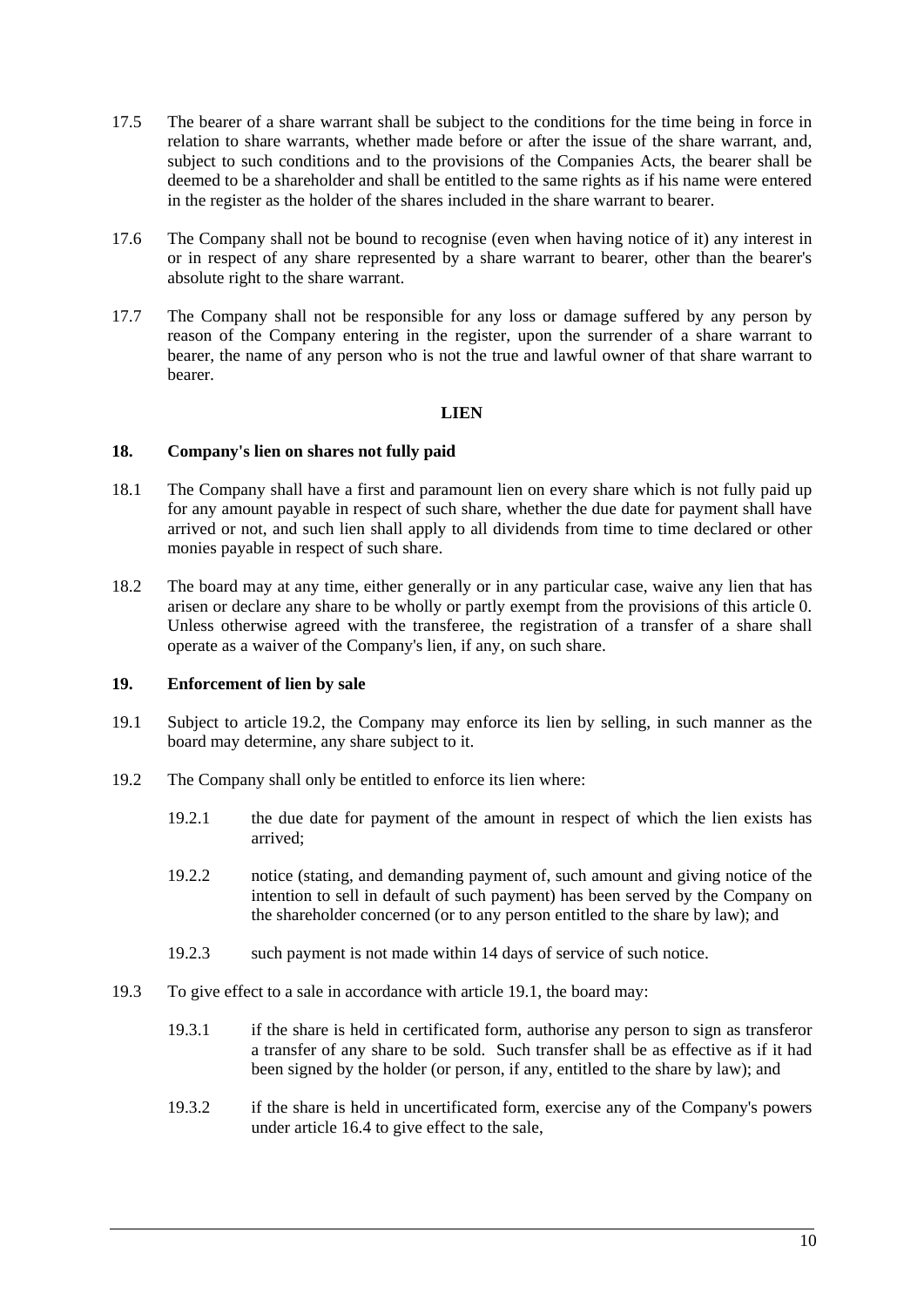17.5 The bearer of a share warrant shall be subject to the conditions for the time being in force in relation to share warrants, whether made before or after the issue of the share warrant, and, subject to such conditions and to the provisions of the Companies Acts, the bearer shall be deemed to be a shareholder and shall be entitled to the same rights as if his name were entered in the register as the holder of the shares included in the share warrant to bearer.

17.6 The Company shall not be bound to recognise (even when having notice of it) any interest in or in respect of any share represented by a share warrant to bearer, other than the bearer's absolute right to the share warrant.

17.7 The Company shall not be responsible for any loss or damage suffered by any person by reason of the Company entering in the register, upon the surrender of a share warrant to bearer, the name of any person who is not the true and lawful owner of that share warrant to bearer.

## LIEN

### 18. Company's lien on shares not fully paid

18.1 The Company shall have a first and paramount lien on every share which is not fully paid up for any amount payable in respect of such share, whether the due date for payment shall have arrived or not, and such lien shall apply to all dividends from time to time declared or other monies payable in respect of such share.

18.2 The board may at any time, either generally or in any particular case, waive any lien that has arisen or declare any share to be wholly or partly exempt from the provisions of this article 0. Unless otherwise agreed with the transferee, the registration of a transfer of a share shall operate as a waiver of the Company's lien, if any, on such share.

### 19. Enforcement of lien by sale

19.1 Subject to article 19.2, the Company may enforce its lien by selling, in such manner as the board may determine, any share subject to it.

19.2 The Company shall only be entitled to enforce its lien where:

19.2.1 the due date for payment of the amount in respect of which the lien exists has arrived;

19.2.2 notice (stating, and demanding payment of, such amount and giving notice of the intention to sell in default of such payment) has been served by the Company on the shareholder concerned (or to any person entitled to the share by law); and

19.2.3 such payment is not made within 14 days of service of such notice.

19.3 To give effect to a sale in accordance with article 19.1, the board may:

19.3.1 if the share is held in certificated form, authorise any person to sign as transferor a transfer of any share to be sold. Such transfer shall be as effective as if it had been signed by the holder (or person, if any, entitled to the share by law); and

19.3.2 if the share is held in uncertificated form, exercise any of the Company's powers under article 16.4 to give effect to the sale,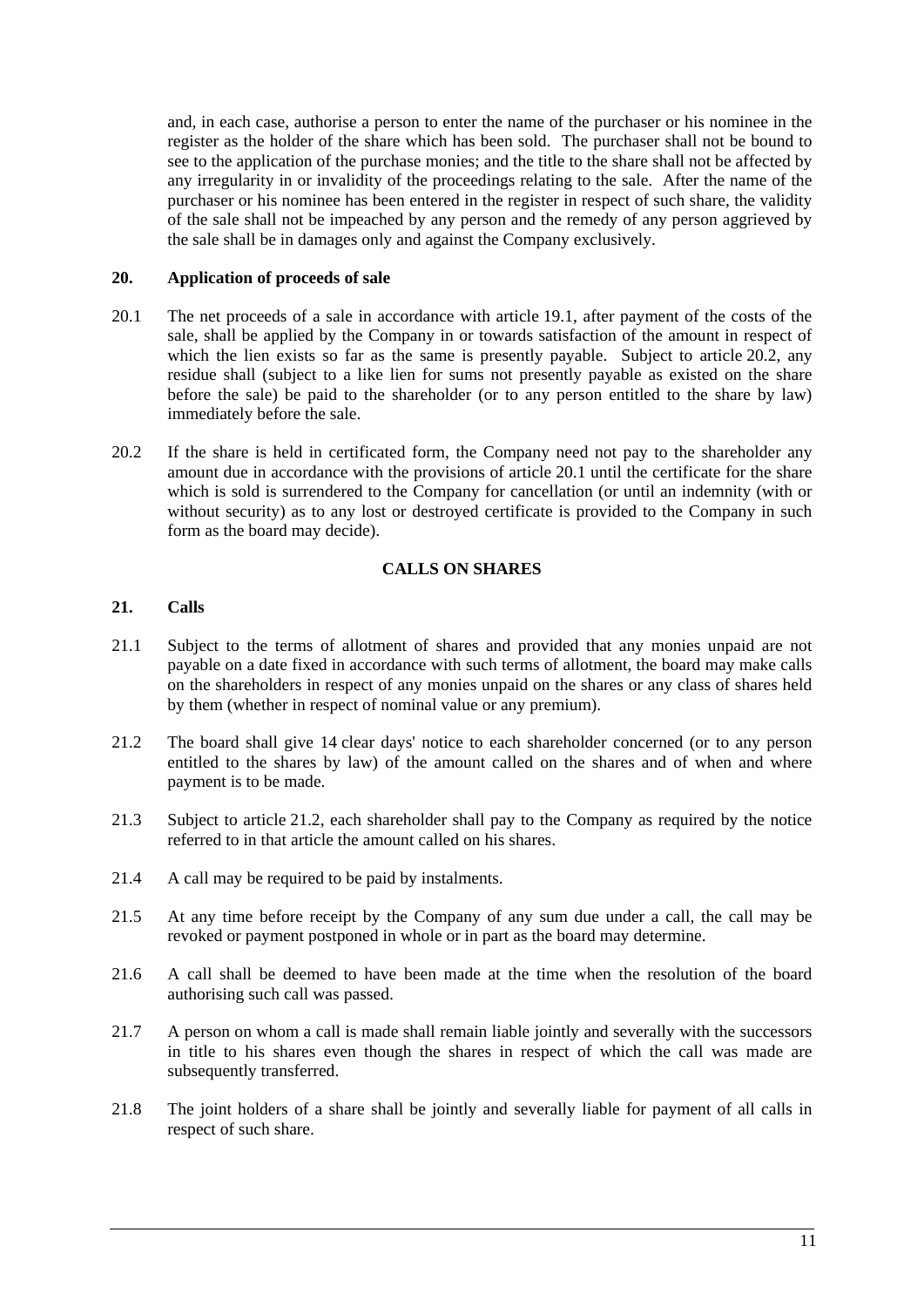and, in each case, authorise a person to enter the name of the purchaser or his nominee in the register as the holder of the share which has been sold. The purchaser shall not be bound to see to the application of the purchase monies; and the title to the share shall not be affected by any irregularity in or invalidity of the proceedings relating to the sale. After the name of the purchaser or his nominee has been entered in the register in respect of such share, the validity of the sale shall not be impeached by any person and the remedy of any person aggrieved by the sale shall be in damages only and against the Company exclusively.

### 20. Application of proceeds of sale

20.1 The net proceeds of a sale in accordance with article 19.1, after payment of the costs of the sale, shall be applied by the Company in or towards satisfaction of the amount in respect of which the lien exists so far as the same is presently payable. Subject to article 20.2, any residue shall (subject to a like lien for sums not presently payable as existed on the share before the sale) be paid to the shareholder (or to any person entitled to the share by law) immediately before the sale.

20.2 If the share is held in certificated form, the Company need not pay to the shareholder any amount due in accordance with the provisions of article 20.1 until the certificate for the share which is sold is surrendered to the Company for cancellation (or until an indemnity (with or without security) as to any lost or destroyed certificate is provided to the Company in such form as the board may decide).

## CALLS ON SHARES

### 21. Calls

21.1 Subject to the terms of allotment of shares and provided that any monies unpaid are not payable on a date fixed in accordance with such terms of allotment, the board may make calls on the shareholders in respect of any monies unpaid on the shares or any class of shares held by them (whether in respect of nominal value or any premium).

21.2 The board shall give 14 clear days' notice to each shareholder concerned (or to any person entitled to the shares by law) of the amount called on the shares and of when and where payment is to be made.

21.3 Subject to article 21.2, each shareholder shall pay to the Company as required by the notice referred to in that article the amount called on his shares.

21.4 A call may be required to be paid by instalments.

21.5 At any time before receipt by the Company of any sum due under a call, the call may be revoked or payment postponed in whole or in part as the board may determine.

21.6 A call shall be deemed to have been made at the time when the resolution of the board authorising such call was passed.

21.7 A person on whom a call is made shall remain liable jointly and severally with the successors in title to his shares even though the shares in respect of which the call was made are subsequently transferred.

21.8 The joint holders of a share shall be jointly and severally liable for payment of all calls in respect of such share.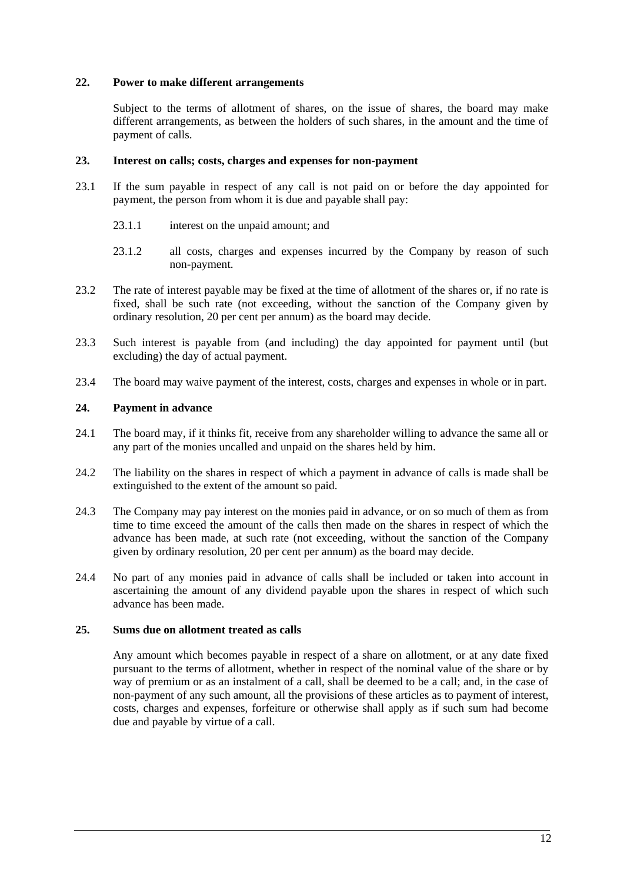**22. Power to make different arrangements**

Subject to the terms of allotment of shares, on the issue of shares, the board may make different arrangements, as between the holders of such shares, in the amount and the time of payment of calls.

**23. Interest on calls; costs, charges and expenses for non-payment**

23.1 If the sum payable in respect of any call is not paid on or before the day appointed for payment, the person from whom it is due and payable shall pay:

23.1.1 interest on the unpaid amount; and

23.1.2 all costs, charges and expenses incurred by the Company by reason of such non-payment.

23.2 The rate of interest payable may be fixed at the time of allotment of the shares or, if no rate is fixed, shall be such rate (not exceeding, without the sanction of the Company given by ordinary resolution, 20 per cent per annum) as the board may decide.

23.3 Such interest is payable from (and including) the day appointed for payment until (but excluding) the day of actual payment.

23.4 The board may waive payment of the interest, costs, charges and expenses in whole or in part.

**24. Payment in advance**

24.1 The board may, if it thinks fit, receive from any shareholder willing to advance the same all or any part of the monies uncalled and unpaid on the shares held by him.

24.2 The liability on the shares in respect of which a payment in advance of calls is made shall be extinguished to the extent of the amount so paid.

24.3 The Company may pay interest on the monies paid in advance, or on so much of them as from time to time exceed the amount of the calls then made on the shares in respect of which the advance has been made, at such rate (not exceeding, without the sanction of the Company given by ordinary resolution, 20 per cent per annum) as the board may decide.

24.4 No part of any monies paid in advance of calls shall be included or taken into account in ascertaining the amount of any dividend payable upon the shares in respect of which such advance has been made.

**25. Sums due on allotment treated as calls**

Any amount which becomes payable in respect of a share on allotment, or at any date fixed pursuant to the terms of allotment, whether in respect of the nominal value of the share or by way of premium or as an instalment of a call, shall be deemed to be a call; and, in the case of non-payment of any such amount, all the provisions of these articles as to payment of interest, costs, charges and expenses, forfeiture or otherwise shall apply as if such sum had become due and payable by virtue of a call.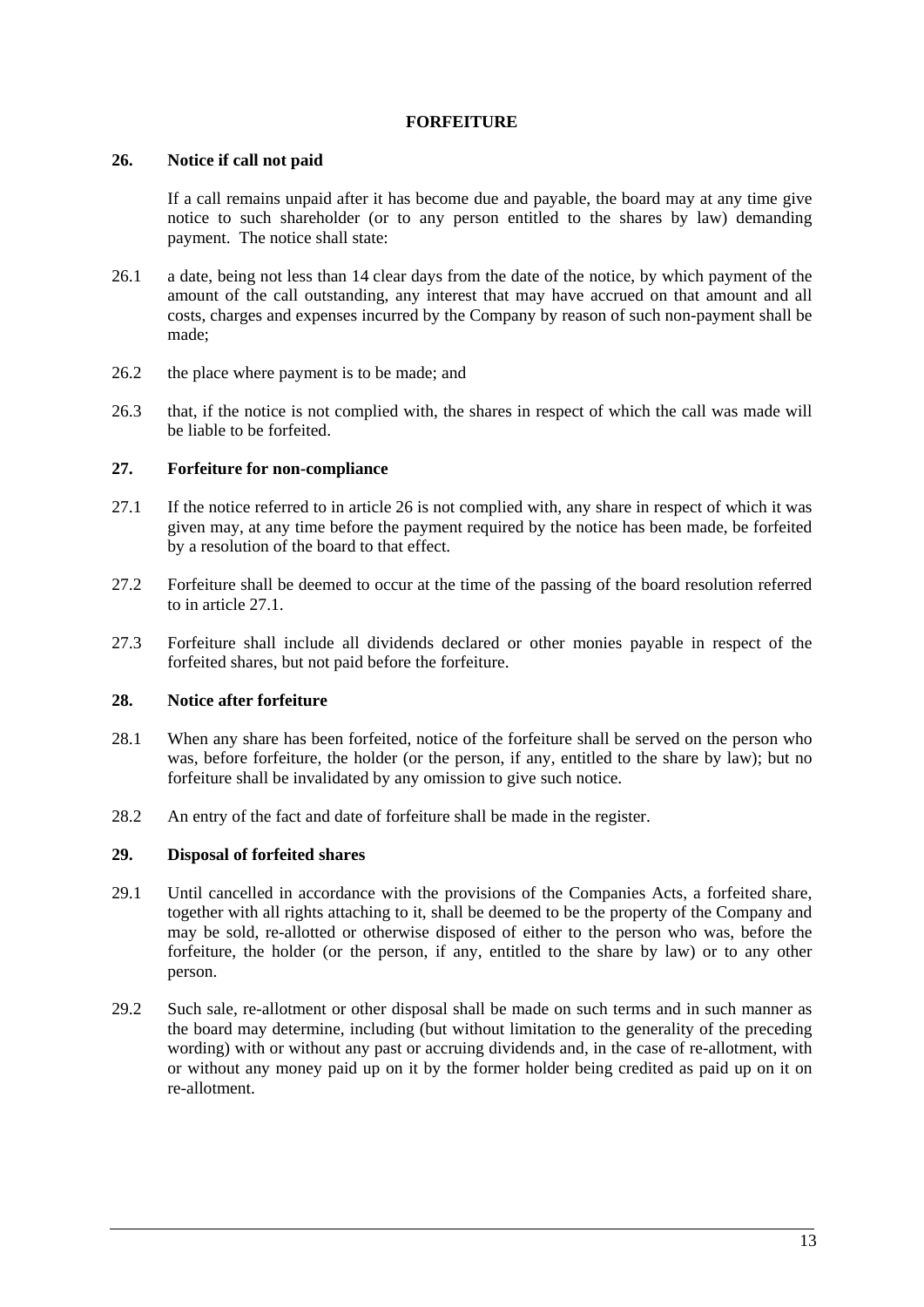## FORFEITURE

### 26. Notice if call not paid

If a call remains unpaid after it has become due and payable, the board may at any time give notice to such shareholder (or to any person entitled to the shares by law) demanding payment. The notice shall state:

26.1 a date, being not less than 14 clear days from the date of the notice, by which payment of the amount of the call outstanding, any interest that may have accrued on that amount and all costs, charges and expenses incurred by the Company by reason of such non-payment shall be made;

26.2 the place where payment is to be made; and

26.3 that, if the notice is not complied with, the shares in respect of which the call was made will be liable to be forfeited.

### 27. Forfeiture for non-compliance

27.1 If the notice referred to in article 26 is not complied with, any share in respect of which it was given may, at any time before the payment required by the notice has been made, be forfeited by a resolution of the board to that effect.

27.2 Forfeiture shall be deemed to occur at the time of the passing of the board resolution referred to in article 27.1.

27.3 Forfeiture shall include all dividends declared or other monies payable in respect of the forfeited shares, but not paid before the forfeiture.

### 28. Notice after forfeiture

28.1 When any share has been forfeited, notice of the forfeiture shall be served on the person who was, before forfeiture, the holder (or the person, if any, entitled to the share by law); but no forfeiture shall be invalidated by any omission to give such notice.

28.2 An entry of the fact and date of forfeiture shall be made in the register.

### 29. Disposal of forfeited shares

29.1 Until cancelled in accordance with the provisions of the Companies Acts, a forfeited share, together with all rights attaching to it, shall be deemed to be the property of the Company and may be sold, re-allotted or otherwise disposed of either to the person who was, before the forfeiture, the holder (or the person, if any, entitled to the share by law) or to any other person.

29.2 Such sale, re-allotment or other disposal shall be made on such terms and in such manner as the board may determine, including (but without limitation to the generality of the preceding wording) with or without any past or accruing dividends and, in the case of re-allotment, with or without any money paid up on it by the former holder being credited as paid up on it on re-allotment.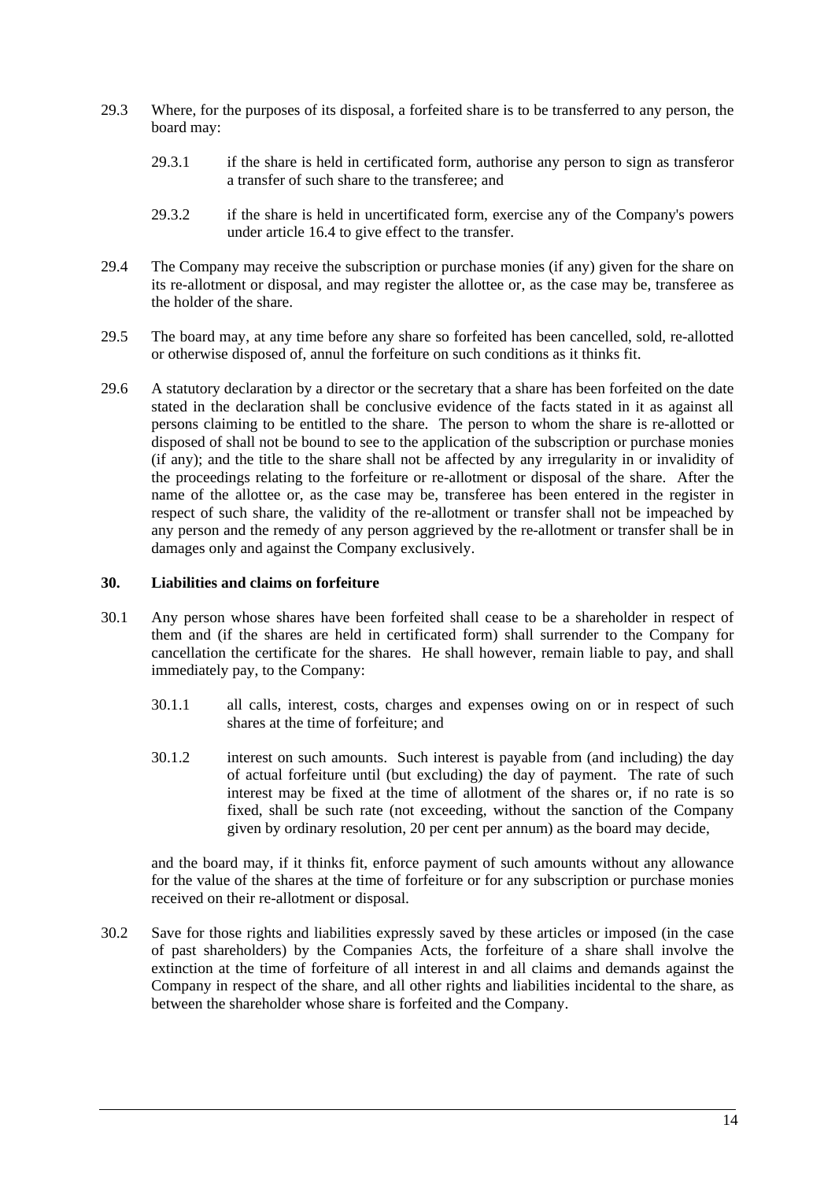29.3 Where, for the purposes of its disposal, a forfeited share is to be transferred to any person, the board may:

29.3.1 if the share is held in certificated form, authorise any person to sign as transferor a transfer of such share to the transferee; and

29.3.2 if the share is held in uncertificated form, exercise any of the Company's powers under article 16.4 to give effect to the transfer.

29.4 The Company may receive the subscription or purchase monies (if any) given for the share on its re-allotment or disposal, and may register the allottee or, as the case may be, transferee as the holder of the share.

29.5 The board may, at any time before any share so forfeited has been cancelled, sold, re-allotted or otherwise disposed of, annul the forfeiture on such conditions as it thinks fit.

29.6 A statutory declaration by a director or the secretary that a share has been forfeited on the date stated in the declaration shall be conclusive evidence of the facts stated in it as against all persons claiming to be entitled to the share. The person to whom the share is re-allotted or disposed of shall not be bound to see to the application of the subscription or purchase monies (if any); and the title to the share shall not be affected by any irregularity in or invalidity of the proceedings relating to the forfeiture or re-allotment or disposal of the share. After the name of the allottee or, as the case may be, transferee has been entered in the register in respect of such share, the validity of the re-allotment or transfer shall not be impeached by any person and the remedy of any person aggrieved by the re-allotment or transfer shall be in damages only and against the Company exclusively.

## 30. Liabilities and claims on forfeiture

30.1 Any person whose shares have been forfeited shall cease to be a shareholder in respect of them and (if the shares are held in certificated form) shall surrender to the Company for cancellation the certificate for the shares. He shall however, remain liable to pay, and shall immediately pay, to the Company:

30.1.1 all calls, interest, costs, charges and expenses owing on or in respect of such shares at the time of forfeiture; and

30.1.2 interest on such amounts. Such interest is payable from (and including) the day of actual forfeiture until (but excluding) the day of payment. The rate of such interest may be fixed at the time of allotment of the shares or, if no rate is so fixed, shall be such rate (not exceeding, without the sanction of the Company given by ordinary resolution, 20 per cent per annum) as the board may decide,

and the board may, if it thinks fit, enforce payment of such amounts without any allowance for the value of the shares at the time of forfeiture or for any subscription or purchase monies received on their re-allotment or disposal.

30.2 Save for those rights and liabilities expressly saved by these articles or imposed (in the case of past shareholders) by the Companies Acts, the forfeiture of a share shall involve the extinction at the time of forfeiture of all interest in and all claims and demands against the Company in respect of the share, and all other rights and liabilities incidental to the share, as between the shareholder whose share is forfeited and the Company.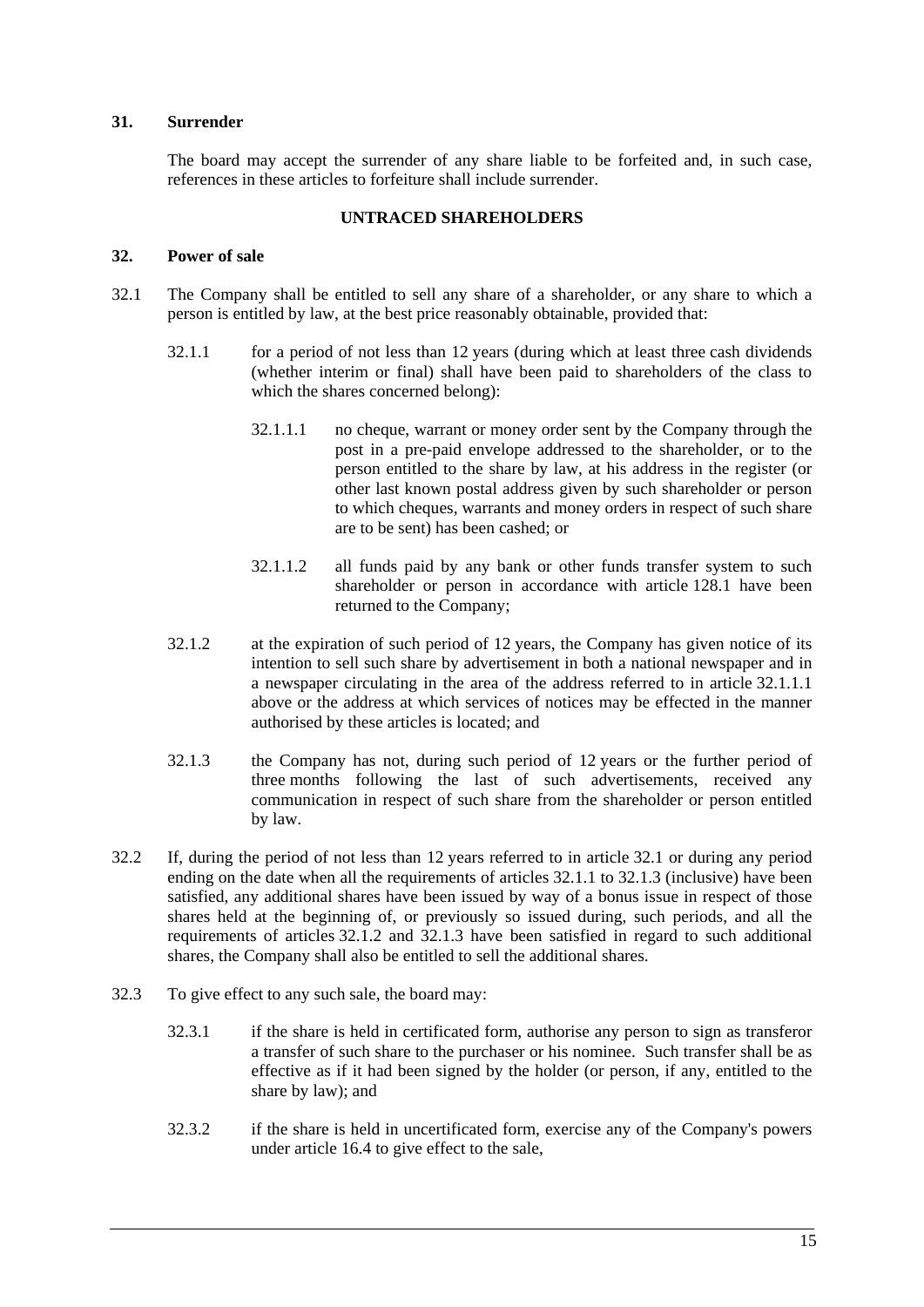### 31. Surrender

The board may accept the surrender of any share liable to be forfeited and, in such case, references in these articles to forfeiture shall include surrender.

## UNTRACED SHAREHOLDERS

### 32. Power of sale

32.1 The Company shall be entitled to sell any share of a shareholder, or any share to which a person is entitled by law, at the best price reasonably obtainable, provided that:

32.1.1 for a period of not less than 12 years (during which at least three cash dividends (whether interim or final) shall have been paid to shareholders of the class to which the shares concerned belong):

32.1.1.1 no cheque, warrant or money order sent by the Company through the post in a pre-paid envelope addressed to the shareholder, or to the person entitled to the share by law, at his address in the register (or other last known postal address given by such shareholder or person to which cheques, warrants and money orders in respect of such share are to be sent) has been cashed; or

32.1.1.2 all funds paid by any bank or other funds transfer system to such shareholder or person in accordance with article 128.1 have been returned to the Company;

32.1.2 at the expiration of such period of 12 years, the Company has given notice of its intention to sell such share by advertisement in both a national newspaper and in a newspaper circulating in the area of the address referred to in article 32.1.1.1 above or the address at which services of notices may be effected in the manner authorised by these articles is located; and

32.1.3 the Company has not, during such period of 12 years or the further period of three months following the last of such advertisements, received any communication in respect of such share from the shareholder or person entitled by law.

32.2 If, during the period of not less than 12 years referred to in article 32.1 or during any period ending on the date when all the requirements of articles 32.1.1 to 32.1.3 (inclusive) have been satisfied, any additional shares have been issued by way of a bonus issue in respect of those shares held at the beginning of, or previously so issued during, such periods, and all the requirements of articles 32.1.2 and 32.1.3 have been satisfied in regard to such additional shares, the Company shall also be entitled to sell the additional shares.

32.3 To give effect to any such sale, the board may:

32.3.1 if the share is held in certificated form, authorise any person to sign as transferor a transfer of such share to the purchaser or his nominee. Such transfer shall be as effective as if it had been signed by the holder (or person, if any, entitled to the share by law); and

32.3.2 if the share is held in uncertificated form, exercise any of the Company's powers under article 16.4 to give effect to the sale,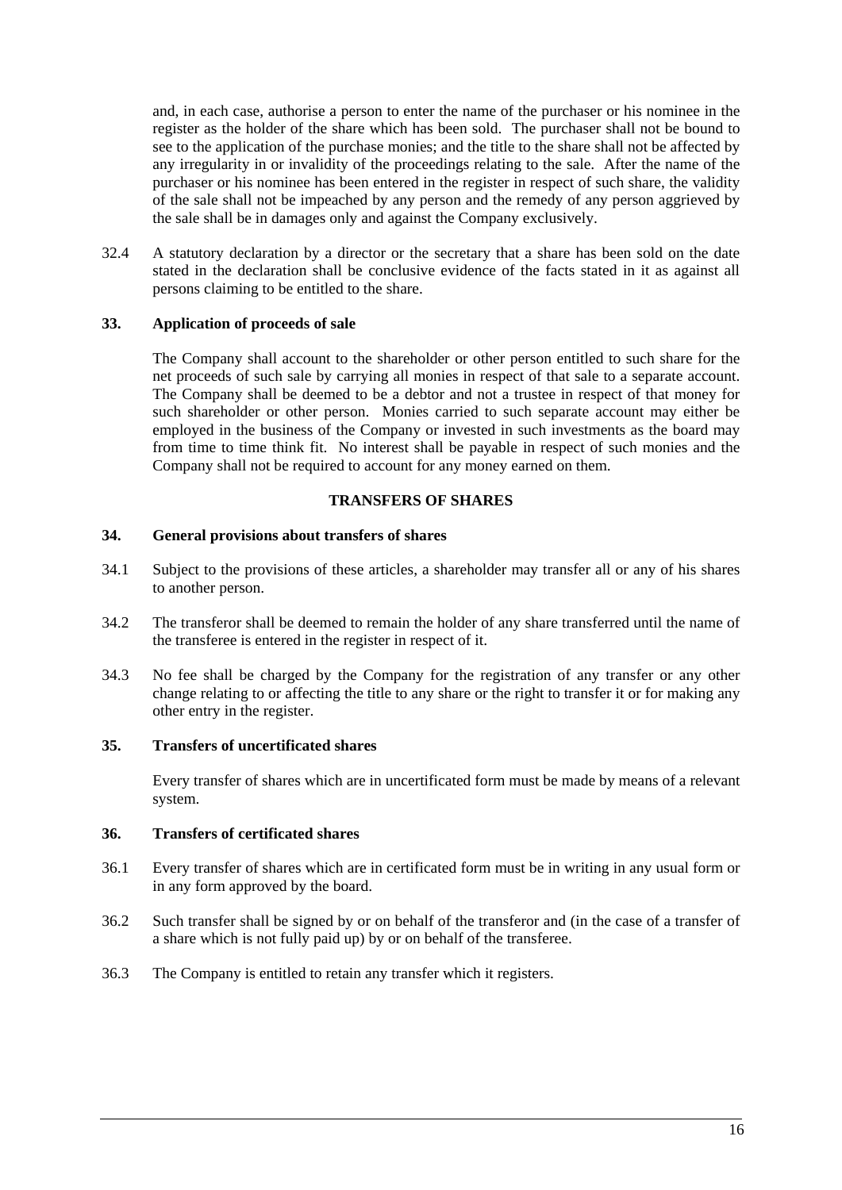and, in each case, authorise a person to enter the name of the purchaser or his nominee in the register as the holder of the share which has been sold. The purchaser shall not be bound to see to the application of the purchase monies; and the title to the share shall not be affected by any irregularity in or invalidity of the proceedings relating to the sale. After the name of the purchaser or his nominee has been entered in the register in respect of such share, the validity of the sale shall not be impeached by any person and the remedy of any person aggrieved by the sale shall be in damages only and against the Company exclusively.

32.4 A statutory declaration by a director or the secretary that a share has been sold on the date stated in the declaration shall be conclusive evidence of the facts stated in it as against all persons claiming to be entitled to the share.

**33. Application of proceeds of sale**

The Company shall account to the shareholder or other person entitled to such share for the net proceeds of such sale by carrying all monies in respect of that sale to a separate account. The Company shall be deemed to be a debtor and not a trustee in respect of that money for such shareholder or other person. Monies carried to such separate account may either be employed in the business of the Company or invested in such investments as the board may from time to time think fit. No interest shall be payable in respect of such monies and the Company shall not be required to account for any money earned on them.

**TRANSFERS OF SHARES**

**34. General provisions about transfers of shares**

34.1 Subject to the provisions of these articles, a shareholder may transfer all or any of his shares to another person.

34.2 The transferor shall be deemed to remain the holder of any share transferred until the name of the transferee is entered in the register in respect of it.

34.3 No fee shall be charged by the Company for the registration of any transfer or any other change relating to or affecting the title to any share or the right to transfer it or for making any other entry in the register.

**35. Transfers of uncertificated shares**

Every transfer of shares which are in uncertificated form must be made by means of a relevant system.

**36. Transfers of certificated shares**

36.1 Every transfer of shares which are in certificated form must be in writing in any usual form or in any form approved by the board.

36.2 Such transfer shall be signed by or on behalf of the transferor and (in the case of a transfer of a share which is not fully paid up) by or on behalf of the transferee.

36.3 The Company is entitled to retain any transfer which it registers.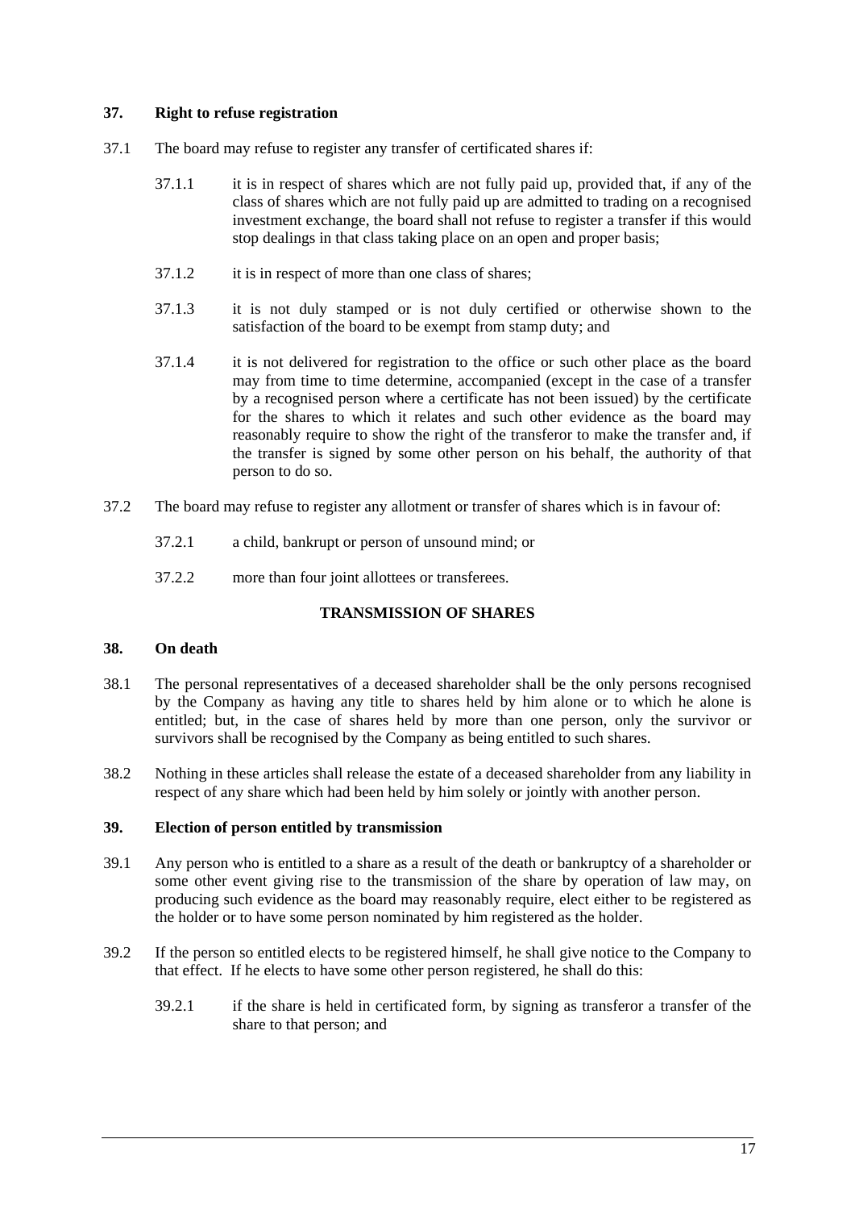### 37. Right to refuse registration

37.1 The board may refuse to register any transfer of certificated shares if:

37.1.1 it is in respect of shares which are not fully paid up, provided that, if any of the class of shares which are not fully paid up are admitted to trading on a recognised investment exchange, the board shall not refuse to register a transfer if this would stop dealings in that class taking place on an open and proper basis;

37.1.2 it is in respect of more than one class of shares;

37.1.3 it is not duly stamped or is not duly certified or otherwise shown to the satisfaction of the board to be exempt from stamp duty; and

37.1.4 it is not delivered for registration to the office or such other place as the board may from time to time determine, accompanied (except in the case of a transfer by a recognised person where a certificate has not been issued) by the certificate for the shares to which it relates and such other evidence as the board may reasonably require to show the right of the transferor to make the transfer and, if the transfer is signed by some other person on his behalf, the authority of that person to do so.

37.2 The board may refuse to register any allotment or transfer of shares which is in favour of:

37.2.1 a child, bankrupt or person of unsound mind; or

37.2.2 more than four joint allottees or transferees.

## TRANSMISSION OF SHARES

### 38. On death

38.1 The personal representatives of a deceased shareholder shall be the only persons recognised by the Company as having any title to shares held by him alone or to which he alone is entitled; but, in the case of shares held by more than one person, only the survivor or survivors shall be recognised by the Company as being entitled to such shares.

38.2 Nothing in these articles shall release the estate of a deceased shareholder from any liability in respect of any share which had been held by him solely or jointly with another person.

### 39. Election of person entitled by transmission

39.1 Any person who is entitled to a share as a result of the death or bankruptcy of a shareholder or some other event giving rise to the transmission of the share by operation of law may, on producing such evidence as the board may reasonably require, elect either to be registered as the holder or to have some person nominated by him registered as the holder.

39.2 If the person so entitled elects to be registered himself, he shall give notice to the Company to that effect. If he elects to have some other person registered, he shall do this:

39.2.1 if the share is held in certificated form, by signing as transferor a transfer of the share to that person; and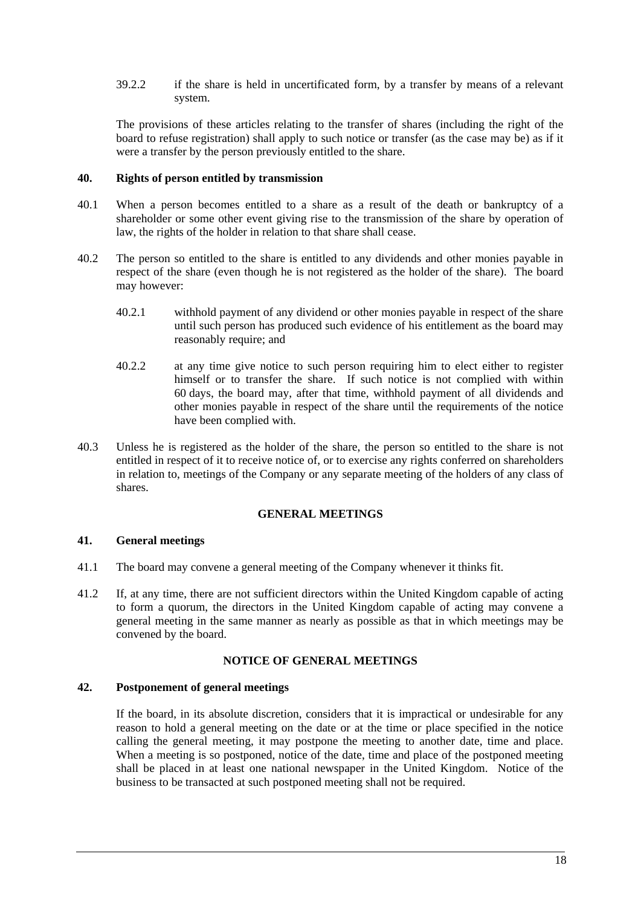39.2.2 if the share is held in uncertificated form, by a transfer by means of a relevant system.

The provisions of these articles relating to the transfer of shares (including the right of the board to refuse registration) shall apply to such notice or transfer (as the case may be) as if it were a transfer by the person previously entitled to the share.

**40. Rights of person entitled by transmission**

40.1 When a person becomes entitled to a share as a result of the death or bankruptcy of a shareholder or some other event giving rise to the transmission of the share by operation of law, the rights of the holder in relation to that share shall cease.

40.2 The person so entitled to the share is entitled to any dividends and other monies payable in respect of the share (even though he is not registered as the holder of the share). The board may however:

40.2.1 withhold payment of any dividend or other monies payable in respect of the share until such person has produced such evidence of his entitlement as the board may reasonably require; and

40.2.2 at any time give notice to such person requiring him to elect either to register himself or to transfer the share. If such notice is not complied with within 60 days, the board may, after that time, withhold payment of all dividends and other monies payable in respect of the share until the requirements of the notice have been complied with.

40.3 Unless he is registered as the holder of the share, the person so entitled to the share is not entitled in respect of it to receive notice of, or to exercise any rights conferred on shareholders in relation to, meetings of the Company or any separate meeting of the holders of any class of shares.

## GENERAL MEETINGS

**41. General meetings**

41.1 The board may convene a general meeting of the Company whenever it thinks fit.

41.2 If, at any time, there are not sufficient directors within the United Kingdom capable of acting to form a quorum, the directors in the United Kingdom capable of acting may convene a general meeting in the same manner as nearly as possible as that in which meetings may be convened by the board.

## NOTICE OF GENERAL MEETINGS

**42. Postponement of general meetings**

If the board, in its absolute discretion, considers that it is impractical or undesirable for any reason to hold a general meeting on the date or at the time or place specified in the notice calling the general meeting, it may postpone the meeting to another date, time and place. When a meeting is so postponed, notice of the date, time and place of the postponed meeting shall be placed in at least one national newspaper in the United Kingdom. Notice of the business to be transacted at such postponed meeting shall not be required.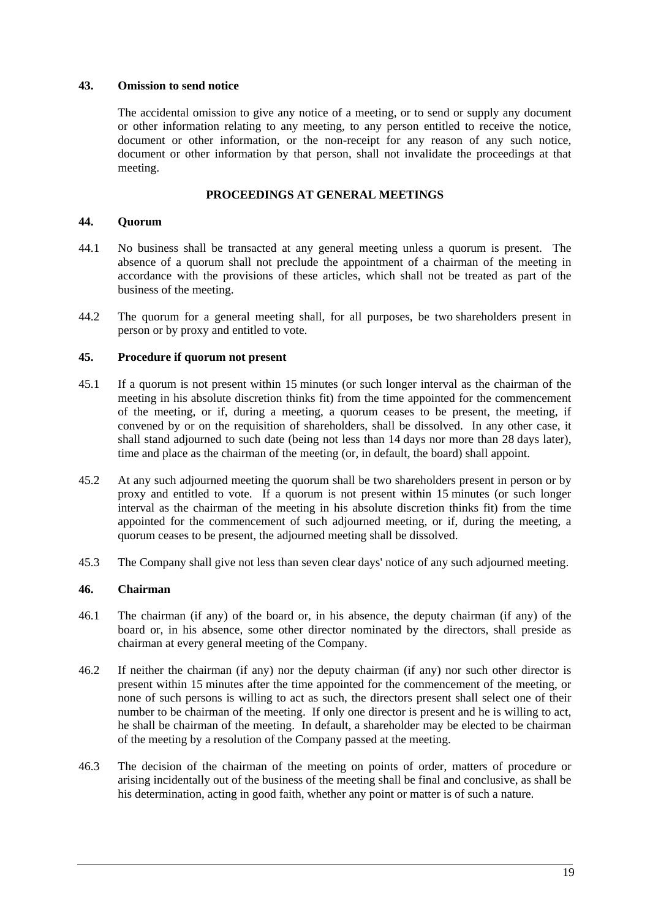### 43. Omission to send notice

The accidental omission to give any notice of a meeting, or to send or supply any document or other information relating to any meeting, to any person entitled to receive the notice, document or other information, or the non-receipt for any reason of any such notice, document or other information by that person, shall not invalidate the proceedings at that meeting.

## PROCEEDINGS AT GENERAL MEETINGS

### 44. Quorum

44.1 No business shall be transacted at any general meeting unless a quorum is present. The absence of a quorum shall not preclude the appointment of a chairman of the meeting in accordance with the provisions of these articles, which shall not be treated as part of the business of the meeting.

44.2 The quorum for a general meeting shall, for all purposes, be two shareholders present in person or by proxy and entitled to vote.

### 45. Procedure if quorum not present

45.1 If a quorum is not present within 15 minutes (or such longer interval as the chairman of the meeting in his absolute discretion thinks fit) from the time appointed for the commencement of the meeting, or if, during a meeting, a quorum ceases to be present, the meeting, if convened by or on the requisition of shareholders, shall be dissolved. In any other case, it shall stand adjourned to such date (being not less than 14 days nor more than 28 days later), time and place as the chairman of the meeting (or, in default, the board) shall appoint.

45.2 At any such adjourned meeting the quorum shall be two shareholders present in person or by proxy and entitled to vote. If a quorum is not present within 15 minutes (or such longer interval as the chairman of the meeting in his absolute discretion thinks fit) from the time appointed for the commencement of such adjourned meeting, or if, during the meeting, a quorum ceases to be present, the adjourned meeting shall be dissolved.

45.3 The Company shall give not less than seven clear days' notice of any such adjourned meeting.

### 46. Chairman

46.1 The chairman (if any) of the board or, in his absence, the deputy chairman (if any) of the board or, in his absence, some other director nominated by the directors, shall preside as chairman at every general meeting of the Company.

46.2 If neither the chairman (if any) nor the deputy chairman (if any) nor such other director is present within 15 minutes after the time appointed for the commencement of the meeting, or none of such persons is willing to act as such, the directors present shall select one of their number to be chairman of the meeting. If only one director is present and he is willing to act, he shall be chairman of the meeting. In default, a shareholder may be elected to be chairman of the meeting by a resolution of the Company passed at the meeting.

46.3 The decision of the chairman of the meeting on points of order, matters of procedure or arising incidentally out of the business of the meeting shall be final and conclusive, as shall be his determination, acting in good faith, whether any point or matter is of such a nature.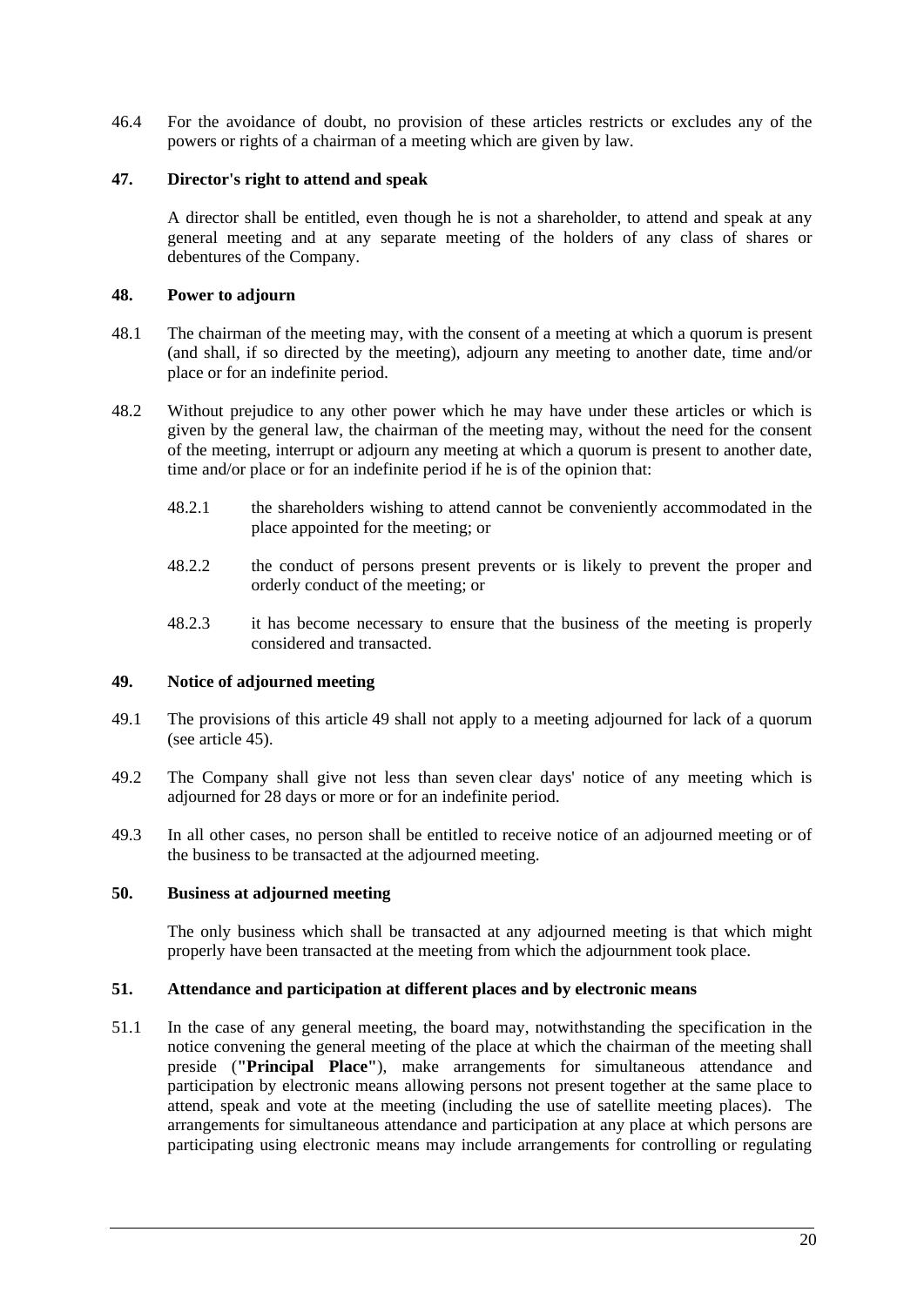46.4 For the avoidance of doubt, no provision of these articles restricts or excludes any of the powers or rights of a chairman of a meeting which are given by law.

**47. Director's right to attend and speak**

A director shall be entitled, even though he is not a shareholder, to attend and speak at any general meeting and at any separate meeting of the holders of any class of shares or debentures of the Company.

**48. Power to adjourn**

48.1 The chairman of the meeting may, with the consent of a meeting at which a quorum is present (and shall, if so directed by the meeting), adjourn any meeting to another date, time and/or place or for an indefinite period.

48.2 Without prejudice to any other power which he may have under these articles or which is given by the general law, the chairman of the meeting may, without the need for the consent of the meeting, interrupt or adjourn any meeting at which a quorum is present to another date, time and/or place or for an indefinite period if he is of the opinion that:

48.2.1 the shareholders wishing to attend cannot be conveniently accommodated in the place appointed for the meeting; or

48.2.2 the conduct of persons present prevents or is likely to prevent the proper and orderly conduct of the meeting; or

48.2.3 it has become necessary to ensure that the business of the meeting is properly considered and transacted.

**49. Notice of adjourned meeting**

49.1 The provisions of this article 49 shall not apply to a meeting adjourned for lack of a quorum (see article 45).

49.2 The Company shall give not less than seven clear days' notice of any meeting which is adjourned for 28 days or more or for an indefinite period.

49.3 In all other cases, no person shall be entitled to receive notice of an adjourned meeting or of the business to be transacted at the adjourned meeting.

**50. Business at adjourned meeting**

The only business which shall be transacted at any adjourned meeting is that which might properly have been transacted at the meeting from which the adjournment took place.

**51. Attendance and participation at different places and by electronic means**

51.1 In the case of any general meeting, the board may, notwithstanding the specification in the notice convening the general meeting of the place at which the chairman of the meeting shall preside (**"Principal Place"**), make arrangements for simultaneous attendance and participation by electronic means allowing persons not present together at the same place to attend, speak and vote at the meeting (including the use of satellite meeting places). The arrangements for simultaneous attendance and participation at any place at which persons are participating using electronic means may include arrangements for controlling or regulating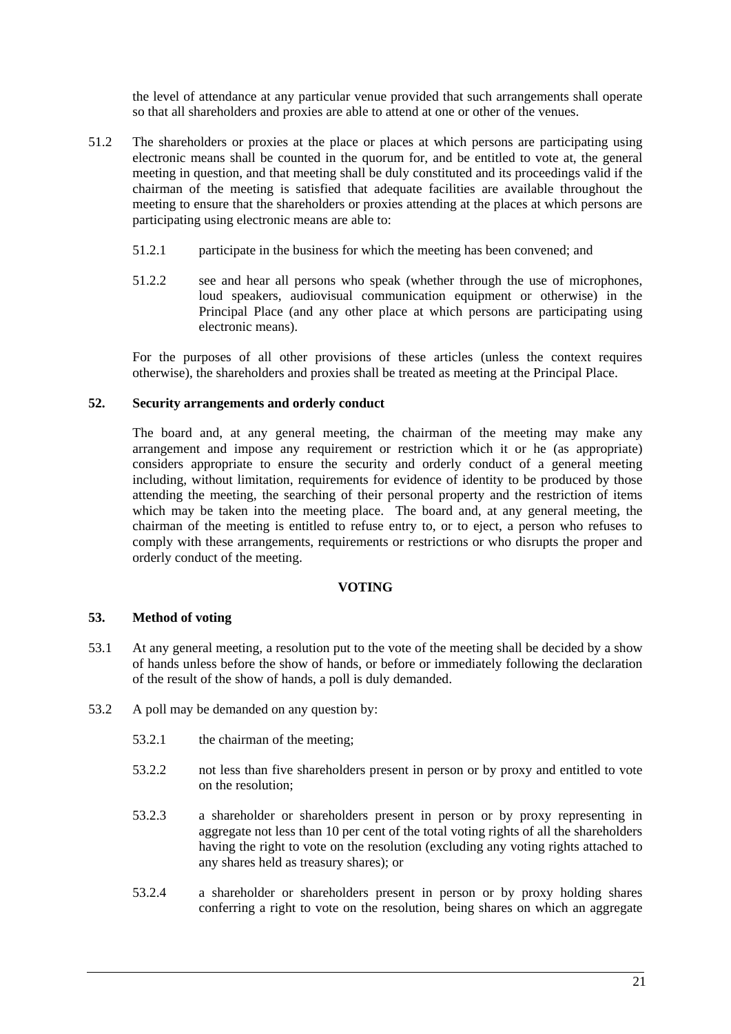the level of attendance at any particular venue provided that such arrangements shall operate so that all shareholders and proxies are able to attend at one or other of the venues.

51.2 The shareholders or proxies at the place or places at which persons are participating using electronic means shall be counted in the quorum for, and be entitled to vote at, the general meeting in question, and that meeting shall be duly constituted and its proceedings valid if the chairman of the meeting is satisfied that adequate facilities are available throughout the meeting to ensure that the shareholders or proxies attending at the places at which persons are participating using electronic means are able to:

51.2.1 participate in the business for which the meeting has been convened; and

51.2.2 see and hear all persons who speak (whether through the use of microphones, loud speakers, audiovisual communication equipment or otherwise) in the Principal Place (and any other place at which persons are participating using electronic means).

For the purposes of all other provisions of these articles (unless the context requires otherwise), the shareholders and proxies shall be treated as meeting at the Principal Place.

### 52. Security arrangements and orderly conduct

The board and, at any general meeting, the chairman of the meeting may make any arrangement and impose any requirement or restriction which it or he (as appropriate) considers appropriate to ensure the security and orderly conduct of a general meeting including, without limitation, requirements for evidence of identity to be produced by those attending the meeting, the searching of their personal property and the restriction of items which may be taken into the meeting place. The board and, at any general meeting, the chairman of the meeting is entitled to refuse entry to, or to eject, a person who refuses to comply with these arrangements, requirements or restrictions or who disrupts the proper and orderly conduct of the meeting.

## VOTING

### 53. Method of voting

53.1 At any general meeting, a resolution put to the vote of the meeting shall be decided by a show of hands unless before the show of hands, or before or immediately following the declaration of the result of the show of hands, a poll is duly demanded.

53.2 A poll may be demanded on any question by:

53.2.1 the chairman of the meeting;

53.2.2 not less than five shareholders present in person or by proxy and entitled to vote on the resolution;

53.2.3 a shareholder or shareholders present in person or by proxy representing in aggregate not less than 10 per cent of the total voting rights of all the shareholders having the right to vote on the resolution (excluding any voting rights attached to any shares held as treasury shares); or

53.2.4 a shareholder or shareholders present in person or by proxy holding shares conferring a right to vote on the resolution, being shares on which an aggregate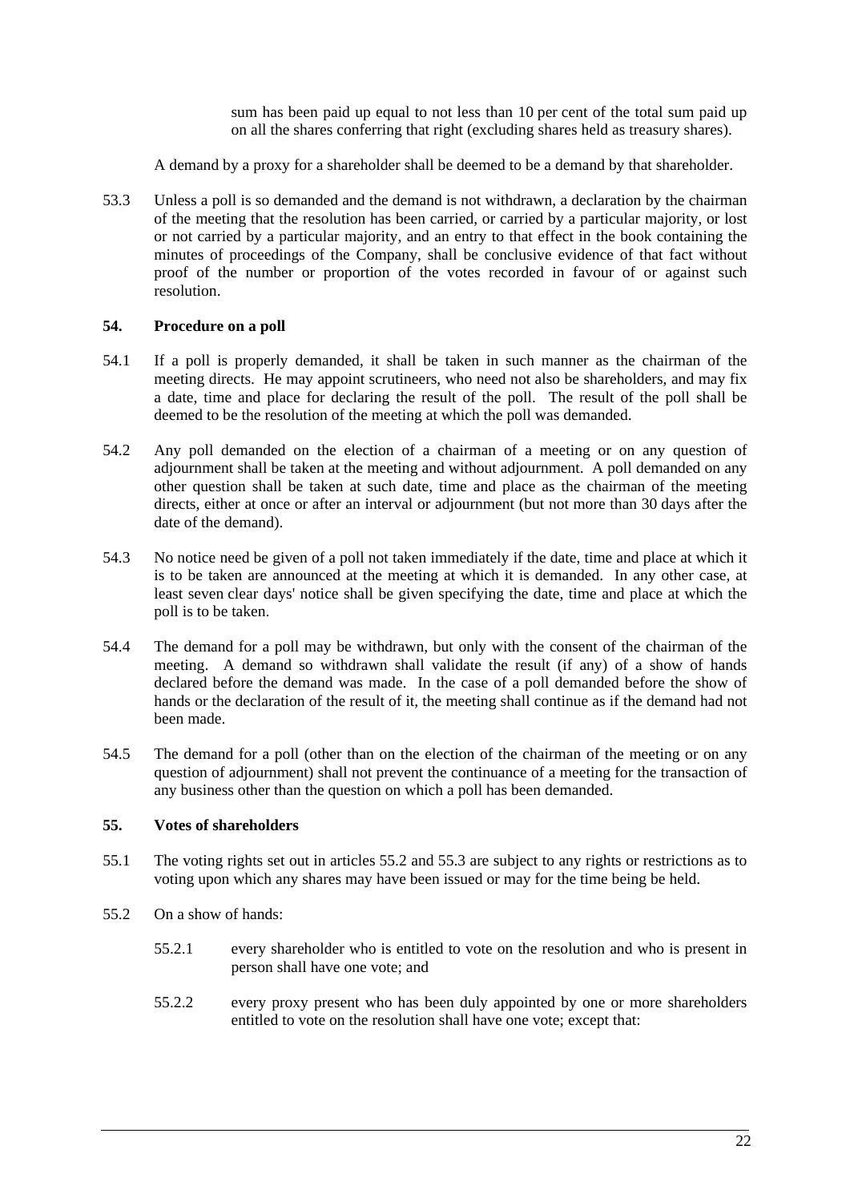sum has been paid up equal to not less than 10 per cent of the total sum paid up on all the shares conferring that right (excluding shares held as treasury shares).

A demand by a proxy for a shareholder shall be deemed to be a demand by that shareholder.

53.3 Unless a poll is so demanded and the demand is not withdrawn, a declaration by the chairman of the meeting that the resolution has been carried, or carried by a particular majority, or lost or not carried by a particular majority, and an entry to that effect in the book containing the minutes of proceedings of the Company, shall be conclusive evidence of that fact without proof of the number or proportion of the votes recorded in favour of or against such resolution.

## 54. Procedure on a poll

54.1 If a poll is properly demanded, it shall be taken in such manner as the chairman of the meeting directs. He may appoint scrutineers, who need not also be shareholders, and may fix a date, time and place for declaring the result of the poll. The result of the poll shall be deemed to be the resolution of the meeting at which the poll was demanded.

54.2 Any poll demanded on the election of a chairman of a meeting or on any question of adjournment shall be taken at the meeting and without adjournment. A poll demanded on any other question shall be taken at such date, time and place as the chairman of the meeting directs, either at once or after an interval or adjournment (but not more than 30 days after the date of the demand).

54.3 No notice need be given of a poll not taken immediately if the date, time and place at which it is to be taken are announced at the meeting at which it is demanded. In any other case, at least seven clear days' notice shall be given specifying the date, time and place at which the poll is to be taken.

54.4 The demand for a poll may be withdrawn, but only with the consent of the chairman of the meeting. A demand so withdrawn shall validate the result (if any) of a show of hands declared before the demand was made. In the case of a poll demanded before the show of hands or the declaration of the result of it, the meeting shall continue as if the demand had not been made.

54.5 The demand for a poll (other than on the election of the chairman of the meeting or on any question of adjournment) shall not prevent the continuance of a meeting for the transaction of any business other than the question on which a poll has been demanded.

## 55. Votes of shareholders

55.1 The voting rights set out in articles 55.2 and 55.3 are subject to any rights or restrictions as to voting upon which any shares may have been issued or may for the time being be held.

55.2 On a show of hands:

55.2.1 every shareholder who is entitled to vote on the resolution and who is present in person shall have one vote; and

55.2.2 every proxy present who has been duly appointed by one or more shareholders entitled to vote on the resolution shall have one vote; except that: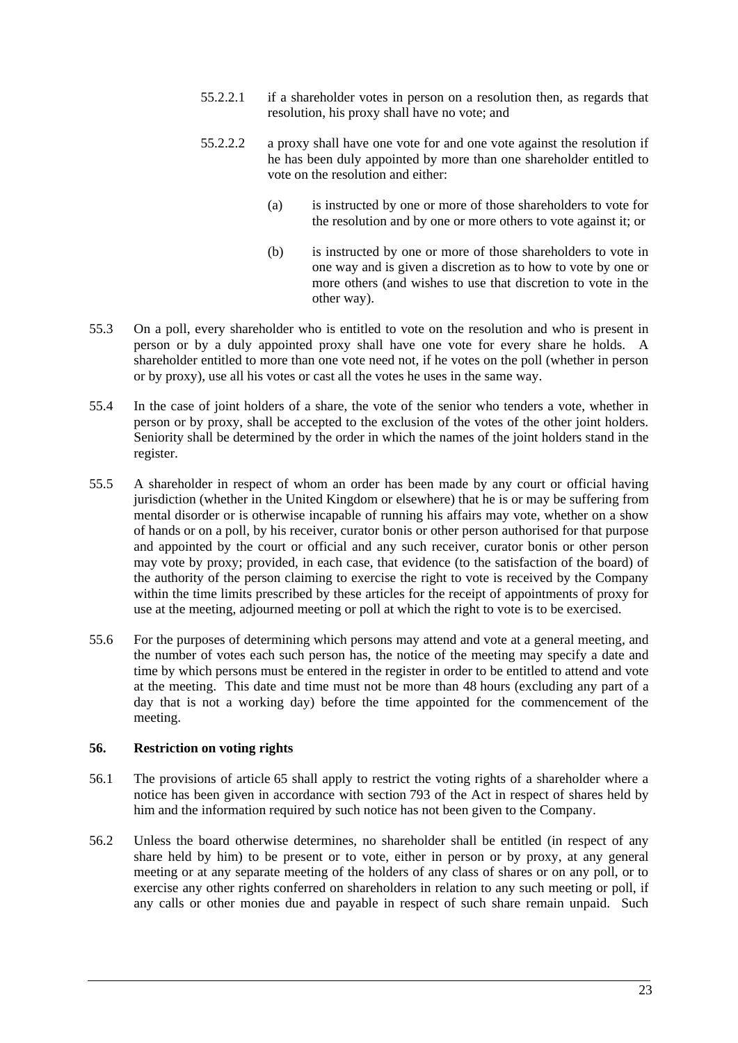55.2.2.1 if a shareholder votes in person on a resolution then, as regards that resolution, his proxy shall have no vote; and

55.2.2.2 a proxy shall have one vote for and one vote against the resolution if he has been duly appointed by more than one shareholder entitled to vote on the resolution and either:

(a) is instructed by one or more of those shareholders to vote for the resolution and by one or more others to vote against it; or

(b) is instructed by one or more of those shareholders to vote in one way and is given a discretion as to how to vote by one or more others (and wishes to use that discretion to vote in the other way).

55.3 On a poll, every shareholder who is entitled to vote on the resolution and who is present in person or by a duly appointed proxy shall have one vote for every share he holds. A shareholder entitled to more than one vote need not, if he votes on the poll (whether in person or by proxy), use all his votes or cast all the votes he uses in the same way.

55.4 In the case of joint holders of a share, the vote of the senior who tenders a vote, whether in person or by proxy, shall be accepted to the exclusion of the votes of the other joint holders. Seniority shall be determined by the order in which the names of the joint holders stand in the register.

55.5 A shareholder in respect of whom an order has been made by any court or official having jurisdiction (whether in the United Kingdom or elsewhere) that he is or may be suffering from mental disorder or is otherwise incapable of running his affairs may vote, whether on a show of hands or on a poll, by his receiver, curator bonis or other person authorised for that purpose and appointed by the court or official and any such receiver, curator bonis or other person may vote by proxy; provided, in each case, that evidence (to the satisfaction of the board) of the authority of the person claiming to exercise the right to vote is received by the Company within the time limits prescribed by these articles for the receipt of appointments of proxy for use at the meeting, adjourned meeting or poll at which the right to vote is to be exercised.

55.6 For the purposes of determining which persons may attend and vote at a general meeting, and the number of votes each such person has, the notice of the meeting may specify a date and time by which persons must be entered in the register in order to be entitled to attend and vote at the meeting. This date and time must not be more than 48 hours (excluding any part of a day that is not a working day) before the time appointed for the commencement of the meeting.

### 56. Restriction on voting rights

56.1 The provisions of article 65 shall apply to restrict the voting rights of a shareholder where a notice has been given in accordance with section 793 of the Act in respect of shares held by him and the information required by such notice has not been given to the Company.

56.2 Unless the board otherwise determines, no shareholder shall be entitled (in respect of any share held by him) to be present or to vote, either in person or by proxy, at any general meeting or at any separate meeting of the holders of any class of shares or on any poll, or to exercise any other rights conferred on shareholders in relation to any such meeting or poll, if any calls or other monies due and payable in respect of such share remain unpaid. Such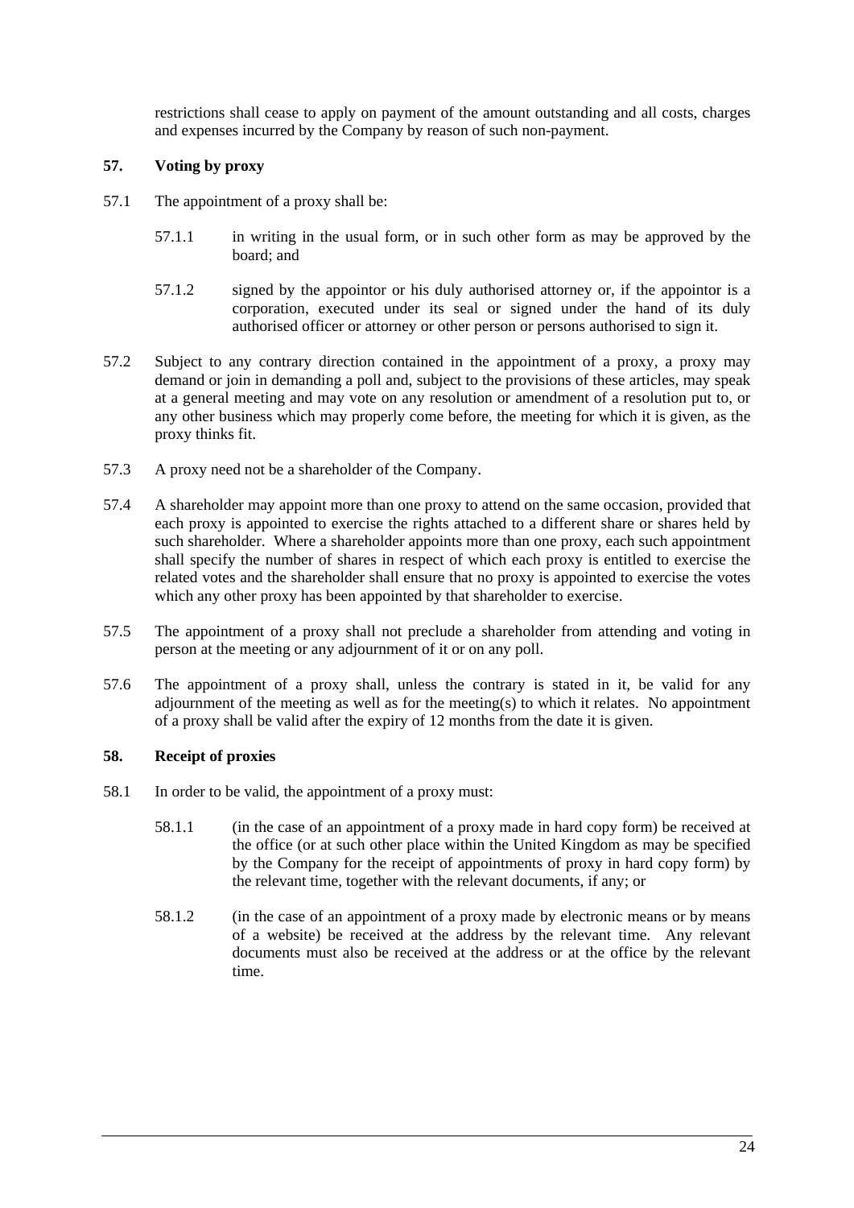restrictions shall cease to apply on payment of the amount outstanding and all costs, charges and expenses incurred by the Company by reason of such non-payment.

## 57. Voting by proxy

57.1 The appointment of a proxy shall be:

57.1.1 in writing in the usual form, or in such other form as may be approved by the board; and

57.1.2 signed by the appointor or his duly authorised attorney or, if the appointor is a corporation, executed under its seal or signed under the hand of its duly authorised officer or attorney or other person or persons authorised to sign it.

57.2 Subject to any contrary direction contained in the appointment of a proxy, a proxy may demand or join in demanding a poll and, subject to the provisions of these articles, may speak at a general meeting and may vote on any resolution or amendment of a resolution put to, or any other business which may properly come before, the meeting for which it is given, as the proxy thinks fit.

57.3 A proxy need not be a shareholder of the Company.

57.4 A shareholder may appoint more than one proxy to attend on the same occasion, provided that each proxy is appointed to exercise the rights attached to a different share or shares held by such shareholder. Where a shareholder appoints more than one proxy, each such appointment shall specify the number of shares in respect of which each proxy is entitled to exercise the related votes and the shareholder shall ensure that no proxy is appointed to exercise the votes which any other proxy has been appointed by that shareholder to exercise.

57.5 The appointment of a proxy shall not preclude a shareholder from attending and voting in person at the meeting or any adjournment of it or on any poll.

57.6 The appointment of a proxy shall, unless the contrary is stated in it, be valid for any adjournment of the meeting as well as for the meeting(s) to which it relates. No appointment of a proxy shall be valid after the expiry of 12 months from the date it is given.

## 58. Receipt of proxies

58.1 In order to be valid, the appointment of a proxy must:

58.1.1 (in the case of an appointment of a proxy made in hard copy form) be received at the office (or at such other place within the United Kingdom as may be specified by the Company for the receipt of appointments of proxy in hard copy form) by the relevant time, together with the relevant documents, if any; or

58.1.2 (in the case of an appointment of a proxy made by electronic means or by means of a website) be received at the address by the relevant time. Any relevant documents must also be received at the address or at the office by the relevant time.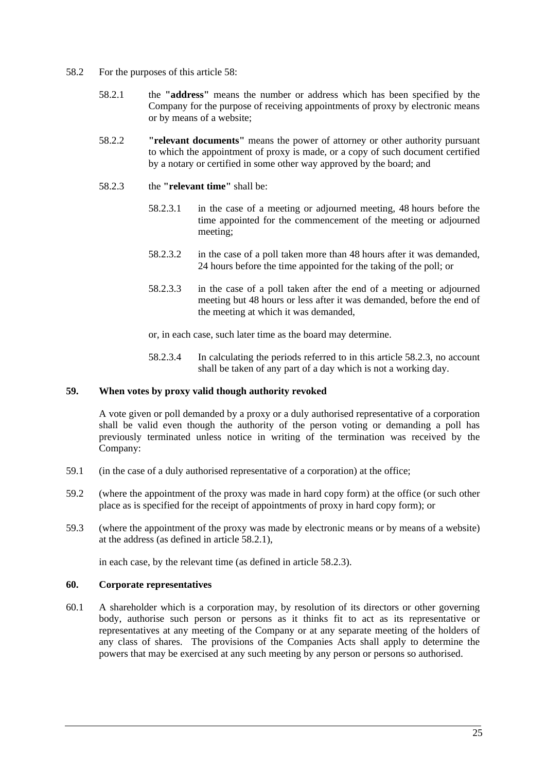58.2 For the purposes of this article 58:

58.2.1 the **"address"** means the number or address which has been specified by the Company for the purpose of receiving appointments of proxy by electronic means or by means of a website;

58.2.2 **"relevant documents"** means the power of attorney or other authority pursuant to which the appointment of proxy is made, or a copy of such document certified by a notary or certified in some other way approved by the board; and

58.2.3 the **"relevant time"** shall be:

58.2.3.1 in the case of a meeting or adjourned meeting, 48 hours before the time appointed for the commencement of the meeting or adjourned meeting;

58.2.3.2 in the case of a poll taken more than 48 hours after it was demanded, 24 hours before the time appointed for the taking of the poll; or

58.2.3.3 in the case of a poll taken after the end of a meeting or adjourned meeting but 48 hours or less after it was demanded, before the end of the meeting at which it was demanded,

or, in each case, such later time as the board may determine.

58.2.3.4 In calculating the periods referred to in this article 58.2.3, no account shall be taken of any part of a day which is not a working day.

**59. When votes by proxy valid though authority revoked**

A vote given or poll demanded by a proxy or a duly authorised representative of a corporation shall be valid even though the authority of the person voting or demanding a poll has previously terminated unless notice in writing of the termination was received by the Company:

59.1 (in the case of a duly authorised representative of a corporation) at the office;

59.2 (where the appointment of the proxy was made in hard copy form) at the office (or such other place as is specified for the receipt of appointments of proxy in hard copy form); or

59.3 (where the appointment of the proxy was made by electronic means or by means of a website) at the address (as defined in article 58.2.1),

in each case, by the relevant time (as defined in article 58.2.3).

**60. Corporate representatives**

60.1 A shareholder which is a corporation may, by resolution of its directors or other governing body, authorise such person or persons as it thinks fit to act as its representative or representatives at any meeting of the Company or at any separate meeting of the holders of any class of shares. The provisions of the Companies Acts shall apply to determine the powers that may be exercised at any such meeting by any person or persons so authorised.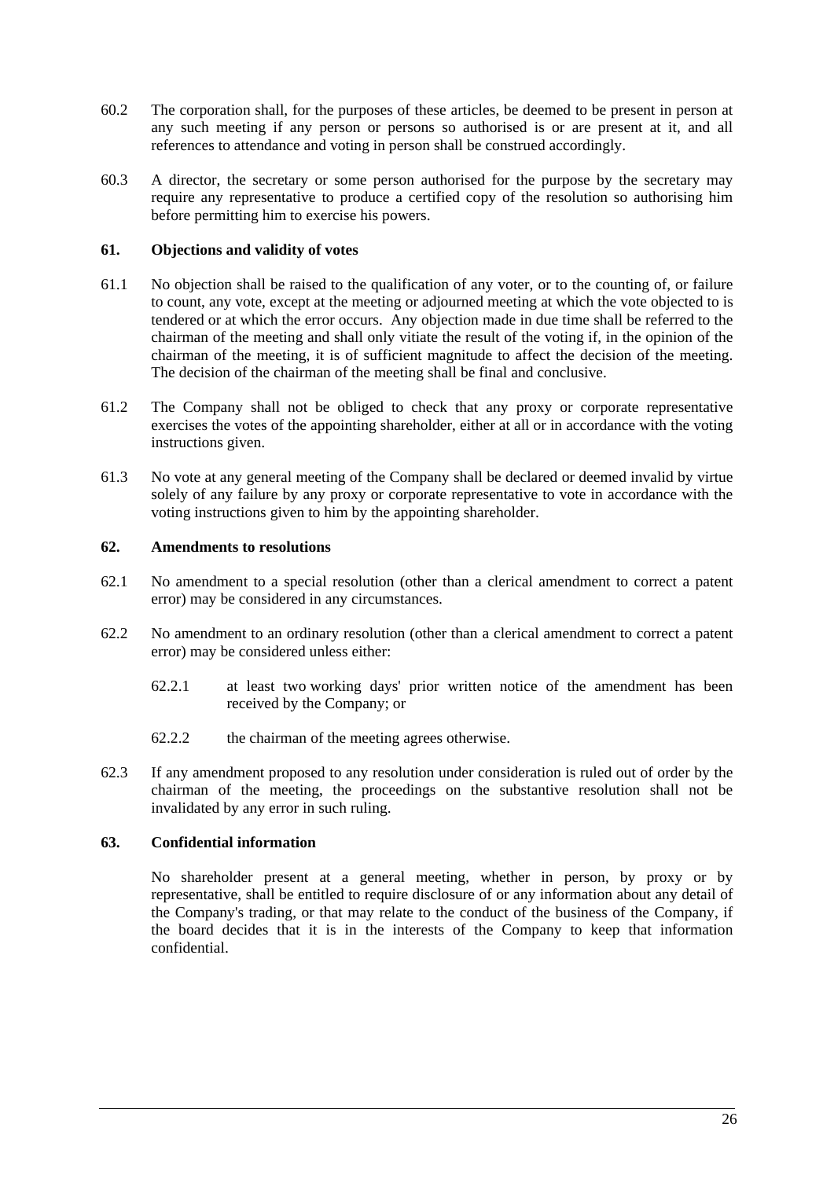60.2 The corporation shall, for the purposes of these articles, be deemed to be present in person at any such meeting if any person or persons so authorised is or are present at it, and all references to attendance and voting in person shall be construed accordingly.

60.3 A director, the secretary or some person authorised for the purpose by the secretary may require any representative to produce a certified copy of the resolution so authorising him before permitting him to exercise his powers.

### 61. Objections and validity of votes

61.1 No objection shall be raised to the qualification of any voter, or to the counting of, or failure to count, any vote, except at the meeting or adjourned meeting at which the vote objected to is tendered or at which the error occurs. Any objection made in due time shall be referred to the chairman of the meeting and shall only vitiate the result of the voting if, in the opinion of the chairman of the meeting, it is of sufficient magnitude to affect the decision of the meeting. The decision of the chairman of the meeting shall be final and conclusive.

61.2 The Company shall not be obliged to check that any proxy or corporate representative exercises the votes of the appointing shareholder, either at all or in accordance with the voting instructions given.

61.3 No vote at any general meeting of the Company shall be declared or deemed invalid by virtue solely of any failure by any proxy or corporate representative to vote in accordance with the voting instructions given to him by the appointing shareholder.

### 62. Amendments to resolutions

62.1 No amendment to a special resolution (other than a clerical amendment to correct a patent error) may be considered in any circumstances.

62.2 No amendment to an ordinary resolution (other than a clerical amendment to correct a patent error) may be considered unless either:

62.2.1 at least two working days' prior written notice of the amendment has been received by the Company; or

62.2.2 the chairman of the meeting agrees otherwise.

62.3 If any amendment proposed to any resolution under consideration is ruled out of order by the chairman of the meeting, the proceedings on the substantive resolution shall not be invalidated by any error in such ruling.

### 63. Confidential information

No shareholder present at a general meeting, whether in person, by proxy or by representative, shall be entitled to require disclosure of or any information about any detail of the Company's trading, or that may relate to the conduct of the business of the Company, if the board decides that it is in the interests of the Company to keep that information confidential.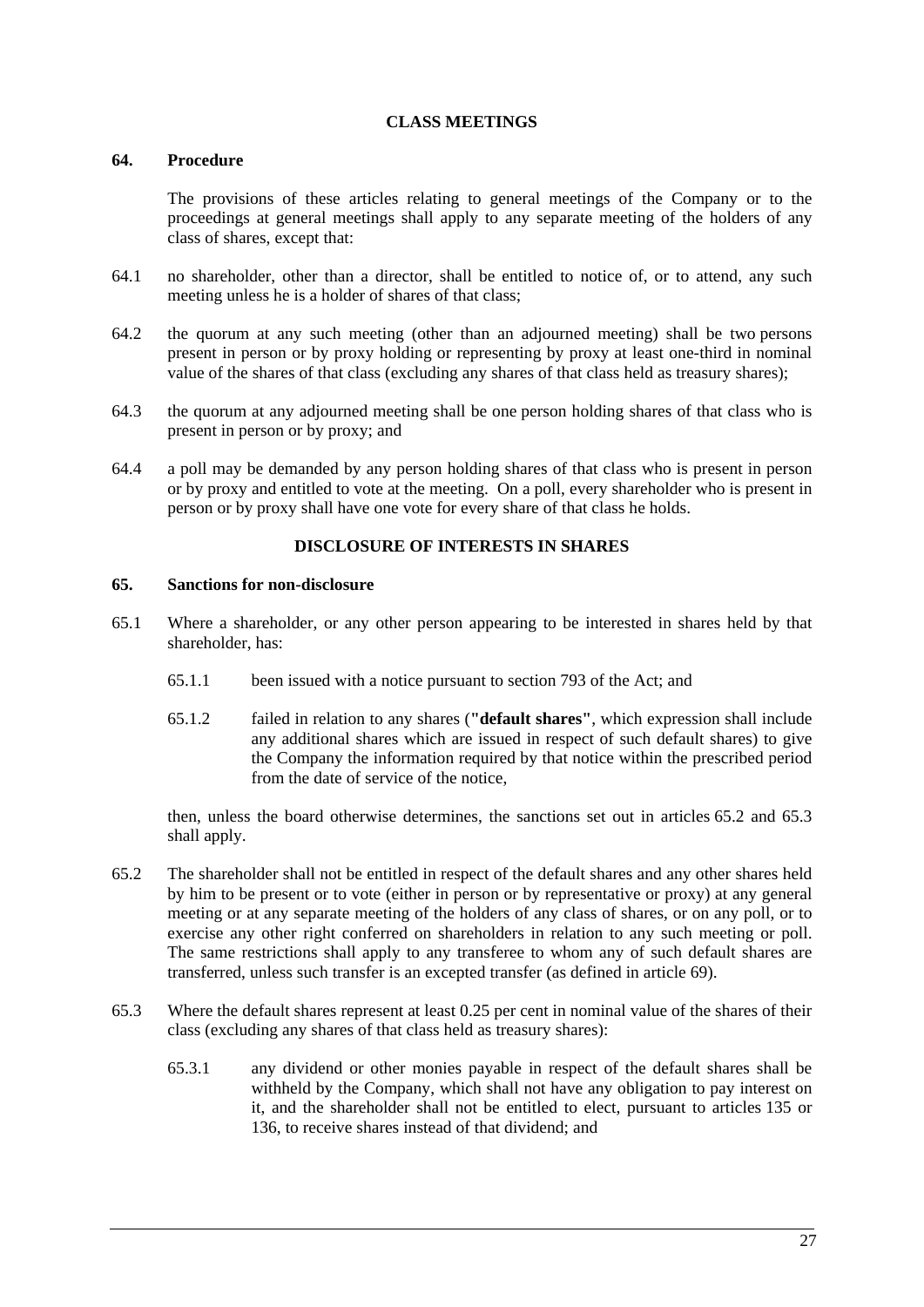## CLASS MEETINGS

### 64. Procedure

The provisions of these articles relating to general meetings of the Company or to the proceedings at general meetings shall apply to any separate meeting of the holders of any class of shares, except that:

64.1 no shareholder, other than a director, shall be entitled to notice of, or to attend, any such meeting unless he is a holder of shares of that class;

64.2 the quorum at any such meeting (other than an adjourned meeting) shall be two persons present in person or by proxy holding or representing by proxy at least one-third in nominal value of the shares of that class (excluding any shares of that class held as treasury shares);

64.3 the quorum at any adjourned meeting shall be one person holding shares of that class who is present in person or by proxy; and

64.4 a poll may be demanded by any person holding shares of that class who is present in person or by proxy and entitled to vote at the meeting. On a poll, every shareholder who is present in person or by proxy shall have one vote for every share of that class he holds.

## DISCLOSURE OF INTERESTS IN SHARES

### 65. Sanctions for non-disclosure

65.1 Where a shareholder, or any other person appearing to be interested in shares held by that shareholder, has:

65.1.1 been issued with a notice pursuant to section 793 of the Act; and

65.1.2 failed in relation to any shares (**"default shares"**, which expression shall include any additional shares which are issued in respect of such default shares) to give the Company the information required by that notice within the prescribed period from the date of service of the notice,

then, unless the board otherwise determines, the sanctions set out in articles 65.2 and 65.3 shall apply.

65.2 The shareholder shall not be entitled in respect of the default shares and any other shares held by him to be present or to vote (either in person or by representative or proxy) at any general meeting or at any separate meeting of the holders of any class of shares, or on any poll, or to exercise any other right conferred on shareholders in relation to any such meeting or poll. The same restrictions shall apply to any transferee to whom any of such default shares are transferred, unless such transfer is an excepted transfer (as defined in article 69).

65.3 Where the default shares represent at least 0.25 per cent in nominal value of the shares of their class (excluding any shares of that class held as treasury shares):

65.3.1 any dividend or other monies payable in respect of the default shares shall be withheld by the Company, which shall not have any obligation to pay interest on it, and the shareholder shall not be entitled to elect, pursuant to articles 135 or 136, to receive shares instead of that dividend; and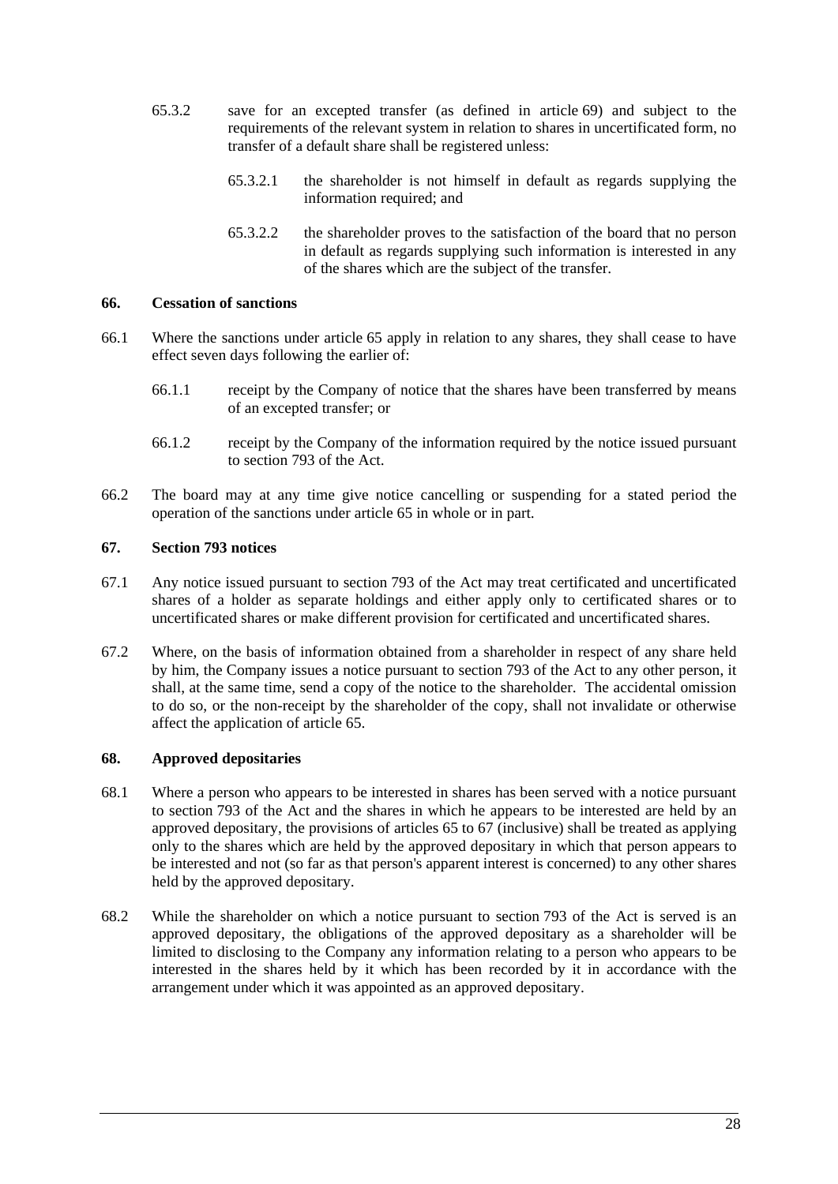65.3.2 save for an excepted transfer (as defined in article 69) and subject to the requirements of the relevant system in relation to shares in uncertificated form, no transfer of a default share shall be registered unless:

65.3.2.1 the shareholder is not himself in default as regards supplying the information required; and

65.3.2.2 the shareholder proves to the satisfaction of the board that no person in default as regards supplying such information is interested in any of the shares which are the subject of the transfer.

**66. Cessation of sanctions**

66.1 Where the sanctions under article 65 apply in relation to any shares, they shall cease to have effect seven days following the earlier of:

66.1.1 receipt by the Company of notice that the shares have been transferred by means of an excepted transfer; or

66.1.2 receipt by the Company of the information required by the notice issued pursuant to section 793 of the Act.

66.2 The board may at any time give notice cancelling or suspending for a stated period the operation of the sanctions under article 65 in whole or in part.

**67. Section 793 notices**

67.1 Any notice issued pursuant to section 793 of the Act may treat certificated and uncertificated shares of a holder as separate holdings and either apply only to certificated shares or to uncertificated shares or make different provision for certificated and uncertificated shares.

67.2 Where, on the basis of information obtained from a shareholder in respect of any share held by him, the Company issues a notice pursuant to section 793 of the Act to any other person, it shall, at the same time, send a copy of the notice to the shareholder. The accidental omission to do so, or the non-receipt by the shareholder of the copy, shall not invalidate or otherwise affect the application of article 65.

**68. Approved depositaries**

68.1 Where a person who appears to be interested in shares has been served with a notice pursuant to section 793 of the Act and the shares in which he appears to be interested are held by an approved depositary, the provisions of articles 65 to 67 (inclusive) shall be treated as applying only to the shares which are held by the approved depositary in which that person appears to be interested and not (so far as that person's apparent interest is concerned) to any other shares held by the approved depositary.

68.2 While the shareholder on which a notice pursuant to section 793 of the Act is served is an approved depositary, the obligations of the approved depositary as a shareholder will be limited to disclosing to the Company any information relating to a person who appears to be interested in the shares held by it which has been recorded by it in accordance with the arrangement under which it was appointed as an approved depositary.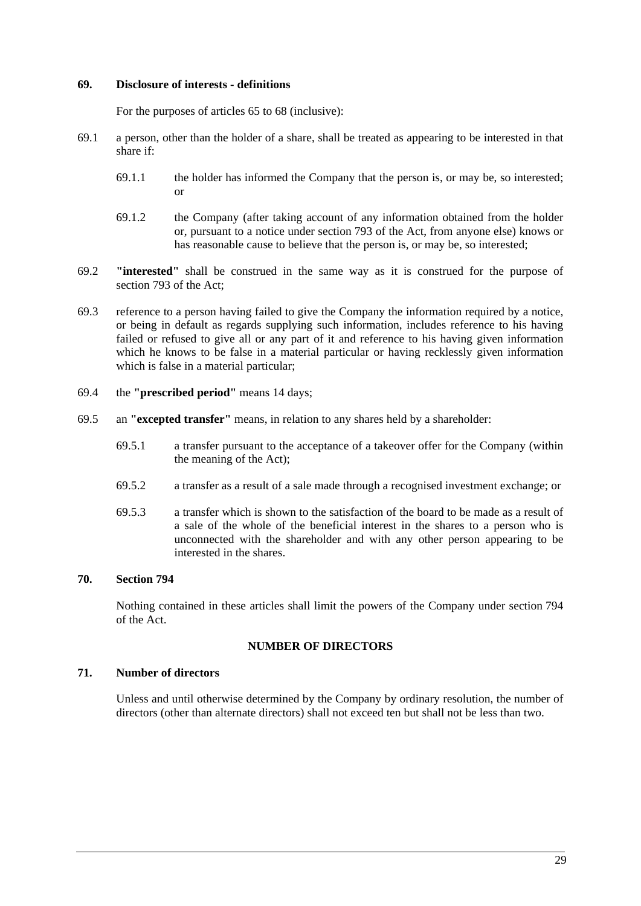**69. Disclosure of interests - definitions**

For the purposes of articles 65 to 68 (inclusive):

69.1 a person, other than the holder of a share, shall be treated as appearing to be interested in that share if:

69.1.1 the holder has informed the Company that the person is, or may be, so interested; or

69.1.2 the Company (after taking account of any information obtained from the holder or, pursuant to a notice under section 793 of the Act, from anyone else) knows or has reasonable cause to believe that the person is, or may be, so interested;

69.2 **"interested"** shall be construed in the same way as it is construed for the purpose of section 793 of the Act;

69.3 reference to a person having failed to give the Company the information required by a notice, or being in default as regards supplying such information, includes reference to his having failed or refused to give all or any part of it and reference to his having given information which he knows to be false in a material particular or having recklessly given information which is false in a material particular;

69.4 the **"prescribed period"** means 14 days;

69.5 an **"excepted transfer"** means, in relation to any shares held by a shareholder:

69.5.1 a transfer pursuant to the acceptance of a takeover offer for the Company (within the meaning of the Act);

69.5.2 a transfer as a result of a sale made through a recognised investment exchange; or

69.5.3 a transfer which is shown to the satisfaction of the board to be made as a result of a sale of the whole of the beneficial interest in the shares to a person who is unconnected with the shareholder and with any other person appearing to be interested in the shares.

**70. Section 794**

Nothing contained in these articles shall limit the powers of the Company under section 794 of the Act.

## NUMBER OF DIRECTORS

**71. Number of directors**

Unless and until otherwise determined by the Company by ordinary resolution, the number of directors (other than alternate directors) shall not exceed ten but shall not be less than two.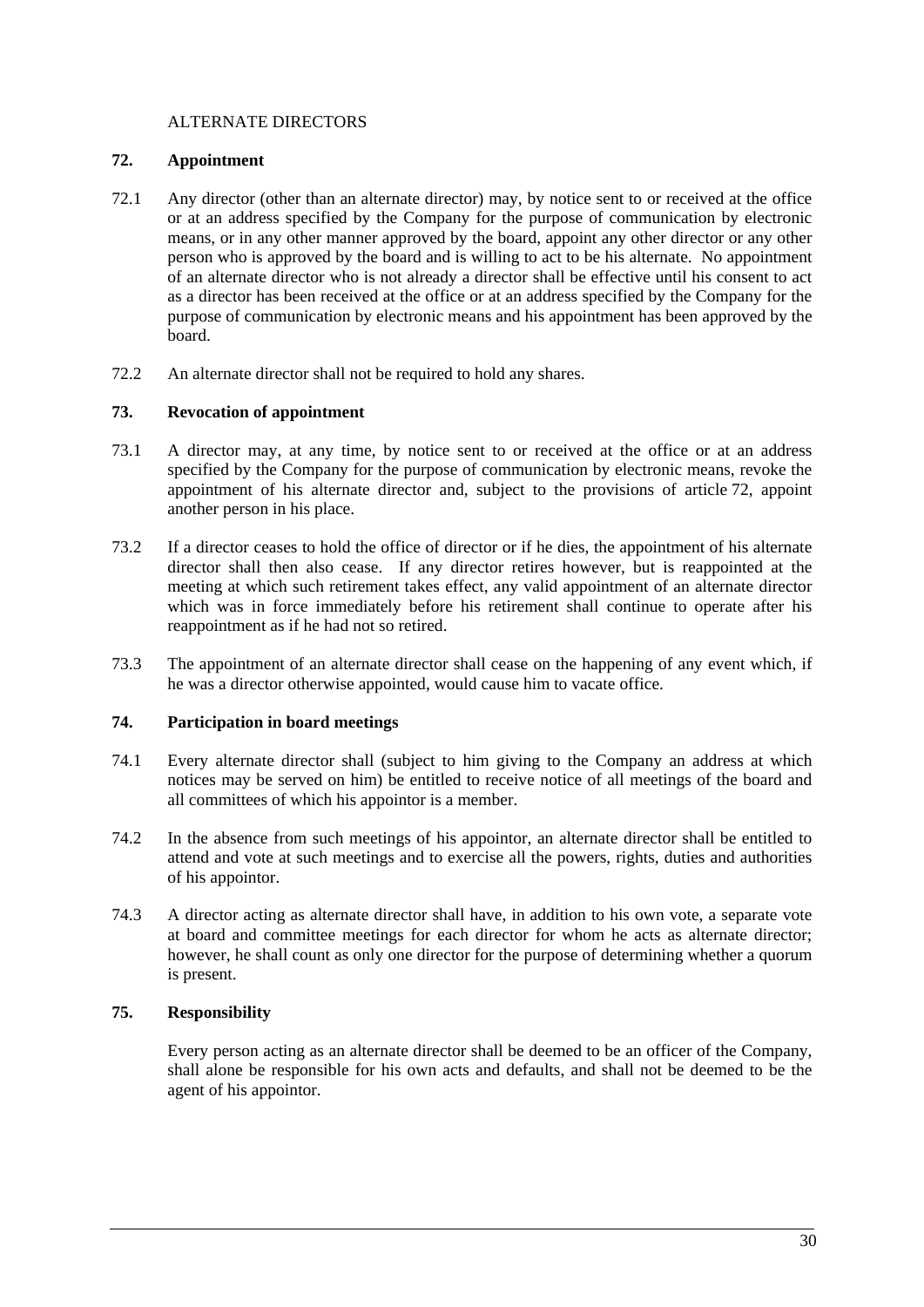ALTERNATE DIRECTORS

**72. Appointment**

72.1 Any director (other than an alternate director) may, by notice sent to or received at the office or at an address specified by the Company for the purpose of communication by electronic means, or in any other manner approved by the board, appoint any other director or any other person who is approved by the board and is willing to act to be his alternate. No appointment of an alternate director who is not already a director shall be effective until his consent to act as a director has been received at the office or at an address specified by the Company for the purpose of communication by electronic means and his appointment has been approved by the board.

72.2 An alternate director shall not be required to hold any shares.

**73. Revocation of appointment**

73.1 A director may, at any time, by notice sent to or received at the office or at an address specified by the Company for the purpose of communication by electronic means, revoke the appointment of his alternate director and, subject to the provisions of article 72, appoint another person in his place.

73.2 If a director ceases to hold the office of director or if he dies, the appointment of his alternate director shall then also cease. If any director retires however, but is reappointed at the meeting at which such retirement takes effect, any valid appointment of an alternate director which was in force immediately before his retirement shall continue to operate after his reappointment as if he had not so retired.

73.3 The appointment of an alternate director shall cease on the happening of any event which, if he was a director otherwise appointed, would cause him to vacate office.

**74. Participation in board meetings**

74.1 Every alternate director shall (subject to him giving to the Company an address at which notices may be served on him) be entitled to receive notice of all meetings of the board and all committees of which his appointor is a member.

74.2 In the absence from such meetings of his appointor, an alternate director shall be entitled to attend and vote at such meetings and to exercise all the powers, rights, duties and authorities of his appointor.

74.3 A director acting as alternate director shall have, in addition to his own vote, a separate vote at board and committee meetings for each director for whom he acts as alternate director; however, he shall count as only one director for the purpose of determining whether a quorum is present.

**75. Responsibility**

Every person acting as an alternate director shall be deemed to be an officer of the Company, shall alone be responsible for his own acts and defaults, and shall not be deemed to be the agent of his appointor.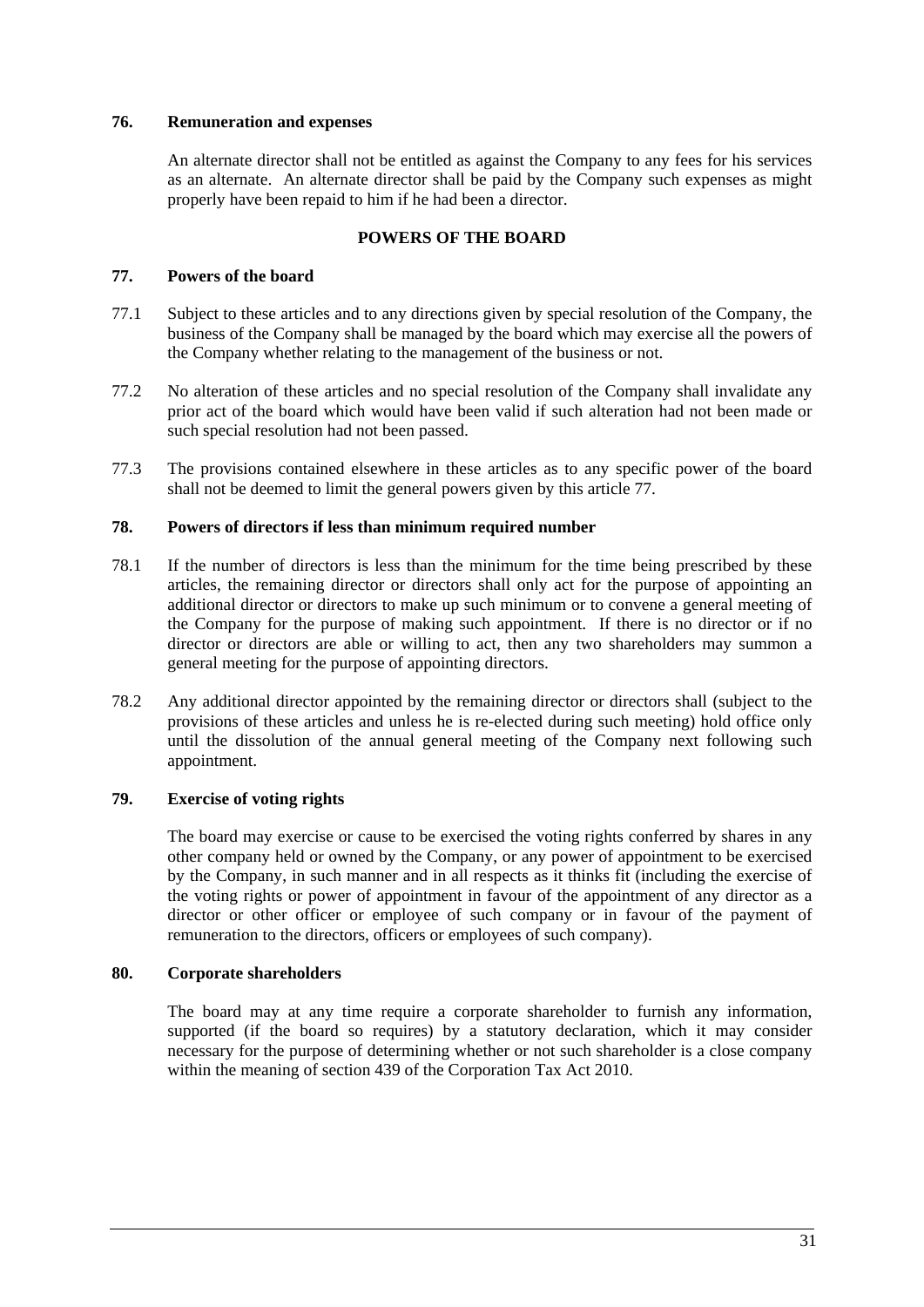### 76. Remuneration and expenses

An alternate director shall not be entitled as against the Company to any fees for his services as an alternate. An alternate director shall be paid by the Company such expenses as might properly have been repaid to him if he had been a director.

## POWERS OF THE BOARD

### 77. Powers of the board

77.1 Subject to these articles and to any directions given by special resolution of the Company, the business of the Company shall be managed by the board which may exercise all the powers of the Company whether relating to the management of the business or not.

77.2 No alteration of these articles and no special resolution of the Company shall invalidate any prior act of the board which would have been valid if such alteration had not been made or such special resolution had not been passed.

77.3 The provisions contained elsewhere in these articles as to any specific power of the board shall not be deemed to limit the general powers given by this article 77.

### 78. Powers of directors if less than minimum required number

78.1 If the number of directors is less than the minimum for the time being prescribed by these articles, the remaining director or directors shall only act for the purpose of appointing an additional director or directors to make up such minimum or to convene a general meeting of the Company for the purpose of making such appointment. If there is no director or if no director or directors are able or willing to act, then any two shareholders may summon a general meeting for the purpose of appointing directors.

78.2 Any additional director appointed by the remaining director or directors shall (subject to the provisions of these articles and unless he is re-elected during such meeting) hold office only until the dissolution of the annual general meeting of the Company next following such appointment.

### 79. Exercise of voting rights

The board may exercise or cause to be exercised the voting rights conferred by shares in any other company held or owned by the Company, or any power of appointment to be exercised by the Company, in such manner and in all respects as it thinks fit (including the exercise of the voting rights or power of appointment in favour of the appointment of any director as a director or other officer or employee of such company or in favour of the payment of remuneration to the directors, officers or employees of such company).

### 80. Corporate shareholders

The board may at any time require a corporate shareholder to furnish any information, supported (if the board so requires) by a statutory declaration, which it may consider necessary for the purpose of determining whether or not such shareholder is a close company within the meaning of section 439 of the Corporation Tax Act 2010.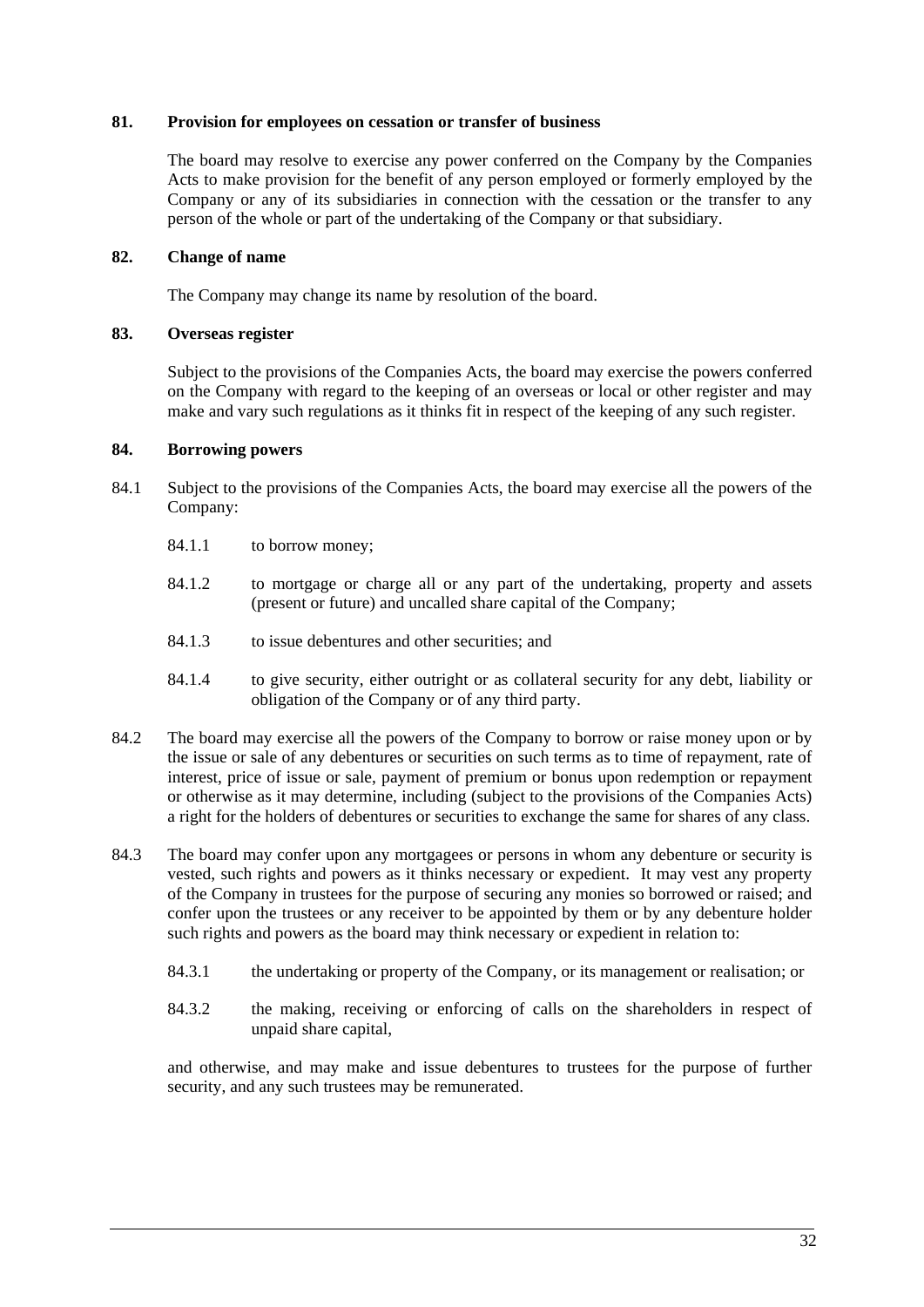### 81. Provision for employees on cessation or transfer of business

The board may resolve to exercise any power conferred on the Company by the Companies Acts to make provision for the benefit of any person employed or formerly employed by the Company or any of its subsidiaries in connection with the cessation or the transfer to any person of the whole or part of the undertaking of the Company or that subsidiary.

### 82. Change of name

The Company may change its name by resolution of the board.

### 83. Overseas register

Subject to the provisions of the Companies Acts, the board may exercise the powers conferred on the Company with regard to the keeping of an overseas or local or other register and may make and vary such regulations as it thinks fit in respect of the keeping of any such register.

### 84. Borrowing powers

84.1 Subject to the provisions of the Companies Acts, the board may exercise all the powers of the Company:

- 84.1.1 to borrow money;
- 84.1.2 to mortgage or charge all or any part of the undertaking, property and assets (present or future) and uncalled share capital of the Company;
- 84.1.3 to issue debentures and other securities; and
- 84.1.4 to give security, either outright or as collateral security for any debt, liability or obligation of the Company or of any third party.

84.2 The board may exercise all the powers of the Company to borrow or raise money upon or by the issue or sale of any debentures or securities on such terms as to time of repayment, rate of interest, price of issue or sale, payment of premium or bonus upon redemption or repayment or otherwise as it may determine, including (subject to the provisions of the Companies Acts) a right for the holders of debentures or securities to exchange the same for shares of any class.

84.3 The board may confer upon any mortgagees or persons in whom any debenture or security is vested, such rights and powers as it thinks necessary or expedient. It may vest any property of the Company in trustees for the purpose of securing any monies so borrowed or raised; and confer upon the trustees or any receiver to be appointed by them or by any debenture holder such rights and powers as the board may think necessary or expedient in relation to:

- 84.3.1 the undertaking or property of the Company, or its management or realisation; or
- 84.3.2 the making, receiving or enforcing of calls on the shareholders in respect of unpaid share capital,

and otherwise, and may make and issue debentures to trustees for the purpose of further security, and any such trustees may be remunerated.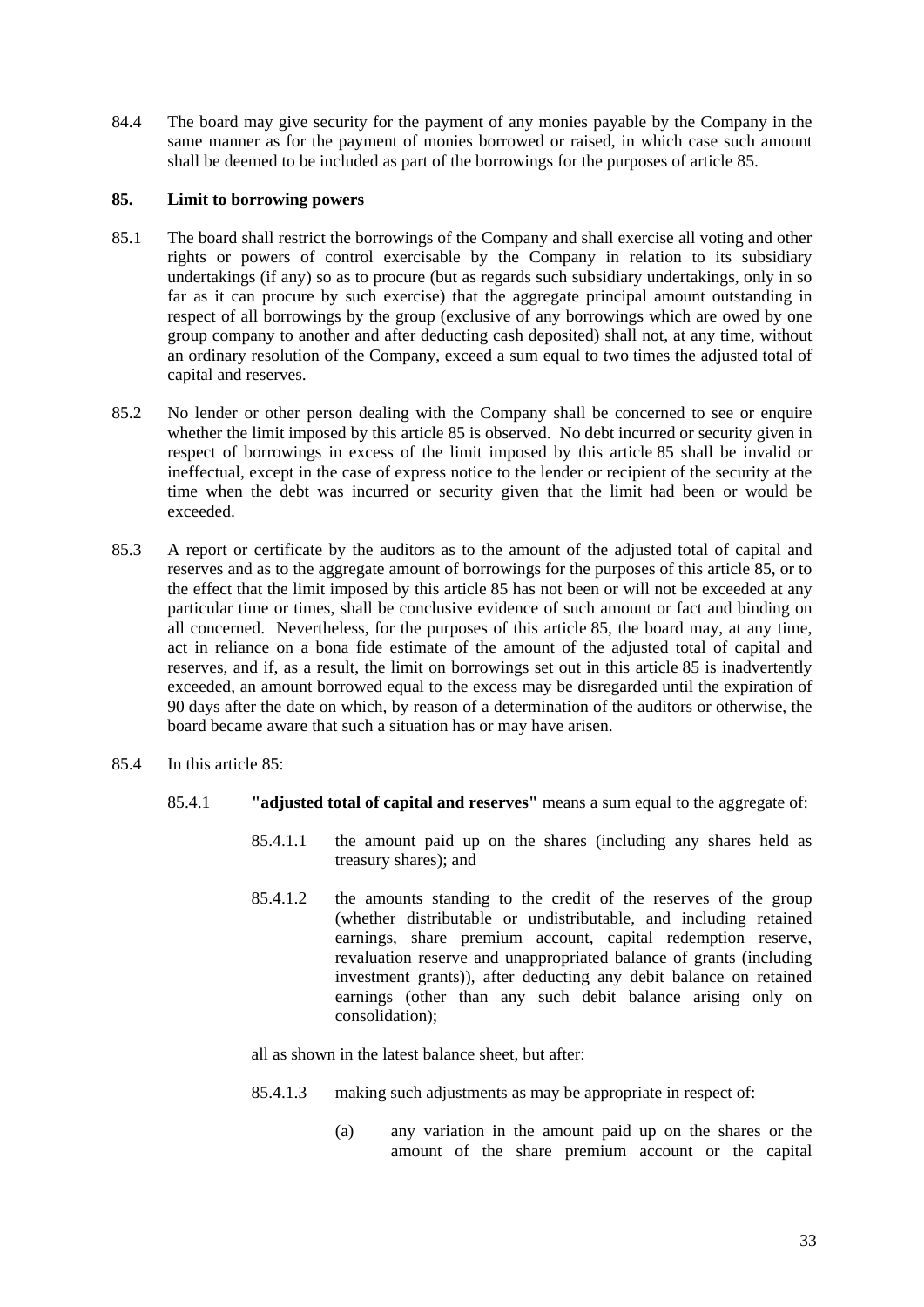84.4 The board may give security for the payment of any monies payable by the Company in the same manner as for the payment of monies borrowed or raised, in which case such amount shall be deemed to be included as part of the borrowings for the purposes of article 85.

## 85. Limit to borrowing powers

85.1 The board shall restrict the borrowings of the Company and shall exercise all voting and other rights or powers of control exercisable by the Company in relation to its subsidiary undertakings (if any) so as to procure (but as regards such subsidiary undertakings, only in so far as it can procure by such exercise) that the aggregate principal amount outstanding in respect of all borrowings by the group (exclusive of any borrowings which are owed by one group company to another and after deducting cash deposited) shall not, at any time, without an ordinary resolution of the Company, exceed a sum equal to two times the adjusted total of capital and reserves.

85.2 No lender or other person dealing with the Company shall be concerned to see or enquire whether the limit imposed by this article 85 is observed. No debt incurred or security given in respect of borrowings in excess of the limit imposed by this article 85 shall be invalid or ineffectual, except in the case of express notice to the lender or recipient of the security at the time when the debt was incurred or security given that the limit had been or would be exceeded.

85.3 A report or certificate by the auditors as to the amount of the adjusted total of capital and reserves and as to the aggregate amount of borrowings for the purposes of this article 85, or to the effect that the limit imposed by this article 85 has not been or will not be exceeded at any particular time or times, shall be conclusive evidence of such amount or fact and binding on all concerned. Nevertheless, for the purposes of this article 85, the board may, at any time, act in reliance on a bona fide estimate of the amount of the adjusted total of capital and reserves, and if, as a result, the limit on borrowings set out in this article 85 is inadvertently exceeded, an amount borrowed equal to the excess may be disregarded until the expiration of 90 days after the date on which, by reason of a determination of the auditors or otherwise, the board became aware that such a situation has or may have arisen.

85.4 In this article 85:

85.4.1 **"adjusted total of capital and reserves"** means a sum equal to the aggregate of:

85.4.1.1 the amount paid up on the shares (including any shares held as treasury shares); and

85.4.1.2 the amounts standing to the credit of the reserves of the group (whether distributable or undistributable, and including retained earnings, share premium account, capital redemption reserve, revaluation reserve and unappropriated balance of grants (including investment grants)), after deducting any debit balance on retained earnings (other than any such debit balance arising only on consolidation);

all as shown in the latest balance sheet, but after:

85.4.1.3 making such adjustments as may be appropriate in respect of:

(a) any variation in the amount paid up on the shares or the amount of the share premium account or the capital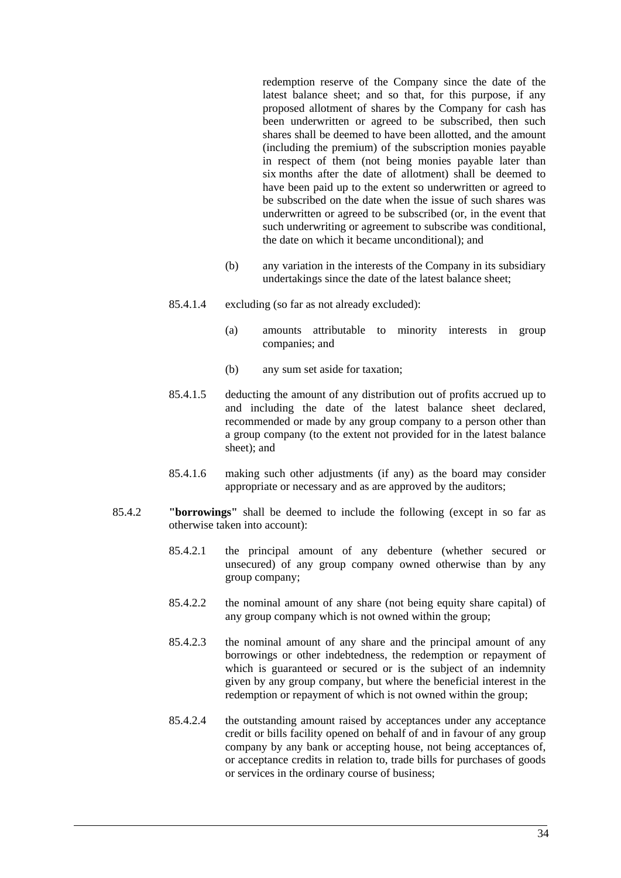redemption reserve of the Company since the date of the latest balance sheet; and so that, for this purpose, if any proposed allotment of shares by the Company for cash has been underwritten or agreed to be subscribed, then such shares shall be deemed to have been allotted, and the amount (including the premium) of the subscription monies payable in respect of them (not being monies payable later than six months after the date of allotment) shall be deemed to have been paid up to the extent so underwritten or agreed to be subscribed on the date when the issue of such shares was underwritten or agreed to be subscribed (or, in the event that such underwriting or agreement to subscribe was conditional, the date on which it became unconditional); and

(b) any variation in the interests of the Company in its subsidiary undertakings since the date of the latest balance sheet;

85.4.1.4 excluding (so far as not already excluded):

(a) amounts attributable to minority interests in group companies; and

(b) any sum set aside for taxation;

85.4.1.5 deducting the amount of any distribution out of profits accrued up to and including the date of the latest balance sheet declared, recommended or made by any group company to a person other than a group company (to the extent not provided for in the latest balance sheet); and

85.4.1.6 making such other adjustments (if any) as the board may consider appropriate or necessary and as are approved by the auditors;

85.4.2 **"borrowings"** shall be deemed to include the following (except in so far as otherwise taken into account):

85.4.2.1 the principal amount of any debenture (whether secured or unsecured) of any group company owned otherwise than by any group company;

85.4.2.2 the nominal amount of any share (not being equity share capital) of any group company which is not owned within the group;

85.4.2.3 the nominal amount of any share and the principal amount of any borrowings or other indebtedness, the redemption or repayment of which is guaranteed or secured or is the subject of an indemnity given by any group company, but where the beneficial interest in the redemption or repayment of which is not owned within the group;

85.4.2.4 the outstanding amount raised by acceptances under any acceptance credit or bills facility opened on behalf of and in favour of any group company by any bank or accepting house, not being acceptances of, or acceptance credits in relation to, trade bills for purchases of goods or services in the ordinary course of business;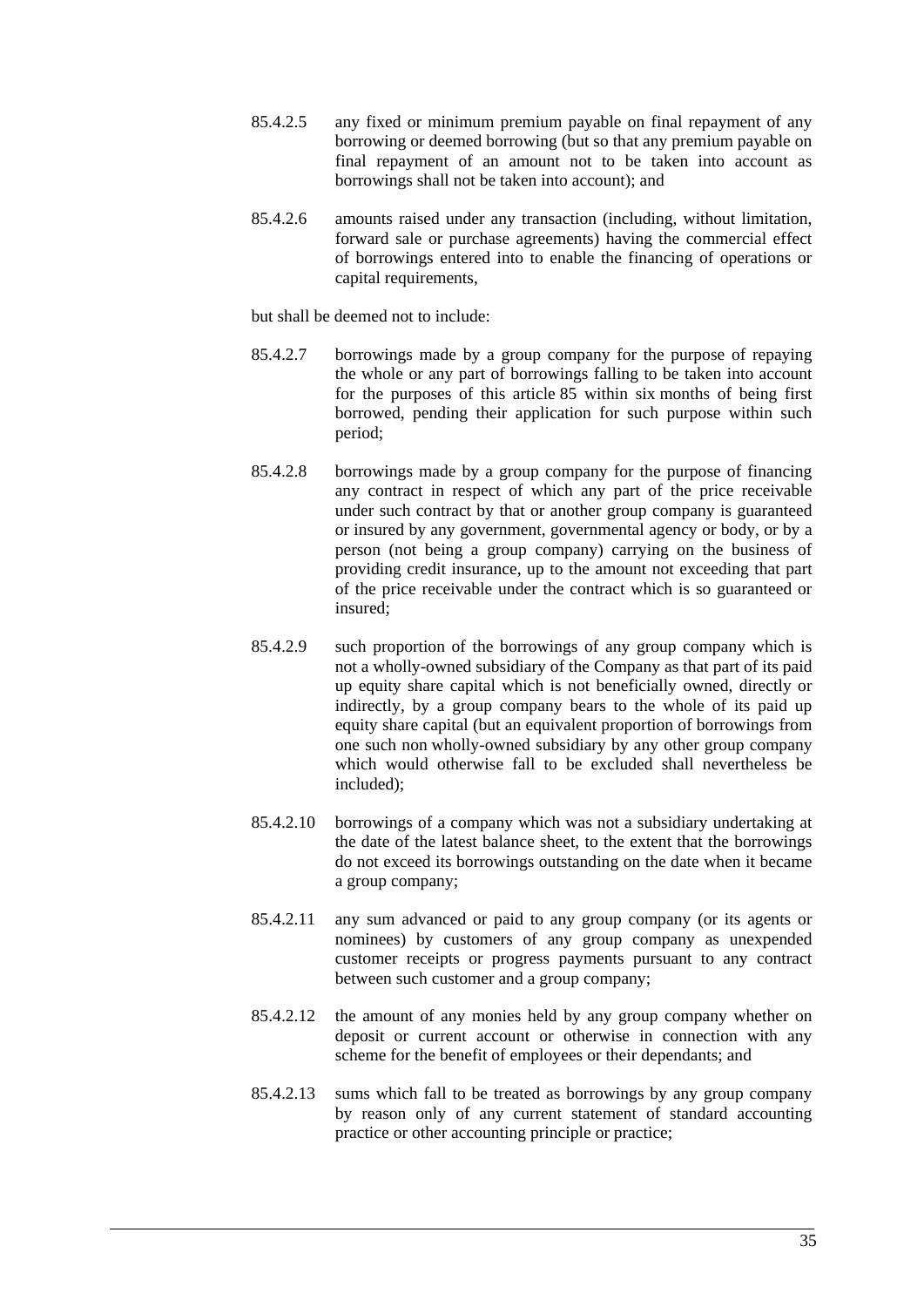85.4.2.5 any fixed or minimum premium payable on final repayment of any borrowing or deemed borrowing (but so that any premium payable on final repayment of an amount not to be taken into account as borrowings shall not be taken into account); and

85.4.2.6 amounts raised under any transaction (including, without limitation, forward sale or purchase agreements) having the commercial effect of borrowings entered into to enable the financing of operations or capital requirements,

but shall be deemed not to include:

85.4.2.7 borrowings made by a group company for the purpose of repaying the whole or any part of borrowings falling to be taken into account for the purposes of this article 85 within six months of being first borrowed, pending their application for such purpose within such period;

85.4.2.8 borrowings made by a group company for the purpose of financing any contract in respect of which any part of the price receivable under such contract by that or another group company is guaranteed or insured by any government, governmental agency or body, or by a person (not being a group company) carrying on the business of providing credit insurance, up to the amount not exceeding that part of the price receivable under the contract which is so guaranteed or insured;

85.4.2.9 such proportion of the borrowings of any group company which is not a wholly-owned subsidiary of the Company as that part of its paid up equity share capital which is not beneficially owned, directly or indirectly, by a group company bears to the whole of its paid up equity share capital (but an equivalent proportion of borrowings from one such non wholly-owned subsidiary by any other group company which would otherwise fall to be excluded shall nevertheless be included);

85.4.2.10 borrowings of a company which was not a subsidiary undertaking at the date of the latest balance sheet, to the extent that the borrowings do not exceed its borrowings outstanding on the date when it became a group company;

85.4.2.11 any sum advanced or paid to any group company (or its agents or nominees) by customers of any group company as unexpended customer receipts or progress payments pursuant to any contract between such customer and a group company;

85.4.2.12 the amount of any monies held by any group company whether on deposit or current account or otherwise in connection with any scheme for the benefit of employees or their dependants; and

85.4.2.13 sums which fall to be treated as borrowings by any group company by reason only of any current statement of standard accounting practice or other accounting principle or practice;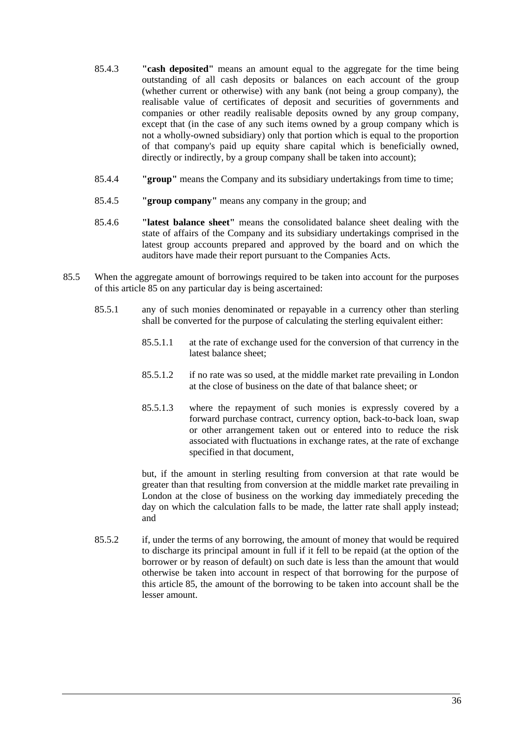85.4.3 **"cash deposited"** means an amount equal to the aggregate for the time being outstanding of all cash deposits or balances on each account of the group (whether current or otherwise) with any bank (not being a group company), the realisable value of certificates of deposit and securities of governments and companies or other readily realisable deposits owned by any group company, except that (in the case of any such items owned by a group company which is not a wholly-owned subsidiary) only that portion which is equal to the proportion of that company's paid up equity share capital which is beneficially owned, directly or indirectly, by a group company shall be taken into account);

85.4.4 **"group"** means the Company and its subsidiary undertakings from time to time;

85.4.5 **"group company"** means any company in the group; and

85.4.6 **"latest balance sheet"** means the consolidated balance sheet dealing with the state of affairs of the Company and its subsidiary undertakings comprised in the latest group accounts prepared and approved by the board and on which the auditors have made their report pursuant to the Companies Acts.

85.5 When the aggregate amount of borrowings required to be taken into account for the purposes of this article 85 on any particular day is being ascertained:

85.5.1 any of such monies denominated or repayable in a currency other than sterling shall be converted for the purpose of calculating the sterling equivalent either:

85.5.1.1 at the rate of exchange used for the conversion of that currency in the latest balance sheet;

85.5.1.2 if no rate was so used, at the middle market rate prevailing in London at the close of business on the date of that balance sheet; or

85.5.1.3 where the repayment of such monies is expressly covered by a forward purchase contract, currency option, back-to-back loan, swap or other arrangement taken out or entered into to reduce the risk associated with fluctuations in exchange rates, at the rate of exchange specified in that document,

but, if the amount in sterling resulting from conversion at that rate would be greater than that resulting from conversion at the middle market rate prevailing in London at the close of business on the working day immediately preceding the day on which the calculation falls to be made, the latter rate shall apply instead; and

85.5.2 if, under the terms of any borrowing, the amount of money that would be required to discharge its principal amount in full if it fell to be repaid (at the option of the borrower or by reason of default) on such date is less than the amount that would otherwise be taken into account in respect of that borrowing for the purpose of this article 85, the amount of the borrowing to be taken into account shall be the lesser amount.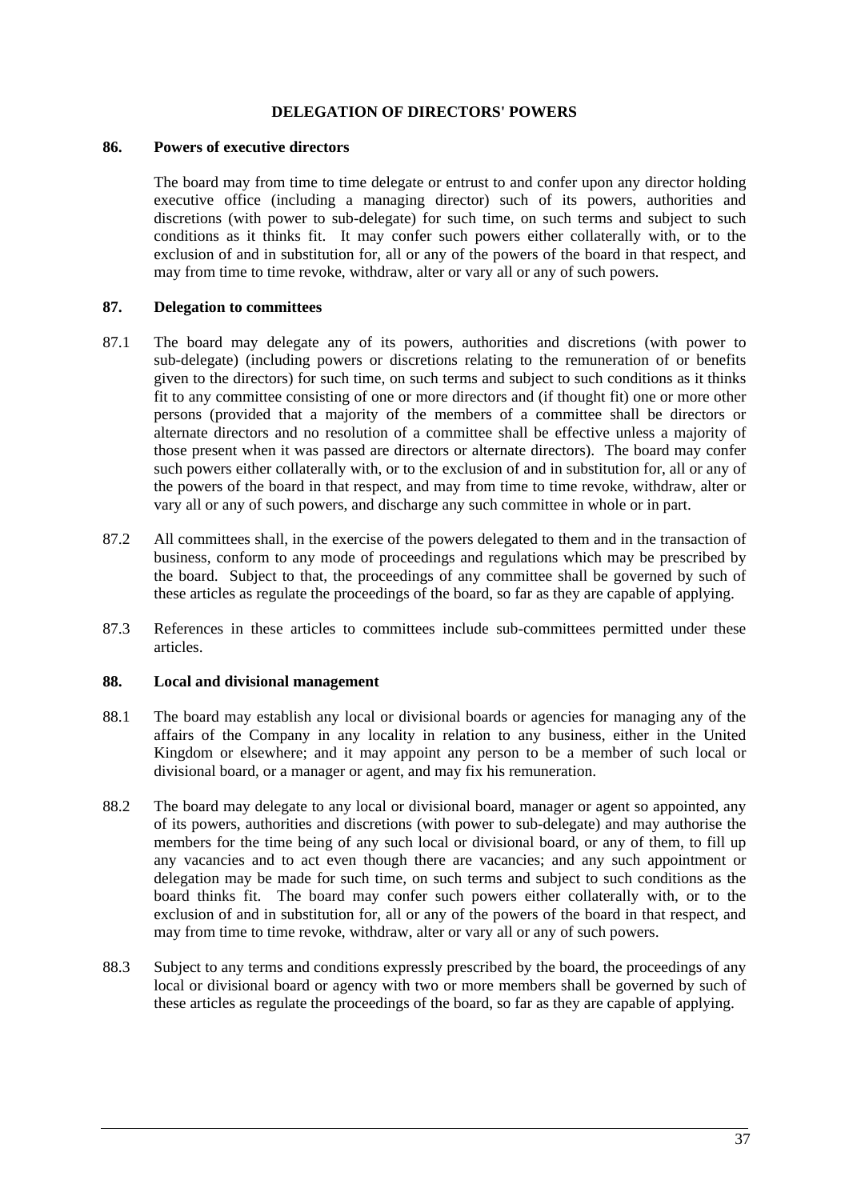## DELEGATION OF DIRECTORS' POWERS

### 86. Powers of executive directors

The board may from time to time delegate or entrust to and confer upon any director holding executive office (including a managing director) such of its powers, authorities and discretions (with power to sub-delegate) for such time, on such terms and subject to such conditions as it thinks fit. It may confer such powers either collaterally with, or to the exclusion of and in substitution for, all or any of the powers of the board in that respect, and may from time to time revoke, withdraw, alter or vary all or any of such powers.

### 87. Delegation to committees

87.1 The board may delegate any of its powers, authorities and discretions (with power to sub-delegate) (including powers or discretions relating to the remuneration of or benefits given to the directors) for such time, on such terms and subject to such conditions as it thinks fit to any committee consisting of one or more directors and (if thought fit) one or more other persons (provided that a majority of the members of a committee shall be directors or alternate directors and no resolution of a committee shall be effective unless a majority of those present when it was passed are directors or alternate directors). The board may confer such powers either collaterally with, or to the exclusion of and in substitution for, all or any of the powers of the board in that respect, and may from time to time revoke, withdraw, alter or vary all or any of such powers, and discharge any such committee in whole or in part.

87.2 All committees shall, in the exercise of the powers delegated to them and in the transaction of business, conform to any mode of proceedings and regulations which may be prescribed by the board. Subject to that, the proceedings of any committee shall be governed by such of these articles as regulate the proceedings of the board, so far as they are capable of applying.

87.3 References in these articles to committees include sub-committees permitted under these articles.

### 88. Local and divisional management

88.1 The board may establish any local or divisional boards or agencies for managing any of the affairs of the Company in any locality in relation to any business, either in the United Kingdom or elsewhere; and it may appoint any person to be a member of such local or divisional board, or a manager or agent, and may fix his remuneration.

88.2 The board may delegate to any local or divisional board, manager or agent so appointed, any of its powers, authorities and discretions (with power to sub-delegate) and may authorise the members for the time being of any such local or divisional board, or any of them, to fill up any vacancies and to act even though there are vacancies; and any such appointment or delegation may be made for such time, on such terms and subject to such conditions as the board thinks fit. The board may confer such powers either collaterally with, or to the exclusion of and in substitution for, all or any of the powers of the board in that respect, and may from time to time revoke, withdraw, alter or vary all or any of such powers.

88.3 Subject to any terms and conditions expressly prescribed by the board, the proceedings of any local or divisional board or agency with two or more members shall be governed by such of these articles as regulate the proceedings of the board, so far as they are capable of applying.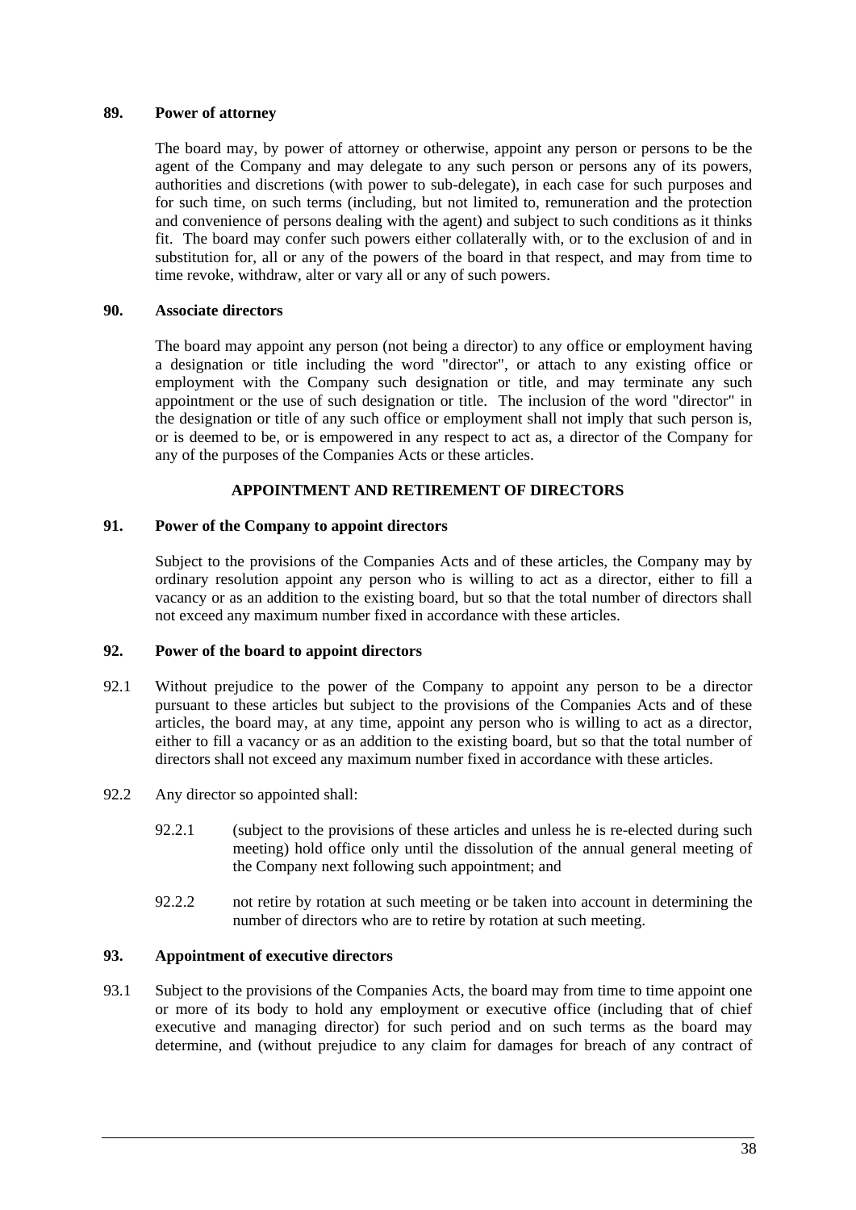**89. Power of attorney**

The board may, by power of attorney or otherwise, appoint any person or persons to be the agent of the Company and may delegate to any such person or persons any of its powers, authorities and discretions (with power to sub-delegate), in each case for such purposes and for such time, on such terms (including, but not limited to, remuneration and the protection and convenience of persons dealing with the agent) and subject to such conditions as it thinks fit. The board may confer such powers either collaterally with, or to the exclusion of and in substitution for, all or any of the powers of the board in that respect, and may from time to time revoke, withdraw, alter or vary all or any of such powers.

**90. Associate directors**

The board may appoint any person (not being a director) to any office or employment having a designation or title including the word "director", or attach to any existing office or employment with the Company such designation or title, and may terminate any such appointment or the use of such designation or title. The inclusion of the word "director" in the designation or title of any such office or employment shall not imply that such person is, or is deemed to be, or is empowered in any respect to act as, a director of the Company for any of the purposes of the Companies Acts or these articles.

## APPOINTMENT AND RETIREMENT OF DIRECTORS

**91. Power of the Company to appoint directors**

Subject to the provisions of the Companies Acts and of these articles, the Company may by ordinary resolution appoint any person who is willing to act as a director, either to fill a vacancy or as an addition to the existing board, but so that the total number of directors shall not exceed any maximum number fixed in accordance with these articles.

**92. Power of the board to appoint directors**

92.1 Without prejudice to the power of the Company to appoint any person to be a director pursuant to these articles but subject to the provisions of the Companies Acts and of these articles, the board may, at any time, appoint any person who is willing to act as a director, either to fill a vacancy or as an addition to the existing board, but so that the total number of directors shall not exceed any maximum number fixed in accordance with these articles.

92.2 Any director so appointed shall:

92.2.1 (subject to the provisions of these articles and unless he is re-elected during such meeting) hold office only until the dissolution of the annual general meeting of the Company next following such appointment; and

92.2.2 not retire by rotation at such meeting or be taken into account in determining the number of directors who are to retire by rotation at such meeting.

**93. Appointment of executive directors**

93.1 Subject to the provisions of the Companies Acts, the board may from time to time appoint one or more of its body to hold any employment or executive office (including that of chief executive and managing director) for such period and on such terms as the board may determine, and (without prejudice to any claim for damages for breach of any contract of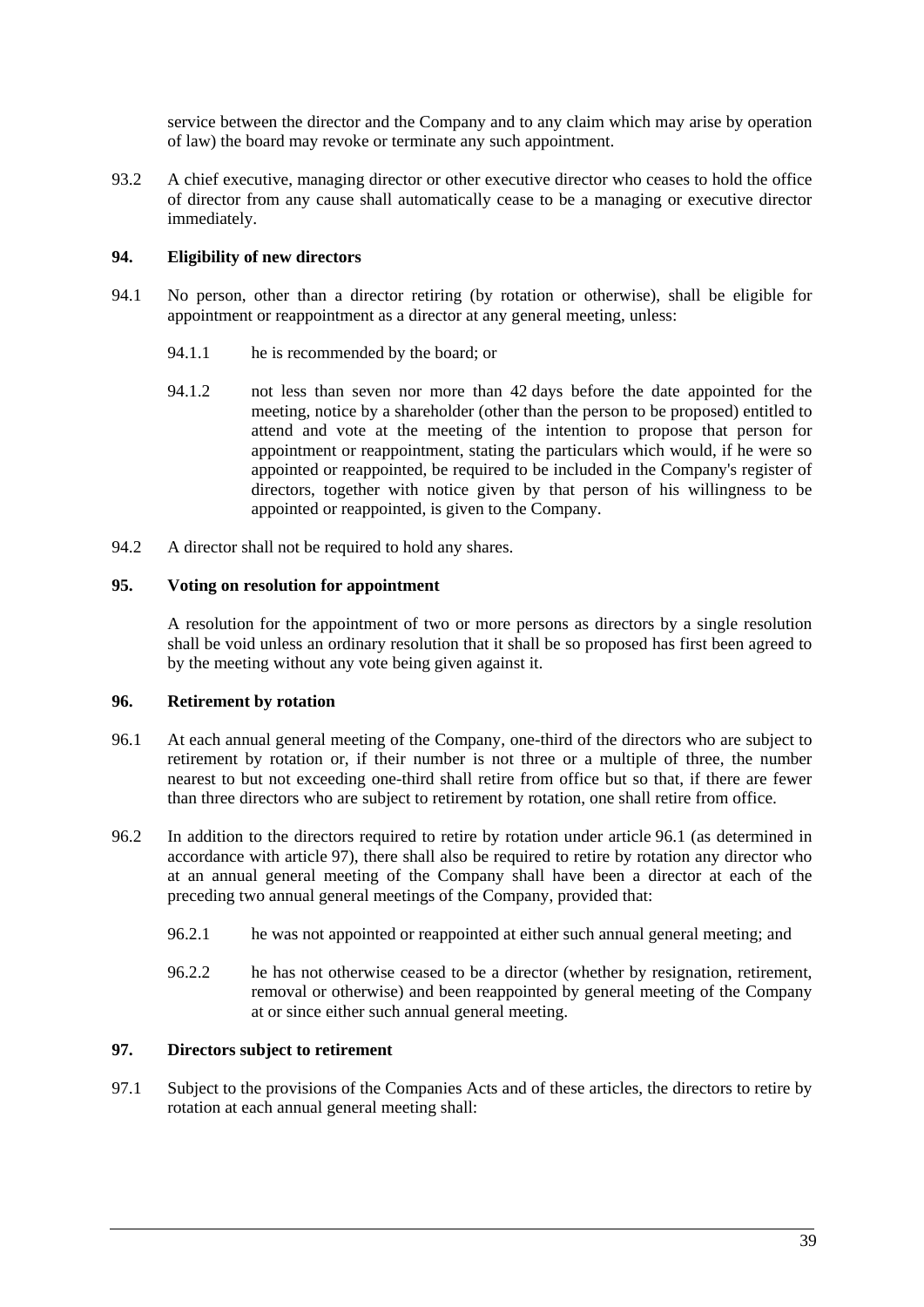service between the director and the Company and to any claim which may arise by operation of law) the board may revoke or terminate any such appointment.

93.2 A chief executive, managing director or other executive director who ceases to hold the office of director from any cause shall automatically cease to be a managing or executive director immediately.

**94. Eligibility of new directors**

94.1 No person, other than a director retiring (by rotation or otherwise), shall be eligible for appointment or reappointment as a director at any general meeting, unless:

94.1.1 he is recommended by the board; or

94.1.2 not less than seven nor more than 42 days before the date appointed for the meeting, notice by a shareholder (other than the person to be proposed) entitled to attend and vote at the meeting of the intention to propose that person for appointment or reappointment, stating the particulars which would, if he were so appointed or reappointed, be required to be included in the Company's register of directors, together with notice given by that person of his willingness to be appointed or reappointed, is given to the Company.

94.2 A director shall not be required to hold any shares.

**95. Voting on resolution for appointment**

A resolution for the appointment of two or more persons as directors by a single resolution shall be void unless an ordinary resolution that it shall be so proposed has first been agreed to by the meeting without any vote being given against it.

**96. Retirement by rotation**

96.1 At each annual general meeting of the Company, one-third of the directors who are subject to retirement by rotation or, if their number is not three or a multiple of three, the number nearest to but not exceeding one-third shall retire from office but so that, if there are fewer than three directors who are subject to retirement by rotation, one shall retire from office.

96.2 In addition to the directors required to retire by rotation under article 96.1 (as determined in accordance with article 97), there shall also be required to retire by rotation any director who at an annual general meeting of the Company shall have been a director at each of the preceding two annual general meetings of the Company, provided that:

96.2.1 he was not appointed or reappointed at either such annual general meeting; and

96.2.2 he has not otherwise ceased to be a director (whether by resignation, retirement, removal or otherwise) and been reappointed by general meeting of the Company at or since either such annual general meeting.

**97. Directors subject to retirement**

97.1 Subject to the provisions of the Companies Acts and of these articles, the directors to retire by rotation at each annual general meeting shall: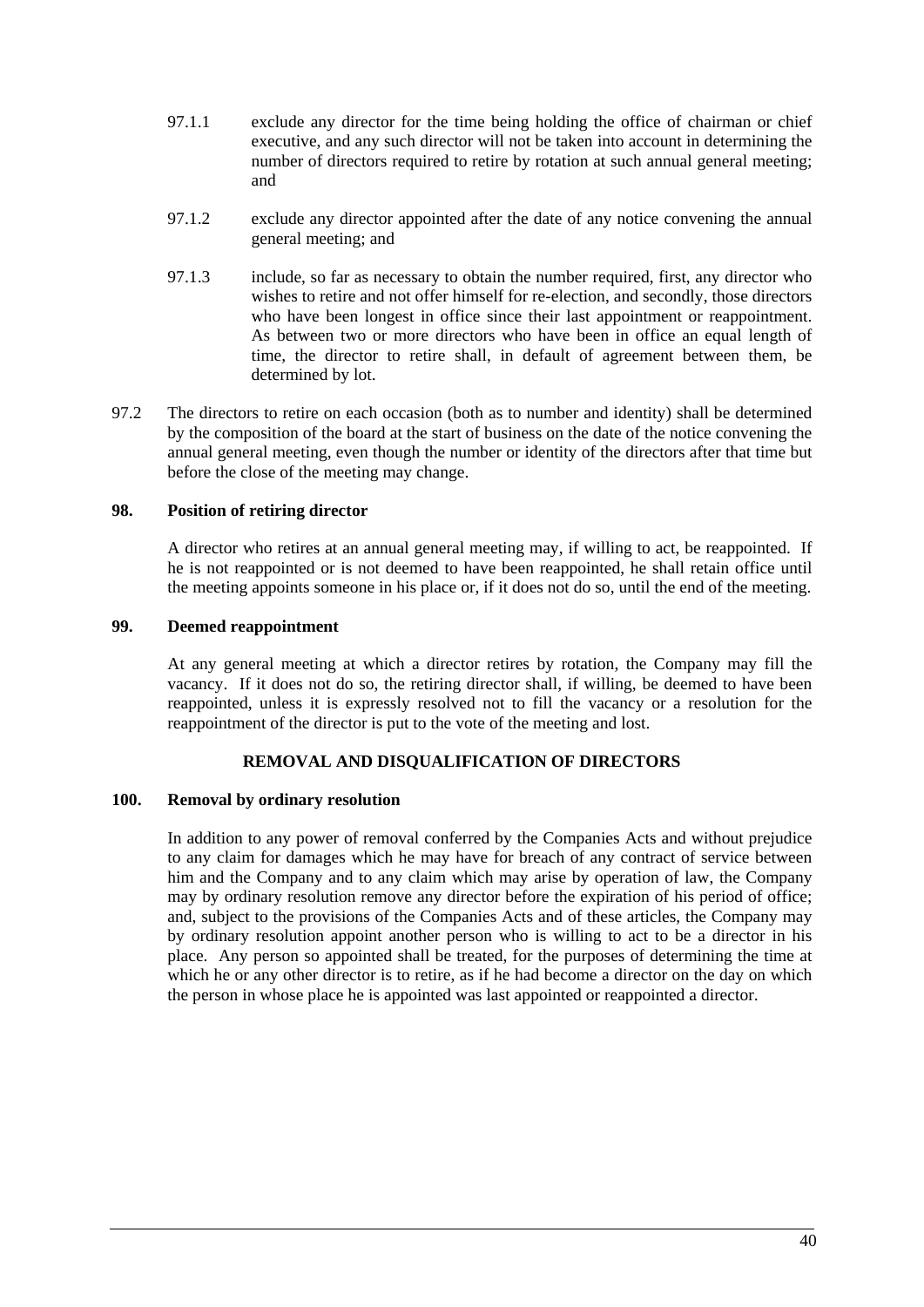97.1.1 exclude any director for the time being holding the office of chairman or chief executive, and any such director will not be taken into account in determining the number of directors required to retire by rotation at such annual general meeting; and

97.1.2 exclude any director appointed after the date of any notice convening the annual general meeting; and

97.1.3 include, so far as necessary to obtain the number required, first, any director who wishes to retire and not offer himself for re-election, and secondly, those directors who have been longest in office since their last appointment or reappointment. As between two or more directors who have been in office an equal length of time, the director to retire shall, in default of agreement between them, be determined by lot.

97.2 The directors to retire on each occasion (both as to number and identity) shall be determined by the composition of the board at the start of business on the date of the notice convening the annual general meeting, even though the number or identity of the directors after that time but before the close of the meeting may change.

**98. Position of retiring director**

A director who retires at an annual general meeting may, if willing to act, be reappointed. If he is not reappointed or is not deemed to have been reappointed, he shall retain office until the meeting appoints someone in his place or, if it does not do so, until the end of the meeting.

**99. Deemed reappointment**

At any general meeting at which a director retires by rotation, the Company may fill the vacancy. If it does not do so, the retiring director shall, if willing, be deemed to have been reappointed, unless it is expressly resolved not to fill the vacancy or a resolution for the reappointment of the director is put to the vote of the meeting and lost.

**REMOVAL AND DISQUALIFICATION OF DIRECTORS**

**100. Removal by ordinary resolution**

In addition to any power of removal conferred by the Companies Acts and without prejudice to any claim for damages which he may have for breach of any contract of service between him and the Company and to any claim which may arise by operation of law, the Company may by ordinary resolution remove any director before the expiration of his period of office; and, subject to the provisions of the Companies Acts and of these articles, the Company may by ordinary resolution appoint another person who is willing to act to be a director in his place. Any person so appointed shall be treated, for the purposes of determining the time at which he or any other director is to retire, as if he had become a director on the day on which the person in whose place he is appointed was last appointed or reappointed a director.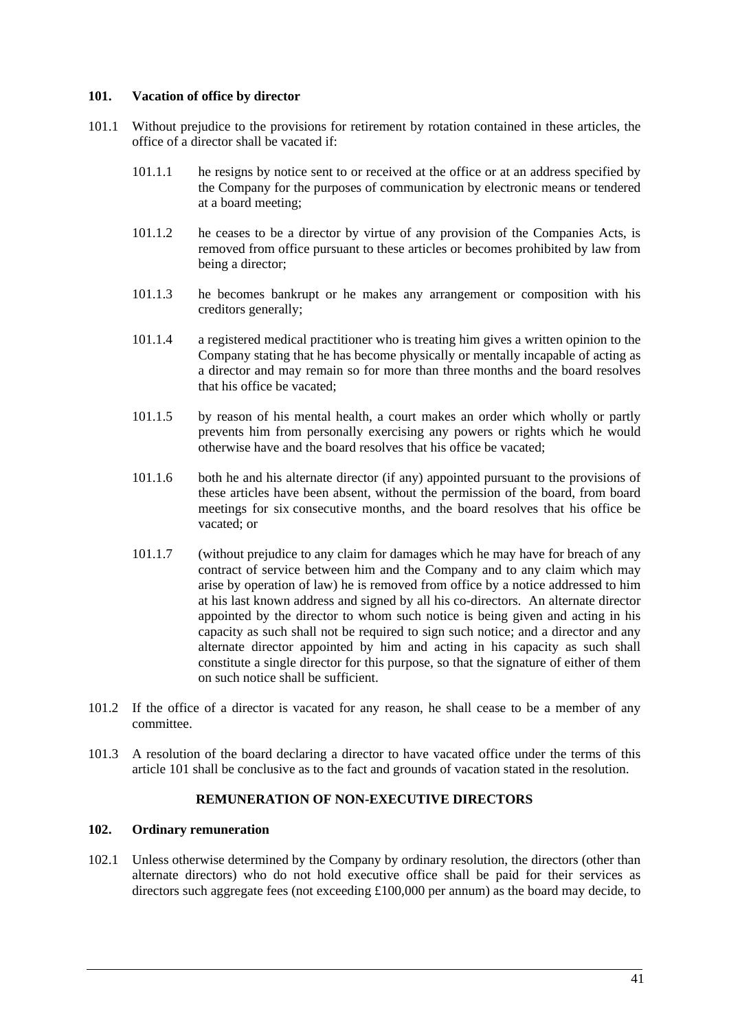### 101. Vacation of office by director

101.1 Without prejudice to the provisions for retirement by rotation contained in these articles, the office of a director shall be vacated if:

101.1.1 he resigns by notice sent to or received at the office or at an address specified by the Company for the purposes of communication by electronic means or tendered at a board meeting;

101.1.2 he ceases to be a director by virtue of any provision of the Companies Acts, is removed from office pursuant to these articles or becomes prohibited by law from being a director;

101.1.3 he becomes bankrupt or he makes any arrangement or composition with his creditors generally;

101.1.4 a registered medical practitioner who is treating him gives a written opinion to the Company stating that he has become physically or mentally incapable of acting as a director and may remain so for more than three months and the board resolves that his office be vacated;

101.1.5 by reason of his mental health, a court makes an order which wholly or partly prevents him from personally exercising any powers or rights which he would otherwise have and the board resolves that his office be vacated;

101.1.6 both he and his alternate director (if any) appointed pursuant to the provisions of these articles have been absent, without the permission of the board, from board meetings for six consecutive months, and the board resolves that his office be vacated; or

101.1.7 (without prejudice to any claim for damages which he may have for breach of any contract of service between him and the Company and to any claim which may arise by operation of law) he is removed from office by a notice addressed to him at his last known address and signed by all his co-directors. An alternate director appointed by the director to whom such notice is being given and acting in his capacity as such shall not be required to sign such notice; and a director and any alternate director appointed by him and acting in his capacity as such shall constitute a single director for this purpose, so that the signature of either of them on such notice shall be sufficient.

101.2 If the office of a director is vacated for any reason, he shall cease to be a member of any committee.

101.3 A resolution of the board declaring a director to have vacated office under the terms of this article 101 shall be conclusive as to the fact and grounds of vacation stated in the resolution.

## REMUNERATION OF NON-EXECUTIVE DIRECTORS

### 102. Ordinary remuneration

102.1 Unless otherwise determined by the Company by ordinary resolution, the directors (other than alternate directors) who do not hold executive office shall be paid for their services as directors such aggregate fees (not exceeding £100,000 per annum) as the board may decide, to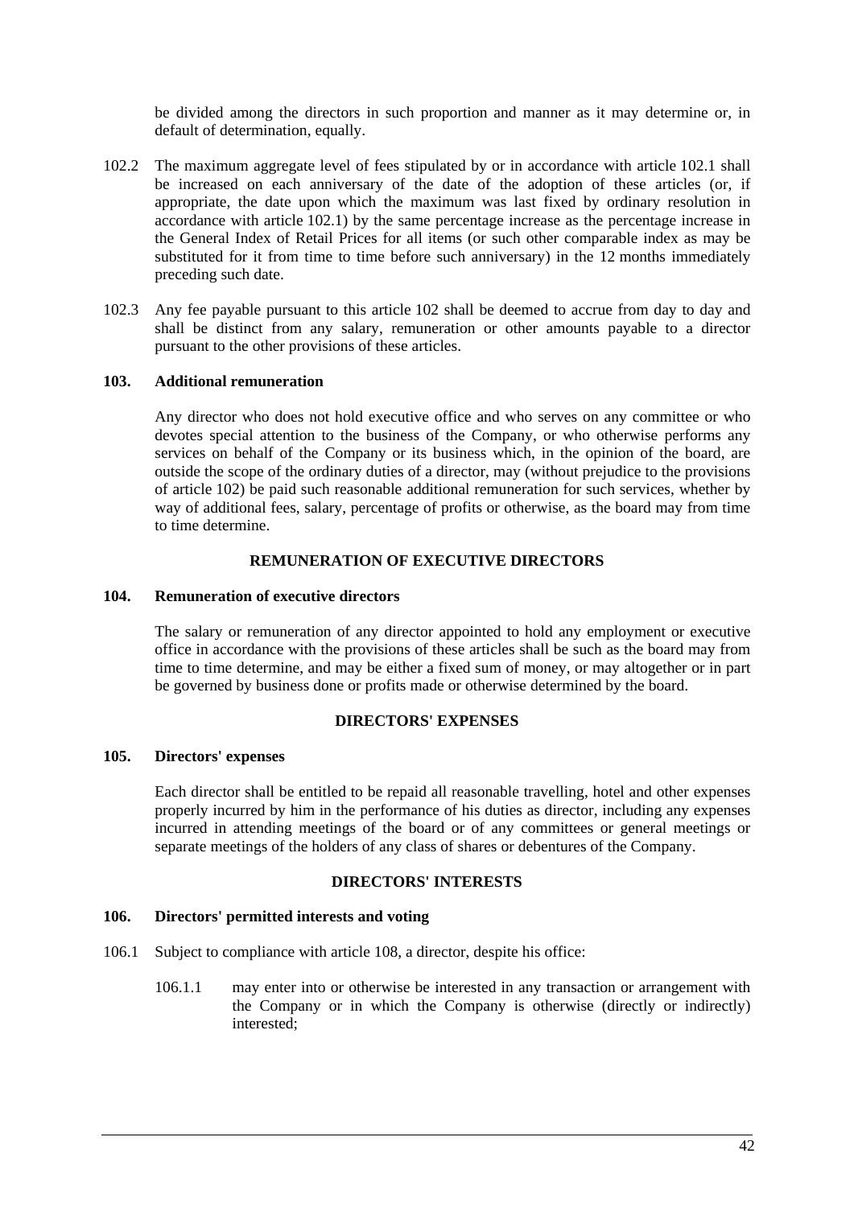be divided among the directors in such proportion and manner as it may determine or, in default of determination, equally.

102.2 The maximum aggregate level of fees stipulated by or in accordance with article 102.1 shall be increased on each anniversary of the date of the adoption of these articles (or, if appropriate, the date upon which the maximum was last fixed by ordinary resolution in accordance with article 102.1) by the same percentage increase as the percentage increase in the General Index of Retail Prices for all items (or such other comparable index as may be substituted for it from time to time before such anniversary) in the 12 months immediately preceding such date.

102.3 Any fee payable pursuant to this article 102 shall be deemed to accrue from day to day and shall be distinct from any salary, remuneration or other amounts payable to a director pursuant to the other provisions of these articles.

**103. Additional remuneration**

Any director who does not hold executive office and who serves on any committee or who devotes special attention to the business of the Company, or who otherwise performs any services on behalf of the Company or its business which, in the opinion of the board, are outside the scope of the ordinary duties of a director, may (without prejudice to the provisions of article 102) be paid such reasonable additional remuneration for such services, whether by way of additional fees, salary, percentage of profits or otherwise, as the board may from time to time determine.

**REMUNERATION OF EXECUTIVE DIRECTORS**

**104. Remuneration of executive directors**

The salary or remuneration of any director appointed to hold any employment or executive office in accordance with the provisions of these articles shall be such as the board may from time to time determine, and may be either a fixed sum of money, or may altogether or in part be governed by business done or profits made or otherwise determined by the board.

**DIRECTORS' EXPENSES**

**105. Directors' expenses**

Each director shall be entitled to be repaid all reasonable travelling, hotel and other expenses properly incurred by him in the performance of his duties as director, including any expenses incurred in attending meetings of the board or of any committees or general meetings or separate meetings of the holders of any class of shares or debentures of the Company.

**DIRECTORS' INTERESTS**

**106. Directors' permitted interests and voting**

106.1 Subject to compliance with article 108, a director, despite his office:

106.1.1 may enter into or otherwise be interested in any transaction or arrangement with the Company or in which the Company is otherwise (directly or indirectly) interested;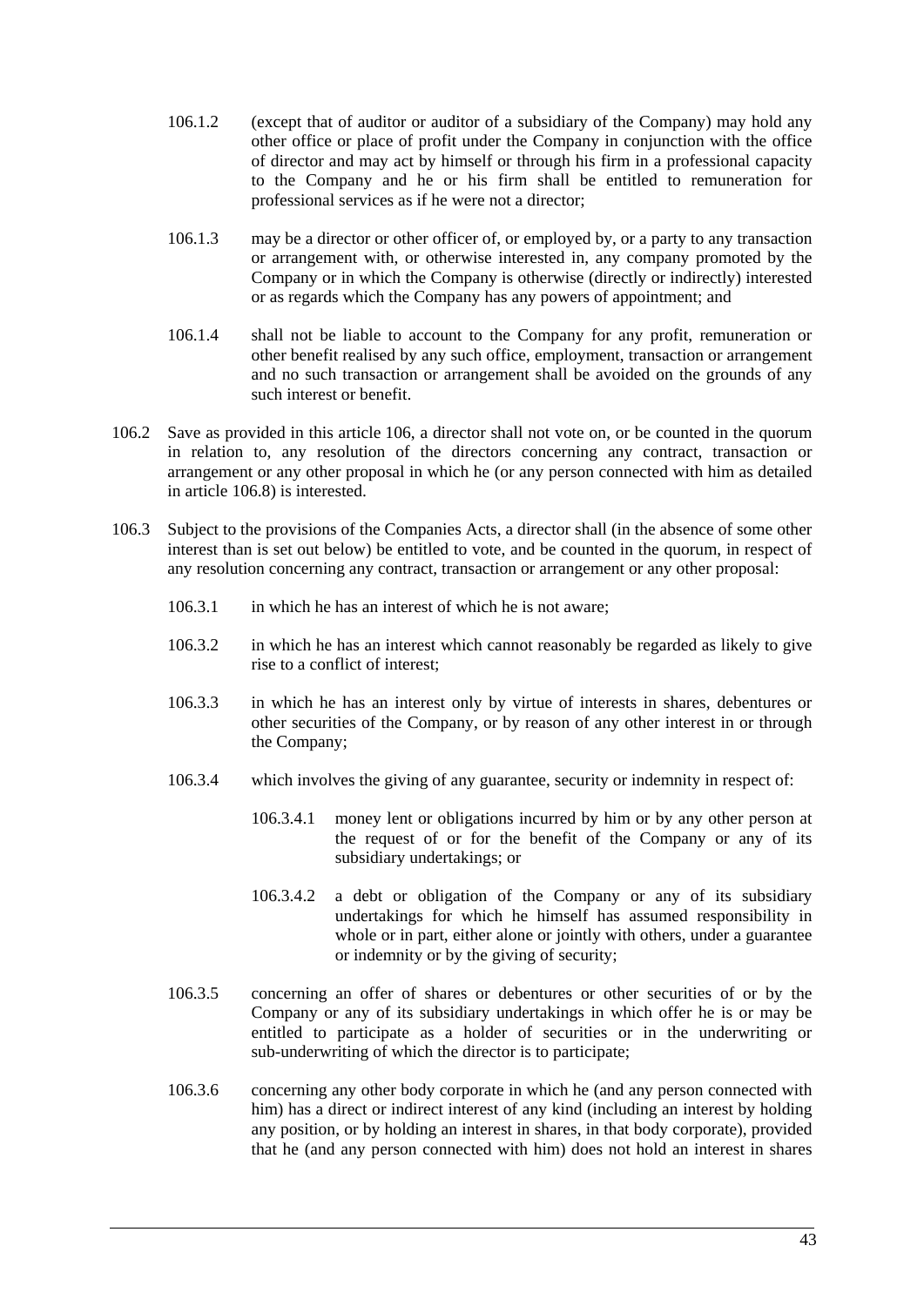106.1.2 (except that of auditor or auditor of a subsidiary of the Company) may hold any other office or place of profit under the Company in conjunction with the office of director and may act by himself or through his firm in a professional capacity to the Company and he or his firm shall be entitled to remuneration for professional services as if he were not a director;

106.1.3 may be a director or other officer of, or employed by, or a party to any transaction or arrangement with, or otherwise interested in, any company promoted by the Company or in which the Company is otherwise (directly or indirectly) interested or as regards which the Company has any powers of appointment; and

106.1.4 shall not be liable to account to the Company for any profit, remuneration or other benefit realised by any such office, employment, transaction or arrangement and no such transaction or arrangement shall be avoided on the grounds of any such interest or benefit.

106.2 Save as provided in this article 106, a director shall not vote on, or be counted in the quorum in relation to, any resolution of the directors concerning any contract, transaction or arrangement or any other proposal in which he (or any person connected with him as detailed in article 106.8) is interested.

106.3 Subject to the provisions of the Companies Acts, a director shall (in the absence of some other interest than is set out below) be entitled to vote, and be counted in the quorum, in respect of any resolution concerning any contract, transaction or arrangement or any other proposal:

106.3.1 in which he has an interest of which he is not aware;

106.3.2 in which he has an interest which cannot reasonably be regarded as likely to give rise to a conflict of interest;

106.3.3 in which he has an interest only by virtue of interests in shares, debentures or other securities of the Company, or by reason of any other interest in or through the Company;

106.3.4 which involves the giving of any guarantee, security or indemnity in respect of:

106.3.4.1 money lent or obligations incurred by him or by any other person at the request of or for the benefit of the Company or any of its subsidiary undertakings; or

106.3.4.2 a debt or obligation of the Company or any of its subsidiary undertakings for which he himself has assumed responsibility in whole or in part, either alone or jointly with others, under a guarantee or indemnity or by the giving of security;

106.3.5 concerning an offer of shares or debentures or other securities of or by the Company or any of its subsidiary undertakings in which offer he is or may be entitled to participate as a holder of securities or in the underwriting or sub-underwriting of which the director is to participate;

106.3.6 concerning any other body corporate in which he (and any person connected with him) has a direct or indirect interest of any kind (including an interest by holding any position, or by holding an interest in shares, in that body corporate), provided that he (and any person connected with him) does not hold an interest in shares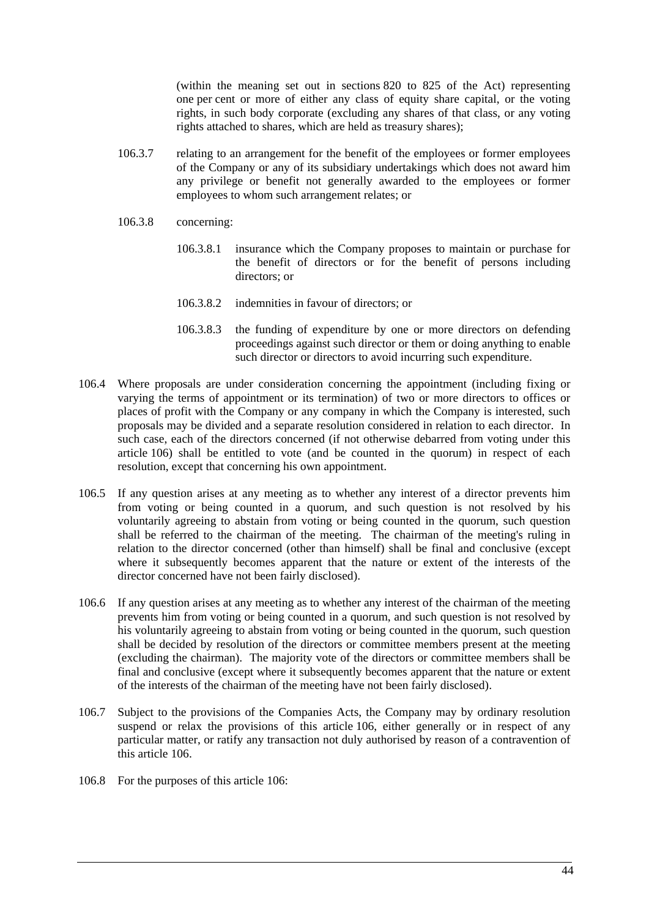(within the meaning set out in sections 820 to 825 of the Act) representing one per cent or more of either any class of equity share capital, or the voting rights, in such body corporate (excluding any shares of that class, or any voting rights attached to shares, which are held as treasury shares);

106.3.7 relating to an arrangement for the benefit of the employees or former employees of the Company or any of its subsidiary undertakings which does not award him any privilege or benefit not generally awarded to the employees or former employees to whom such arrangement relates; or

106.3.8 concerning:

106.3.8.1 insurance which the Company proposes to maintain or purchase for the benefit of directors or for the benefit of persons including directors; or

106.3.8.2 indemnities in favour of directors; or

106.3.8.3 the funding of expenditure by one or more directors on defending proceedings against such director or them or doing anything to enable such director or directors to avoid incurring such expenditure.

106.4 Where proposals are under consideration concerning the appointment (including fixing or varying the terms of appointment or its termination) of two or more directors to offices or places of profit with the Company or any company in which the Company is interested, such proposals may be divided and a separate resolution considered in relation to each director. In such case, each of the directors concerned (if not otherwise debarred from voting under this article 106) shall be entitled to vote (and be counted in the quorum) in respect of each resolution, except that concerning his own appointment.

106.5 If any question arises at any meeting as to whether any interest of a director prevents him from voting or being counted in a quorum, and such question is not resolved by his voluntarily agreeing to abstain from voting or being counted in the quorum, such question shall be referred to the chairman of the meeting. The chairman of the meeting's ruling in relation to the director concerned (other than himself) shall be final and conclusive (except where it subsequently becomes apparent that the nature or extent of the interests of the director concerned have not been fairly disclosed).

106.6 If any question arises at any meeting as to whether any interest of the chairman of the meeting prevents him from voting or being counted in a quorum, and such question is not resolved by his voluntarily agreeing to abstain from voting or being counted in the quorum, such question shall be decided by resolution of the directors or committee members present at the meeting (excluding the chairman). The majority vote of the directors or committee members shall be final and conclusive (except where it subsequently becomes apparent that the nature or extent of the interests of the chairman of the meeting have not been fairly disclosed).

106.7 Subject to the provisions of the Companies Acts, the Company may by ordinary resolution suspend or relax the provisions of this article 106, either generally or in respect of any particular matter, or ratify any transaction not duly authorised by reason of a contravention of this article 106.

106.8 For the purposes of this article 106: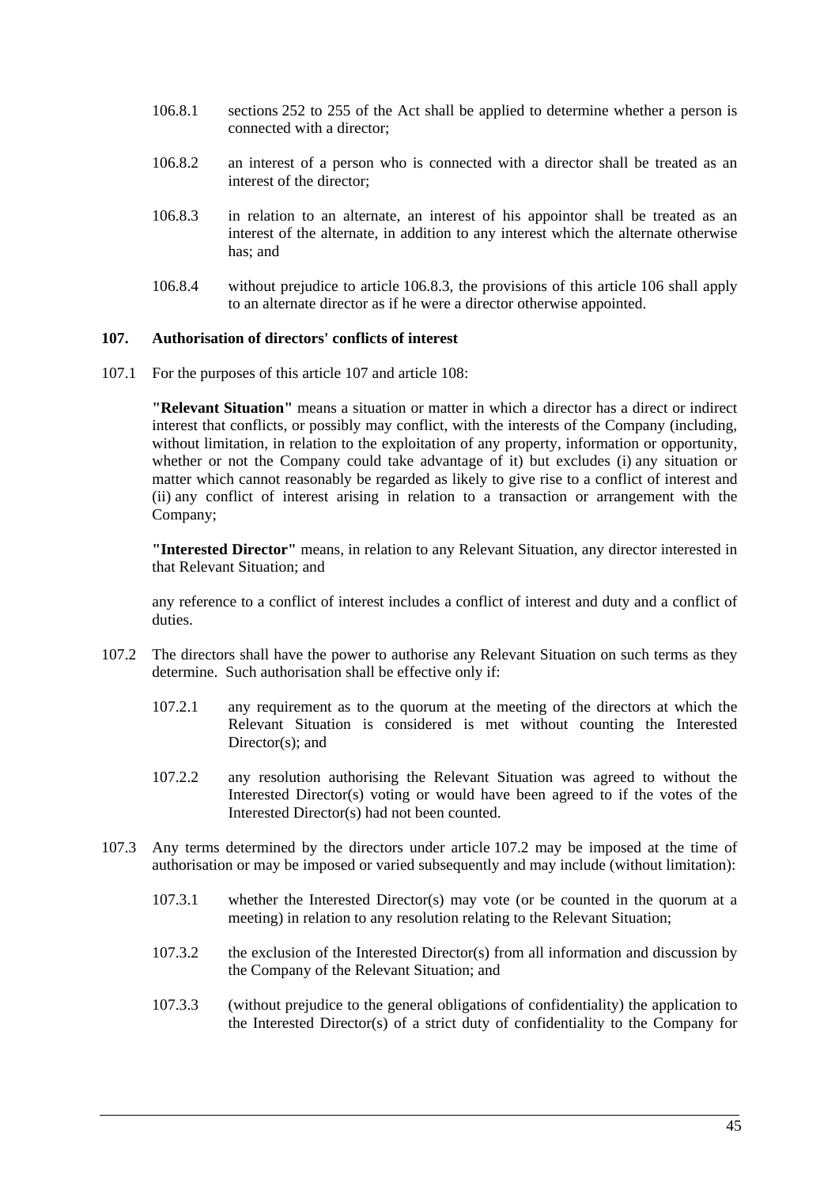106.8.1 sections 252 to 255 of the Act shall be applied to determine whether a person is connected with a director;

106.8.2 an interest of a person who is connected with a director shall be treated as an interest of the director;

106.8.3 in relation to an alternate, an interest of his appointor shall be treated as an interest of the alternate, in addition to any interest which the alternate otherwise has; and

106.8.4 without prejudice to article 106.8.3, the provisions of this article 106 shall apply to an alternate director as if he were a director otherwise appointed.

## 107. Authorisation of directors' conflicts of interest

107.1 For the purposes of this article 107 and article 108:

**"Relevant Situation"** means a situation or matter in which a director has a direct or indirect interest that conflicts, or possibly may conflict, with the interests of the Company (including, without limitation, in relation to the exploitation of any property, information or opportunity, whether or not the Company could take advantage of it) but excludes (i) any situation or matter which cannot reasonably be regarded as likely to give rise to a conflict of interest and (ii) any conflict of interest arising in relation to a transaction or arrangement with the Company;

**"Interested Director"** means, in relation to any Relevant Situation, any director interested in that Relevant Situation; and

any reference to a conflict of interest includes a conflict of interest and duty and a conflict of duties.

107.2 The directors shall have the power to authorise any Relevant Situation on such terms as they determine. Such authorisation shall be effective only if:

107.2.1 any requirement as to the quorum at the meeting of the directors at which the Relevant Situation is considered is met without counting the Interested Director(s); and

107.2.2 any resolution authorising the Relevant Situation was agreed to without the Interested Director(s) voting or would have been agreed to if the votes of the Interested Director(s) had not been counted.

107.3 Any terms determined by the directors under article 107.2 may be imposed at the time of authorisation or may be imposed or varied subsequently and may include (without limitation):

107.3.1 whether the Interested Director(s) may vote (or be counted in the quorum at a meeting) in relation to any resolution relating to the Relevant Situation;

107.3.2 the exclusion of the Interested Director(s) from all information and discussion by the Company of the Relevant Situation; and

107.3.3 (without prejudice to the general obligations of confidentiality) the application to the Interested Director(s) of a strict duty of confidentiality to the Company for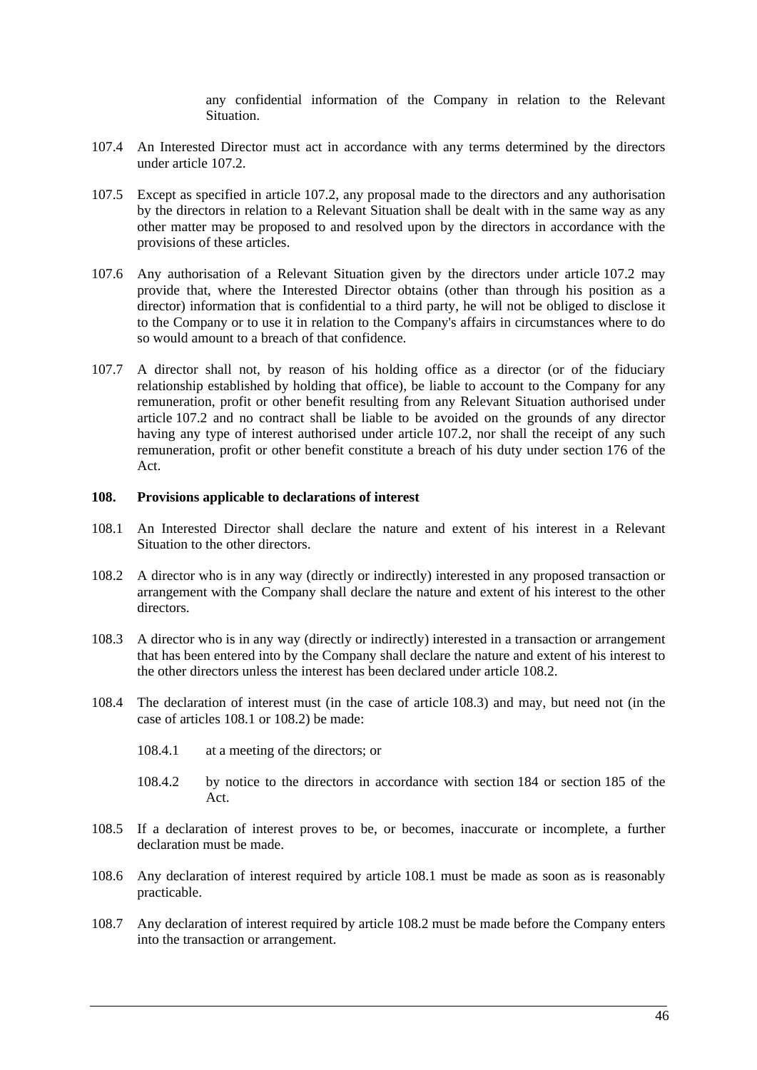any confidential information of the Company in relation to the Relevant Situation.

107.4 An Interested Director must act in accordance with any terms determined by the directors under article 107.2.

107.5 Except as specified in article 107.2, any proposal made to the directors and any authorisation by the directors in relation to a Relevant Situation shall be dealt with in the same way as any other matter may be proposed to and resolved upon by the directors in accordance with the provisions of these articles.

107.6 Any authorisation of a Relevant Situation given by the directors under article 107.2 may provide that, where the Interested Director obtains (other than through his position as a director) information that is confidential to a third party, he will not be obliged to disclose it to the Company or to use it in relation to the Company's affairs in circumstances where to do so would amount to a breach of that confidence.

107.7 A director shall not, by reason of his holding office as a director (or of the fiduciary relationship established by holding that office), be liable to account to the Company for any remuneration, profit or other benefit resulting from any Relevant Situation authorised under article 107.2 and no contract shall be liable to be avoided on the grounds of any director having any type of interest authorised under article 107.2, nor shall the receipt of any such remuneration, profit or other benefit constitute a breach of his duty under section 176 of the Act.

**108. Provisions applicable to declarations of interest**

108.1 An Interested Director shall declare the nature and extent of his interest in a Relevant Situation to the other directors.

108.2 A director who is in any way (directly or indirectly) interested in any proposed transaction or arrangement with the Company shall declare the nature and extent of his interest to the other directors.

108.3 A director who is in any way (directly or indirectly) interested in a transaction or arrangement that has been entered into by the Company shall declare the nature and extent of his interest to the other directors unless the interest has been declared under article 108.2.

108.4 The declaration of interest must (in the case of article 108.3) and may, but need not (in the case of articles 108.1 or 108.2) be made:

108.4.1 at a meeting of the directors; or

108.4.2 by notice to the directors in accordance with section 184 or section 185 of the Act.

108.5 If a declaration of interest proves to be, or becomes, inaccurate or incomplete, a further declaration must be made.

108.6 Any declaration of interest required by article 108.1 must be made as soon as is reasonably practicable.

108.7 Any declaration of interest required by article 108.2 must be made before the Company enters into the transaction or arrangement.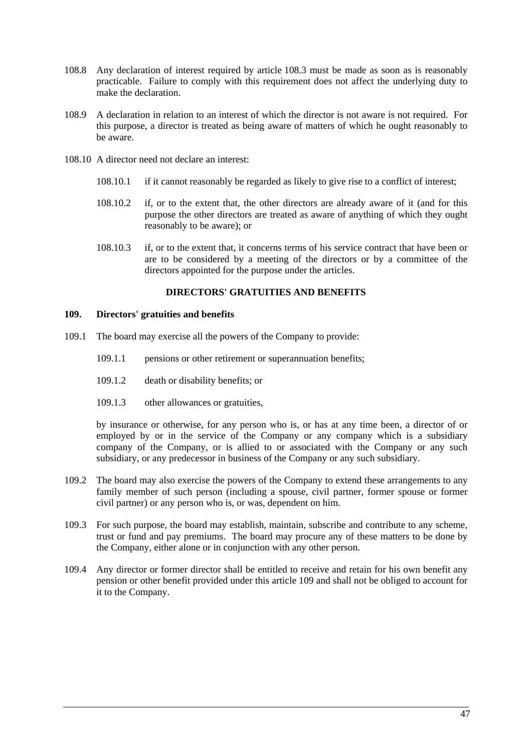108.8 Any declaration of interest required by article 108.3 must be made as soon as is reasonably practicable. Failure to comply with this requirement does not affect the underlying duty to make the declaration.

108.9 A declaration in relation to an interest of which the director is not aware is not required. For this purpose, a director is treated as being aware of matters of which he ought reasonably to be aware.

108.10 A director need not declare an interest:

108.10.1 if it cannot reasonably be regarded as likely to give rise to a conflict of interest;

108.10.2 if, or to the extent that, the other directors are already aware of it (and for this purpose the other directors are treated as aware of anything of which they ought reasonably to be aware); or

108.10.3 if, or to the extent that, it concerns terms of his service contract that have been or are to be considered by a meeting of the directors or by a committee of the directors appointed for the purpose under the articles.

## DIRECTORS' GRATUITIES AND BENEFITS

### 109. Directors' gratuities and benefits

109.1 The board may exercise all the powers of the Company to provide:

109.1.1 pensions or other retirement or superannuation benefits;

109.1.2 death or disability benefits; or

109.1.3 other allowances or gratuities,

by insurance or otherwise, for any person who is, or has at any time been, a director of or employed by or in the service of the Company or any company which is a subsidiary company of the Company, or is allied to or associated with the Company or any such subsidiary, or any predecessor in business of the Company or any such subsidiary.

109.2 The board may also exercise the powers of the Company to extend these arrangements to any family member of such person (including a spouse, civil partner, former spouse or former civil partner) or any person who is, or was, dependent on him.

109.3 For such purpose, the board may establish, maintain, subscribe and contribute to any scheme, trust or fund and pay premiums. The board may procure any of these matters to be done by the Company, either alone or in conjunction with any other person.

109.4 Any director or former director shall be entitled to receive and retain for his own benefit any pension or other benefit provided under this article 109 and shall not be obliged to account for it to the Company.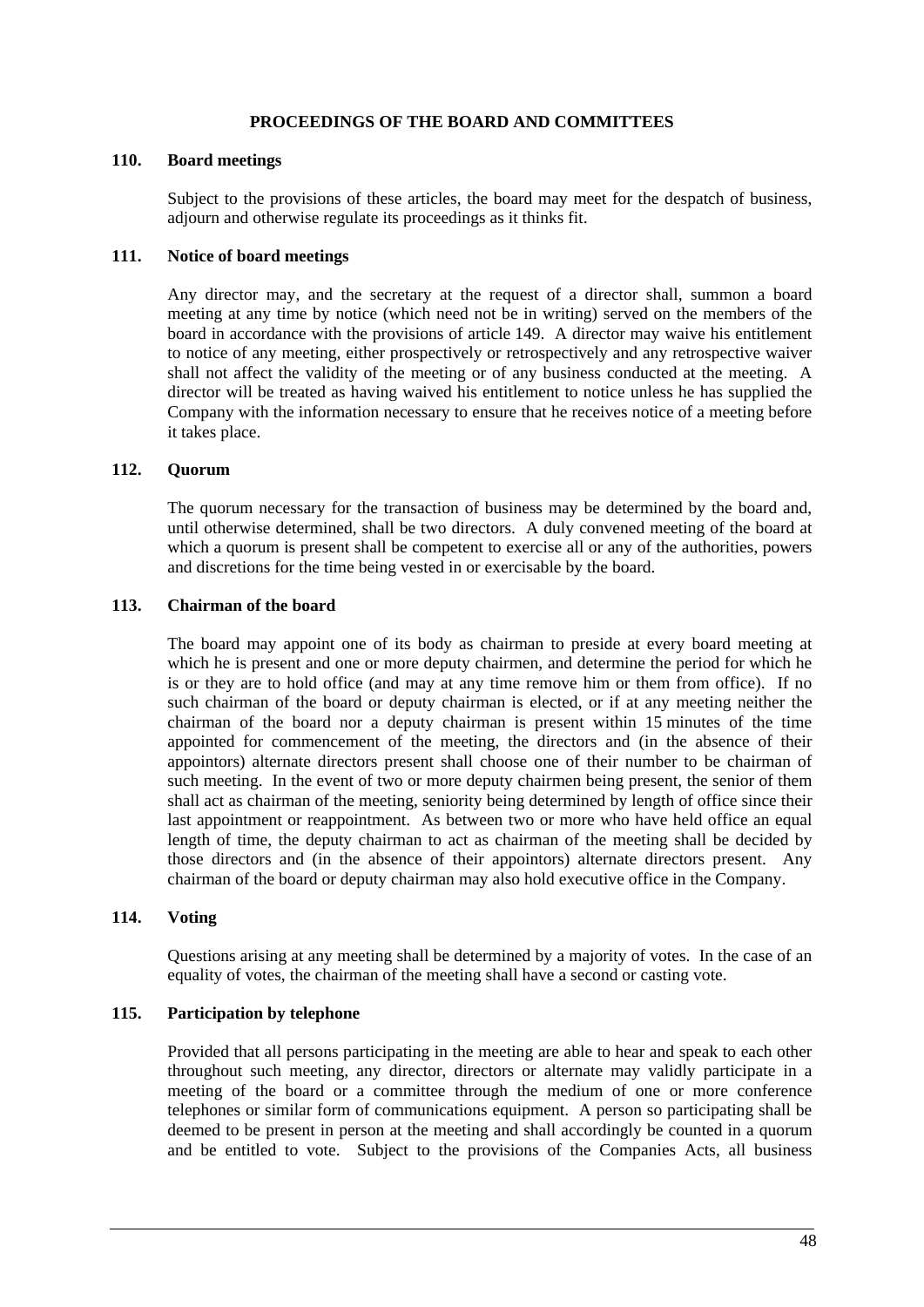## PROCEEDINGS OF THE BOARD AND COMMITTEES

### 110. Board meetings

Subject to the provisions of these articles, the board may meet for the despatch of business, adjourn and otherwise regulate its proceedings as it thinks fit.

### 111. Notice of board meetings

Any director may, and the secretary at the request of a director shall, summon a board meeting at any time by notice (which need not be in writing) served on the members of the board in accordance with the provisions of article 149. A director may waive his entitlement to notice of any meeting, either prospectively or retrospectively and any retrospective waiver shall not affect the validity of the meeting or of any business conducted at the meeting. A director will be treated as having waived his entitlement to notice unless he has supplied the Company with the information necessary to ensure that he receives notice of a meeting before it takes place.

### 112. Quorum

The quorum necessary for the transaction of business may be determined by the board and, until otherwise determined, shall be two directors. A duly convened meeting of the board at which a quorum is present shall be competent to exercise all or any of the authorities, powers and discretions for the time being vested in or exercisable by the board.

### 113. Chairman of the board

The board may appoint one of its body as chairman to preside at every board meeting at which he is present and one or more deputy chairmen, and determine the period for which he is or they are to hold office (and may at any time remove him or them from office). If no such chairman of the board or deputy chairman is elected, or if at any meeting neither the chairman of the board nor a deputy chairman is present within 15 minutes of the time appointed for commencement of the meeting, the directors and (in the absence of their appointors) alternate directors present shall choose one of their number to be chairman of such meeting. In the event of two or more deputy chairmen being present, the senior of them shall act as chairman of the meeting, seniority being determined by length of office since their last appointment or reappointment. As between two or more who have held office an equal length of time, the deputy chairman to act as chairman of the meeting shall be decided by those directors and (in the absence of their appointors) alternate directors present. Any chairman of the board or deputy chairman may also hold executive office in the Company.

### 114. Voting

Questions arising at any meeting shall be determined by a majority of votes. In the case of an equality of votes, the chairman of the meeting shall have a second or casting vote.

### 115. Participation by telephone

Provided that all persons participating in the meeting are able to hear and speak to each other throughout such meeting, any director, directors or alternate may validly participate in a meeting of the board or a committee through the medium of one or more conference telephones or similar form of communications equipment. A person so participating shall be deemed to be present in person at the meeting and shall accordingly be counted in a quorum and be entitled to vote. Subject to the provisions of the Companies Acts, all business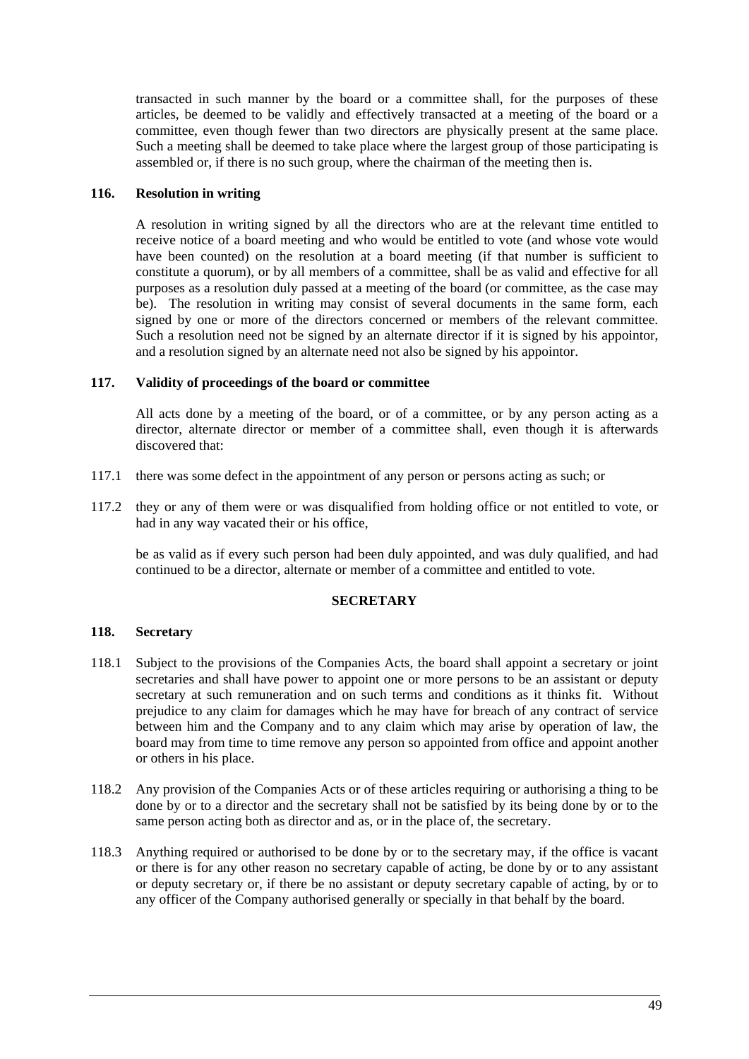transacted in such manner by the board or a committee shall, for the purposes of these articles, be deemed to be validly and effectively transacted at a meeting of the board or a committee, even though fewer than two directors are physically present at the same place. Such a meeting shall be deemed to take place where the largest group of those participating is assembled or, if there is no such group, where the chairman of the meeting then is.

### 116. Resolution in writing

A resolution in writing signed by all the directors who are at the relevant time entitled to receive notice of a board meeting and who would be entitled to vote (and whose vote would have been counted) on the resolution at a board meeting (if that number is sufficient to constitute a quorum), or by all members of a committee, shall be as valid and effective for all purposes as a resolution duly passed at a meeting of the board (or committee, as the case may be). The resolution in writing may consist of several documents in the same form, each signed by one or more of the directors concerned or members of the relevant committee. Such a resolution need not be signed by an alternate director if it is signed by his appointor, and a resolution signed by an alternate need not also be signed by his appointor.

### 117. Validity of proceedings of the board or committee

All acts done by a meeting of the board, or of a committee, or by any person acting as a director, alternate director or member of a committee shall, even though it is afterwards discovered that:

117.1 there was some defect in the appointment of any person or persons acting as such; or

117.2 they or any of them were or was disqualified from holding office or not entitled to vote, or had in any way vacated their or his office,

be as valid as if every such person had been duly appointed, and was duly qualified, and had continued to be a director, alternate or member of a committee and entitled to vote.

## SECRETARY

### 118. Secretary

118.1 Subject to the provisions of the Companies Acts, the board shall appoint a secretary or joint secretaries and shall have power to appoint one or more persons to be an assistant or deputy secretary at such remuneration and on such terms and conditions as it thinks fit. Without prejudice to any claim for damages which he may have for breach of any contract of service between him and the Company and to any claim which may arise by operation of law, the board may from time to time remove any person so appointed from office and appoint another or others in his place.

118.2 Any provision of the Companies Acts or of these articles requiring or authorising a thing to be done by or to a director and the secretary shall not be satisfied by its being done by or to the same person acting both as director and as, or in the place of, the secretary.

118.3 Anything required or authorised to be done by or to the secretary may, if the office is vacant or there is for any other reason no secretary capable of acting, be done by or to any assistant or deputy secretary or, if there be no assistant or deputy secretary capable of acting, by or to any officer of the Company authorised generally or specially in that behalf by the board.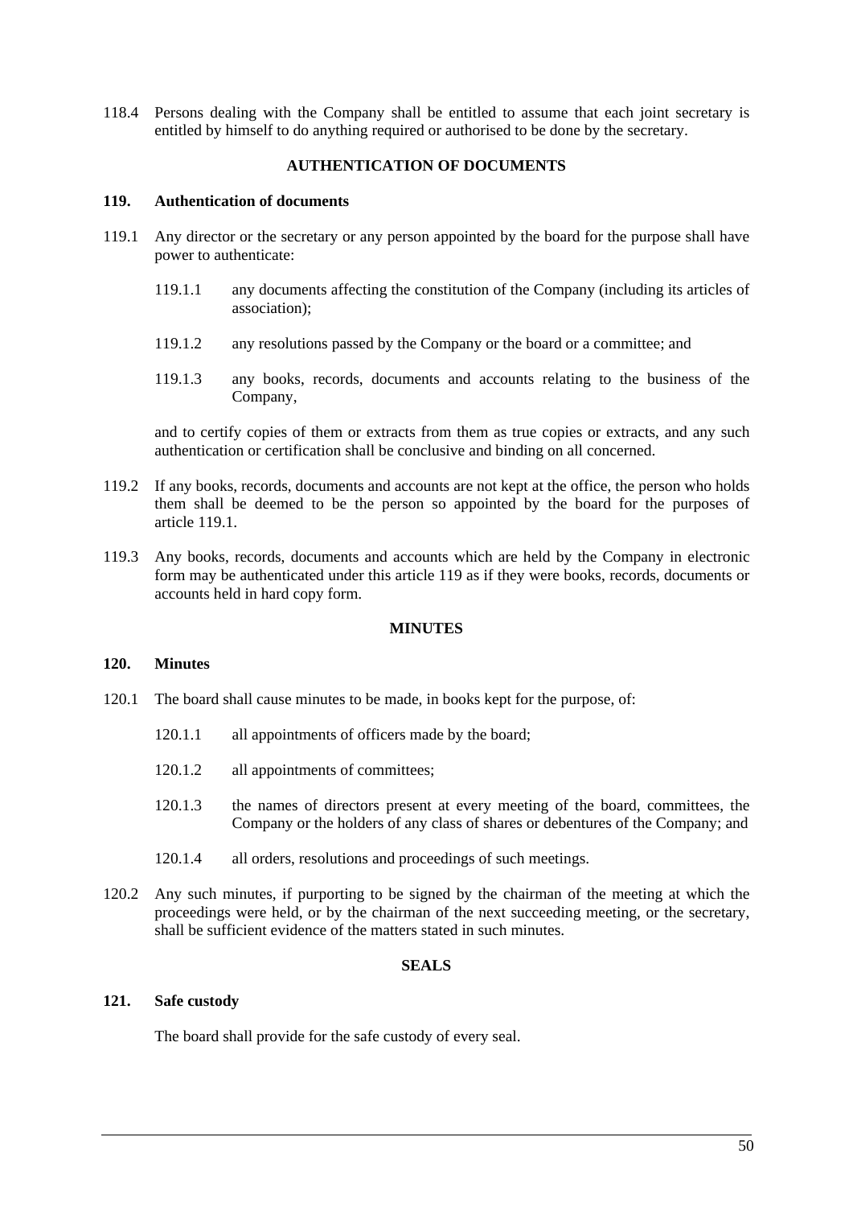118.4 Persons dealing with the Company shall be entitled to assume that each joint secretary is entitled by himself to do anything required or authorised to be done by the secretary.

## AUTHENTICATION OF DOCUMENTS

### 119. Authentication of documents

119.1 Any director or the secretary or any person appointed by the board for the purpose shall have power to authenticate:

> 119.1.1 any documents affecting the constitution of the Company (including its articles of association);
>
> 119.1.2 any resolutions passed by the Company or the board or a committee; and
>
> 119.1.3 any books, records, documents and accounts relating to the business of the Company,

and to certify copies of them or extracts from them as true copies or extracts, and any such authentication or certification shall be conclusive and binding on all concerned.

119.2 If any books, records, documents and accounts are not kept at the office, the person who holds them shall be deemed to be the person so appointed by the board for the purposes of article 119.1.

119.3 Any books, records, documents and accounts which are held by the Company in electronic form may be authenticated under this article 119 as if they were books, records, documents or accounts held in hard copy form.

## MINUTES

### 120. Minutes

120.1 The board shall cause minutes to be made, in books kept for the purpose, of:

> 120.1.1 all appointments of officers made by the board;
>
> 120.1.2 all appointments of committees;
>
> 120.1.3 the names of directors present at every meeting of the board, committees, the Company or the holders of any class of shares or debentures of the Company; and
>
> 120.1.4 all orders, resolutions and proceedings of such meetings.

120.2 Any such minutes, if purporting to be signed by the chairman of the meeting at which the proceedings were held, or by the chairman of the next succeeding meeting, or the secretary, shall be sufficient evidence of the matters stated in such minutes.

## SEALS

### 121. Safe custody

The board shall provide for the safe custody of every seal.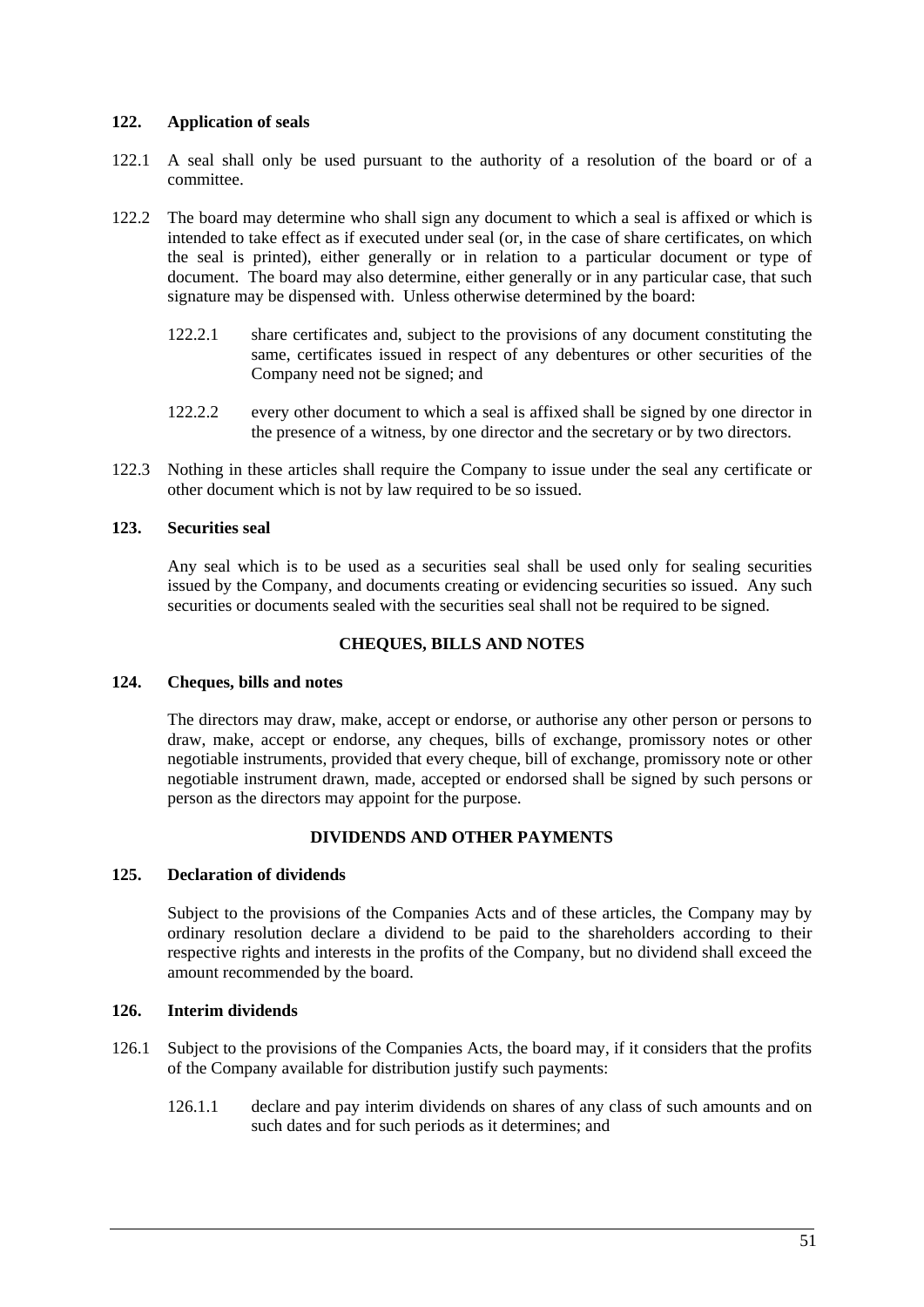**122. Application of seals**

122.1 A seal shall only be used pursuant to the authority of a resolution of the board or of a committee.

122.2 The board may determine who shall sign any document to which a seal is affixed or which is intended to take effect as if executed under seal (or, in the case of share certificates, on which the seal is printed), either generally or in relation to a particular document or type of document. The board may also determine, either generally or in any particular case, that such signature may be dispensed with. Unless otherwise determined by the board:

122.2.1 share certificates and, subject to the provisions of any document constituting the same, certificates issued in respect of any debentures or other securities of the Company need not be signed; and

122.2.2 every other document to which a seal is affixed shall be signed by one director in the presence of a witness, by one director and the secretary or by two directors.

122.3 Nothing in these articles shall require the Company to issue under the seal any certificate or other document which is not by law required to be so issued.

**123. Securities seal**

Any seal which is to be used as a securities seal shall be used only for sealing securities issued by the Company, and documents creating or evidencing securities so issued. Any such securities or documents sealed with the securities seal shall not be required to be signed.

**CHEQUES, BILLS AND NOTES**

**124. Cheques, bills and notes**

The directors may draw, make, accept or endorse, or authorise any other person or persons to draw, make, accept or endorse, any cheques, bills of exchange, promissory notes or other negotiable instruments, provided that every cheque, bill of exchange, promissory note or other negotiable instrument drawn, made, accepted or endorsed shall be signed by such persons or person as the directors may appoint for the purpose.

**DIVIDENDS AND OTHER PAYMENTS**

**125. Declaration of dividends**

Subject to the provisions of the Companies Acts and of these articles, the Company may by ordinary resolution declare a dividend to be paid to the shareholders according to their respective rights and interests in the profits of the Company, but no dividend shall exceed the amount recommended by the board.

**126. Interim dividends**

126.1 Subject to the provisions of the Companies Acts, the board may, if it considers that the profits of the Company available for distribution justify such payments:

126.1.1 declare and pay interim dividends on shares of any class of such amounts and on such dates and for such periods as it determines; and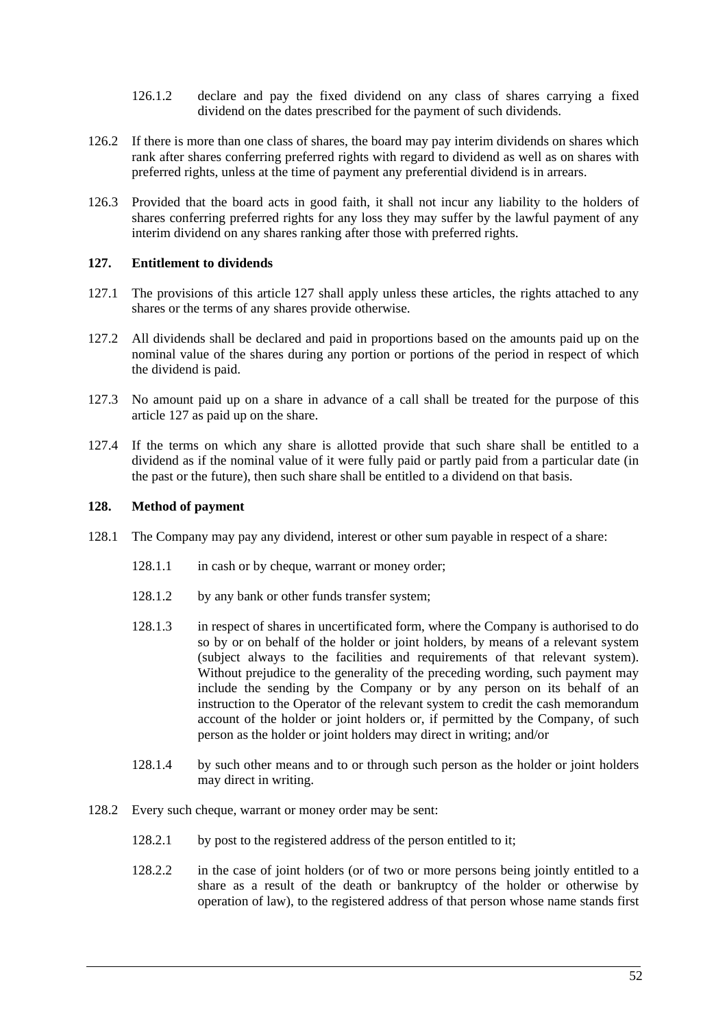126.1.2 declare and pay the fixed dividend on any class of shares carrying a fixed dividend on the dates prescribed for the payment of such dividends.

126.2 If there is more than one class of shares, the board may pay interim dividends on shares which rank after shares conferring preferred rights with regard to dividend as well as on shares with preferred rights, unless at the time of payment any preferential dividend is in arrears.

126.3 Provided that the board acts in good faith, it shall not incur any liability to the holders of shares conferring preferred rights for any loss they may suffer by the lawful payment of any interim dividend on any shares ranking after those with preferred rights.

### 127. Entitlement to dividends

127.1 The provisions of this article 127 shall apply unless these articles, the rights attached to any shares or the terms of any shares provide otherwise.

127.2 All dividends shall be declared and paid in proportions based on the amounts paid up on the nominal value of the shares during any portion or portions of the period in respect of which the dividend is paid.

127.3 No amount paid up on a share in advance of a call shall be treated for the purpose of this article 127 as paid up on the share.

127.4 If the terms on which any share is allotted provide that such share shall be entitled to a dividend as if the nominal value of it were fully paid or partly paid from a particular date (in the past or the future), then such share shall be entitled to a dividend on that basis.

### 128. Method of payment

128.1 The Company may pay any dividend, interest or other sum payable in respect of a share:

128.1.1 in cash or by cheque, warrant or money order;

128.1.2 by any bank or other funds transfer system;

128.1.3 in respect of shares in uncertificated form, where the Company is authorised to do so by or on behalf of the holder or joint holders, by means of a relevant system (subject always to the facilities and requirements of that relevant system). Without prejudice to the generality of the preceding wording, such payment may include the sending by the Company or by any person on its behalf of an instruction to the Operator of the relevant system to credit the cash memorandum account of the holder or joint holders or, if permitted by the Company, of such person as the holder or joint holders may direct in writing; and/or

128.1.4 by such other means and to or through such person as the holder or joint holders may direct in writing.

128.2 Every such cheque, warrant or money order may be sent:

128.2.1 by post to the registered address of the person entitled to it;

128.2.2 in the case of joint holders (or of two or more persons being jointly entitled to a share as a result of the death or bankruptcy of the holder or otherwise by operation of law), to the registered address of that person whose name stands first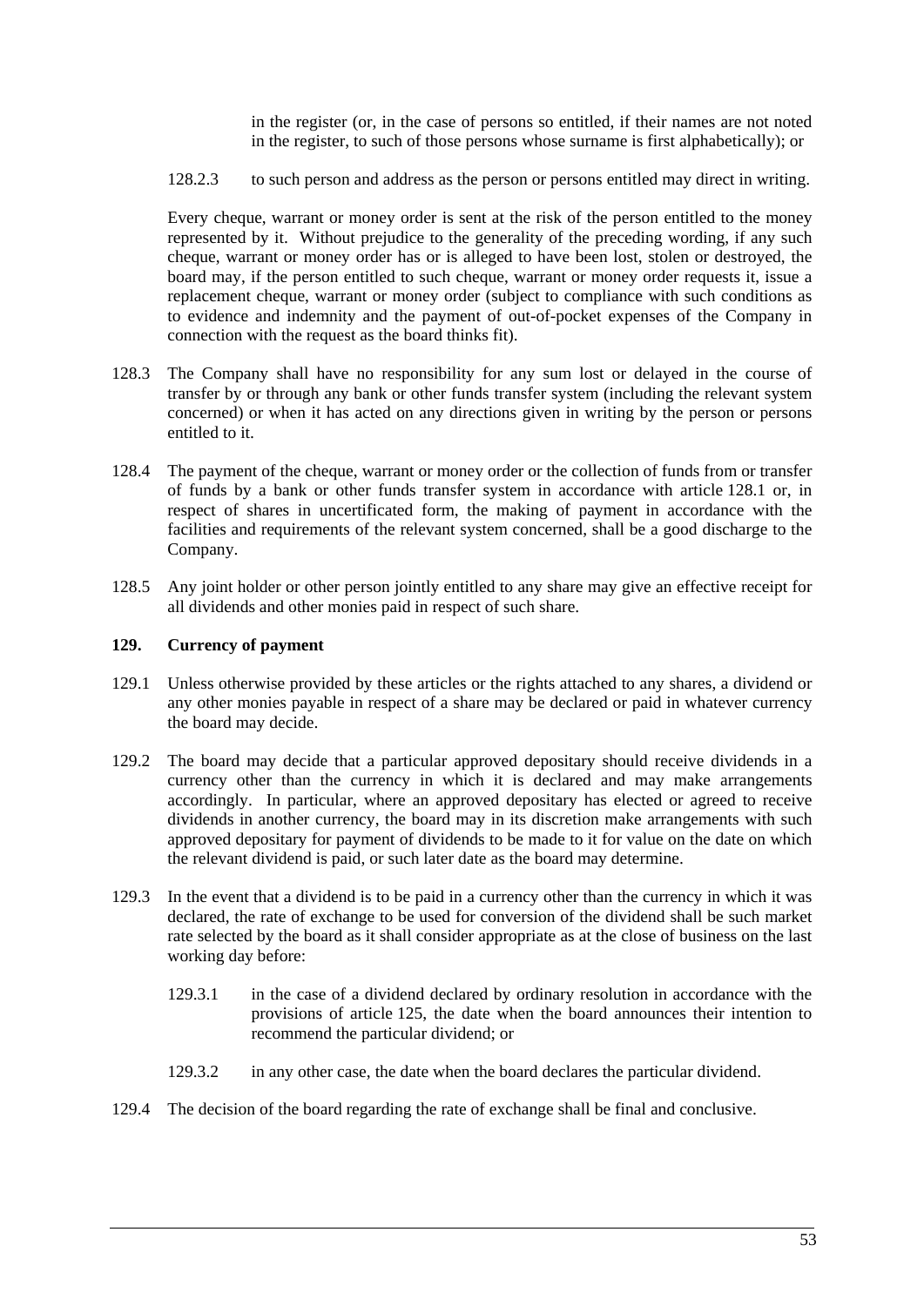in the register (or, in the case of persons so entitled, if their names are not noted in the register, to such of those persons whose surname is first alphabetically); or

128.2.3 to such person and address as the person or persons entitled may direct in writing.

Every cheque, warrant or money order is sent at the risk of the person entitled to the money represented by it. Without prejudice to the generality of the preceding wording, if any such cheque, warrant or money order has or is alleged to have been lost, stolen or destroyed, the board may, if the person entitled to such cheque, warrant or money order requests it, issue a replacement cheque, warrant or money order (subject to compliance with such conditions as to evidence and indemnity and the payment of out-of-pocket expenses of the Company in connection with the request as the board thinks fit).

128.3 The Company shall have no responsibility for any sum lost or delayed in the course of transfer by or through any bank or other funds transfer system (including the relevant system concerned) or when it has acted on any directions given in writing by the person or persons entitled to it.

128.4 The payment of the cheque, warrant or money order or the collection of funds from or transfer of funds by a bank or other funds transfer system in accordance with article 128.1 or, in respect of shares in uncertificated form, the making of payment in accordance with the facilities and requirements of the relevant system concerned, shall be a good discharge to the Company.

128.5 Any joint holder or other person jointly entitled to any share may give an effective receipt for all dividends and other monies paid in respect of such share.

### 129. Currency of payment

129.1 Unless otherwise provided by these articles or the rights attached to any shares, a dividend or any other monies payable in respect of a share may be declared or paid in whatever currency the board may decide.

129.2 The board may decide that a particular approved depositary should receive dividends in a currency other than the currency in which it is declared and may make arrangements accordingly. In particular, where an approved depositary has elected or agreed to receive dividends in another currency, the board may in its discretion make arrangements with such approved depositary for payment of dividends to be made to it for value on the date on which the relevant dividend is paid, or such later date as the board may determine.

129.3 In the event that a dividend is to be paid in a currency other than the currency in which it was declared, the rate of exchange to be used for conversion of the dividend shall be such market rate selected by the board as it shall consider appropriate as at the close of business on the last working day before:

129.3.1 in the case of a dividend declared by ordinary resolution in accordance with the provisions of article 125, the date when the board announces their intention to recommend the particular dividend; or

129.3.2 in any other case, the date when the board declares the particular dividend.

129.4 The decision of the board regarding the rate of exchange shall be final and conclusive.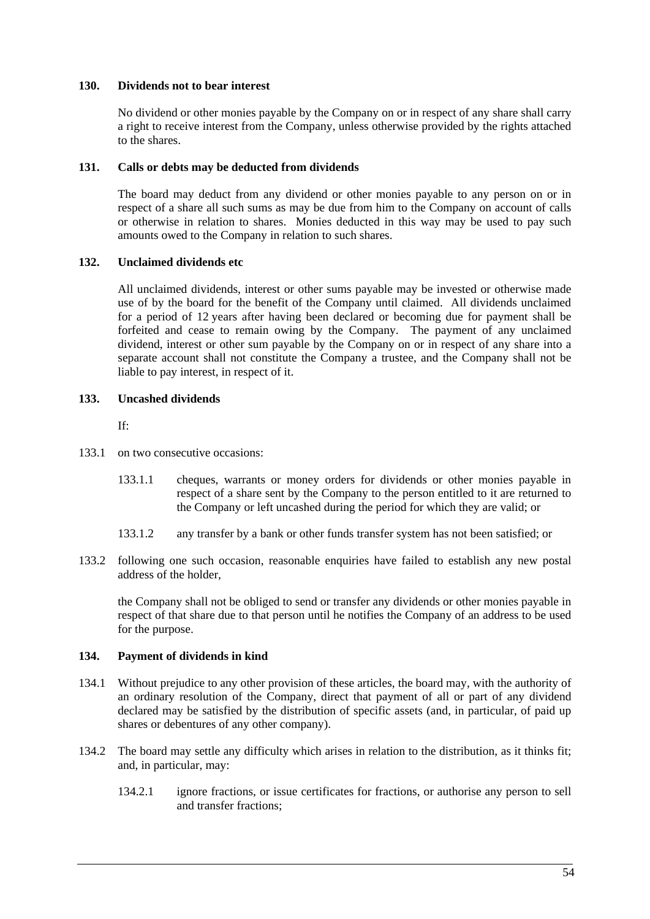### 130. Dividends not to bear interest

No dividend or other monies payable by the Company on or in respect of any share shall carry a right to receive interest from the Company, unless otherwise provided by the rights attached to the shares.

### 131. Calls or debts may be deducted from dividends

The board may deduct from any dividend or other monies payable to any person on or in respect of a share all such sums as may be due from him to the Company on account of calls or otherwise in relation to shares. Monies deducted in this way may be used to pay such amounts owed to the Company in relation to such shares.

### 132. Unclaimed dividends etc

All unclaimed dividends, interest or other sums payable may be invested or otherwise made use of by the board for the benefit of the Company until claimed. All dividends unclaimed for a period of 12 years after having been declared or becoming due for payment shall be forfeited and cease to remain owing by the Company. The payment of any unclaimed dividend, interest or other sum payable by the Company on or in respect of any share into a separate account shall not constitute the Company a trustee, and the Company shall not be liable to pay interest, in respect of it.

### 133. Uncashed dividends

If:

133.1 on two consecutive occasions:

133.1.1 cheques, warrants or money orders for dividends or other monies payable in respect of a share sent by the Company to the person entitled to it are returned to the Company or left uncashed during the period for which they are valid; or

133.1.2 any transfer by a bank or other funds transfer system has not been satisfied; or

133.2 following one such occasion, reasonable enquiries have failed to establish any new postal address of the holder,

the Company shall not be obliged to send or transfer any dividends or other monies payable in respect of that share due to that person until he notifies the Company of an address to be used for the purpose.

### 134. Payment of dividends in kind

134.1 Without prejudice to any other provision of these articles, the board may, with the authority of an ordinary resolution of the Company, direct that payment of all or part of any dividend declared may be satisfied by the distribution of specific assets (and, in particular, of paid up shares or debentures of any other company).

134.2 The board may settle any difficulty which arises in relation to the distribution, as it thinks fit; and, in particular, may:

134.2.1 ignore fractions, or issue certificates for fractions, or authorise any person to sell and transfer fractions;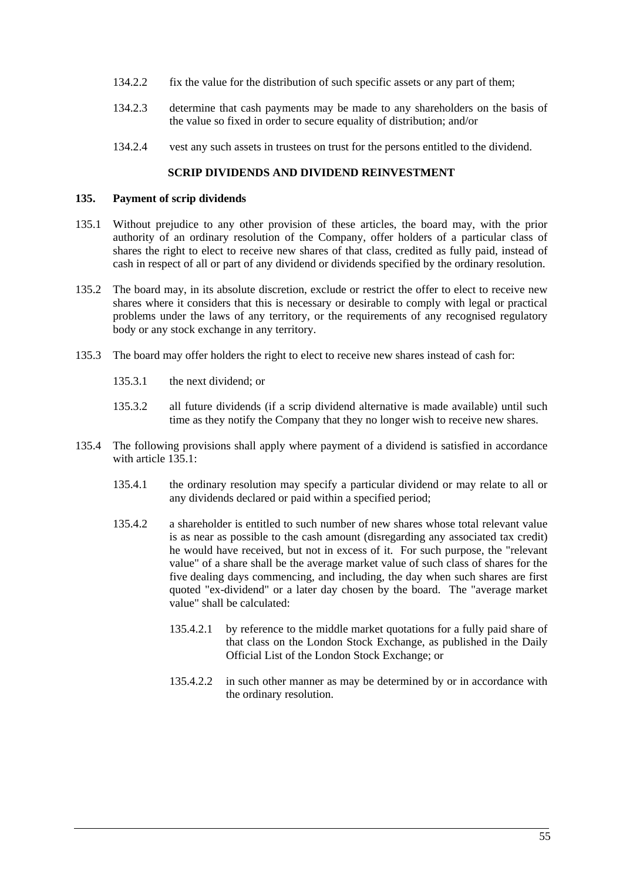134.2.2 fix the value for the distribution of such specific assets or any part of them;

134.2.3 determine that cash payments may be made to any shareholders on the basis of the value so fixed in order to secure equality of distribution; and/or

134.2.4 vest any such assets in trustees on trust for the persons entitled to the dividend.

## SCRIP DIVIDENDS AND DIVIDEND REINVESTMENT

### 135. Payment of scrip dividends

135.1 Without prejudice to any other provision of these articles, the board may, with the prior authority of an ordinary resolution of the Company, offer holders of a particular class of shares the right to elect to receive new shares of that class, credited as fully paid, instead of cash in respect of all or part of any dividend or dividends specified by the ordinary resolution.

135.2 The board may, in its absolute discretion, exclude or restrict the offer to elect to receive new shares where it considers that this is necessary or desirable to comply with legal or practical problems under the laws of any territory, or the requirements of any recognised regulatory body or any stock exchange in any territory.

135.3 The board may offer holders the right to elect to receive new shares instead of cash for:

135.3.1 the next dividend; or

135.3.2 all future dividends (if a scrip dividend alternative is made available) until such time as they notify the Company that they no longer wish to receive new shares.

135.4 The following provisions shall apply where payment of a dividend is satisfied in accordance with article 135.1:

135.4.1 the ordinary resolution may specify a particular dividend or may relate to all or any dividends declared or paid within a specified period;

135.4.2 a shareholder is entitled to such number of new shares whose total relevant value is as near as possible to the cash amount (disregarding any associated tax credit) he would have received, but not in excess of it. For such purpose, the "relevant value" of a share shall be the average market value of such class of shares for the five dealing days commencing, and including, the day when such shares are first quoted "ex-dividend" or a later day chosen by the board. The "average market value" shall be calculated:

135.4.2.1 by reference to the middle market quotations for a fully paid share of that class on the London Stock Exchange, as published in the Daily Official List of the London Stock Exchange; or

135.4.2.2 in such other manner as may be determined by or in accordance with the ordinary resolution.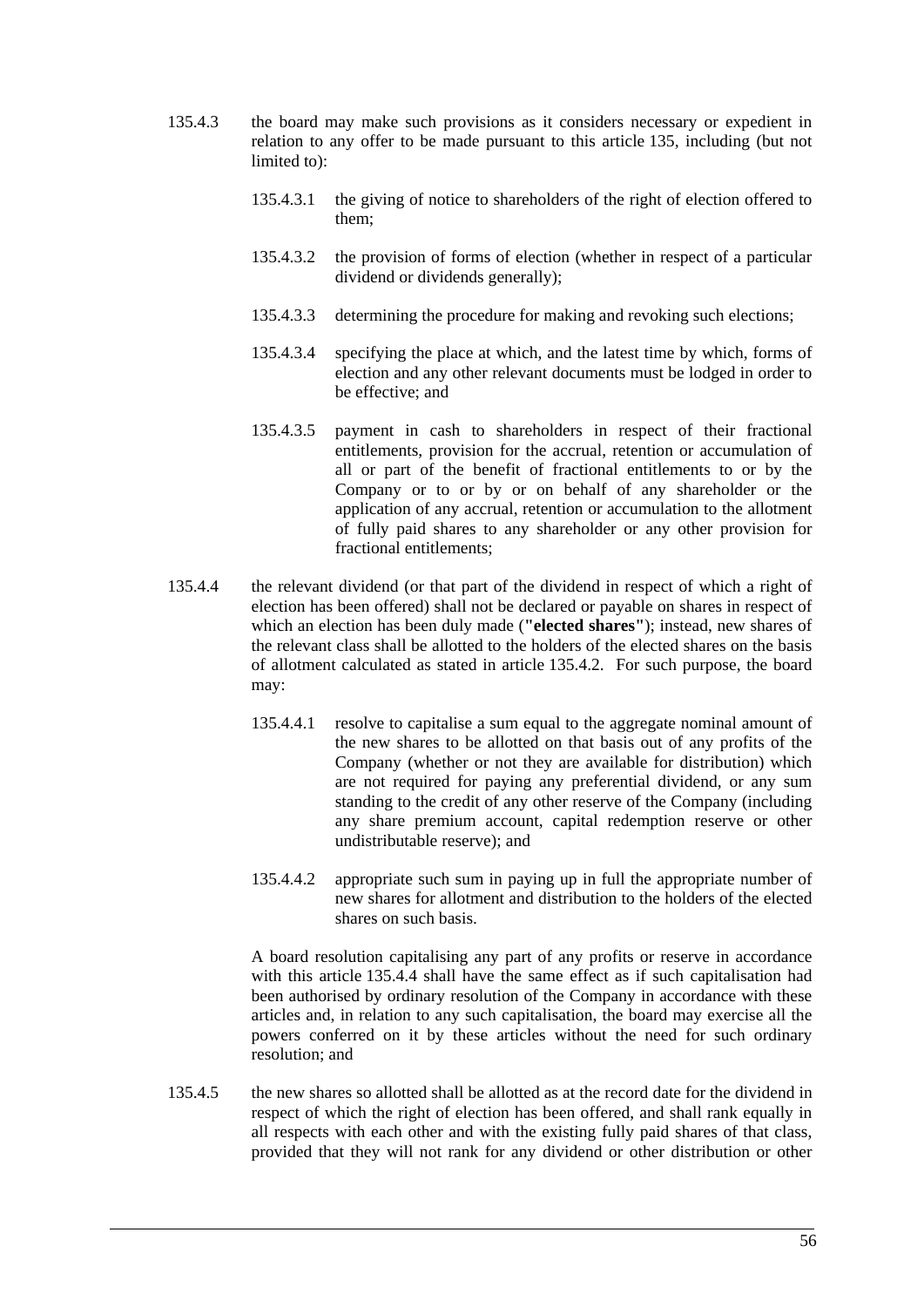135.4.3 the board may make such provisions as it considers necessary or expedient in relation to any offer to be made pursuant to this article 135, including (but not limited to):

135.4.3.1 the giving of notice to shareholders of the right of election offered to them;

135.4.3.2 the provision of forms of election (whether in respect of a particular dividend or dividends generally);

135.4.3.3 determining the procedure for making and revoking such elections;

135.4.3.4 specifying the place at which, and the latest time by which, forms of election and any other relevant documents must be lodged in order to be effective; and

135.4.3.5 payment in cash to shareholders in respect of their fractional entitlements, provision for the accrual, retention or accumulation of all or part of the benefit of fractional entitlements to or by the Company or to or by or on behalf of any shareholder or the application of any accrual, retention or accumulation to the allotment of fully paid shares to any shareholder or any other provision for fractional entitlements;

135.4.4 the relevant dividend (or that part of the dividend in respect of which a right of election has been offered) shall not be declared or payable on shares in respect of which an election has been duly made (**"elected shares"**); instead, new shares of the relevant class shall be allotted to the holders of the elected shares on the basis of allotment calculated as stated in article 135.4.2. For such purpose, the board may:

135.4.4.1 resolve to capitalise a sum equal to the aggregate nominal amount of the new shares to be allotted on that basis out of any profits of the Company (whether or not they are available for distribution) which are not required for paying any preferential dividend, or any sum standing to the credit of any other reserve of the Company (including any share premium account, capital redemption reserve or other undistributable reserve); and

135.4.4.2 appropriate such sum in paying up in full the appropriate number of new shares for allotment and distribution to the holders of the elected shares on such basis.

A board resolution capitalising any part of any profits or reserve in accordance with this article 135.4.4 shall have the same effect as if such capitalisation had been authorised by ordinary resolution of the Company in accordance with these articles and, in relation to any such capitalisation, the board may exercise all the powers conferred on it by these articles without the need for such ordinary resolution; and

135.4.5 the new shares so allotted shall be allotted as at the record date for the dividend in respect of which the right of election has been offered, and shall rank equally in all respects with each other and with the existing fully paid shares of that class, provided that they will not rank for any dividend or other distribution or other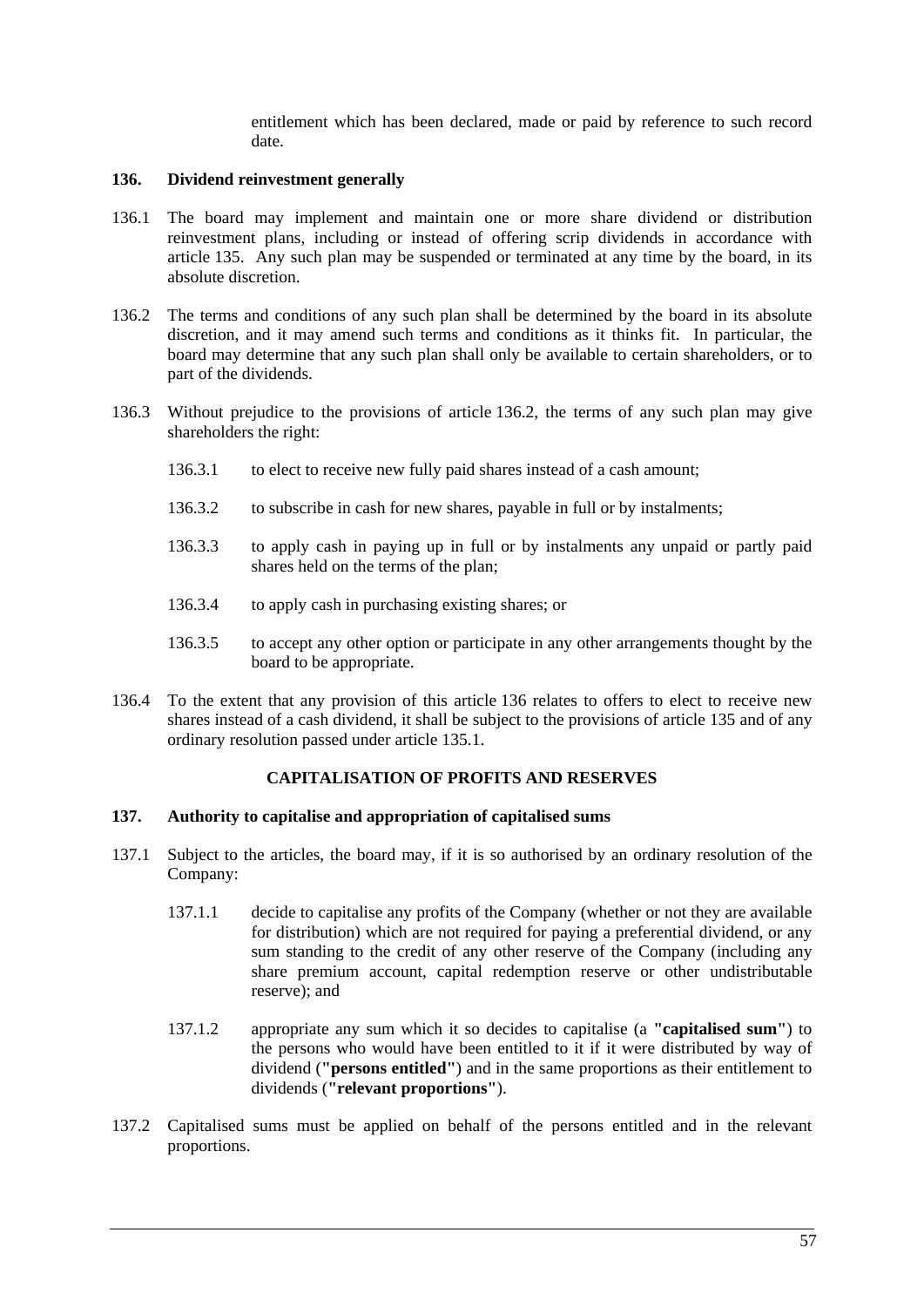entitlement which has been declared, made or paid by reference to such record date.

### 136. Dividend reinvestment generally

136.1 The board may implement and maintain one or more share dividend or distribution reinvestment plans, including or instead of offering scrip dividends in accordance with article 135. Any such plan may be suspended or terminated at any time by the board, in its absolute discretion.

136.2 The terms and conditions of any such plan shall be determined by the board in its absolute discretion, and it may amend such terms and conditions as it thinks fit. In particular, the board may determine that any such plan shall only be available to certain shareholders, or to part of the dividends.

136.3 Without prejudice to the provisions of article 136.2, the terms of any such plan may give shareholders the right:

- 136.3.1 to elect to receive new fully paid shares instead of a cash amount;
- 136.3.2 to subscribe in cash for new shares, payable in full or by instalments;
- 136.3.3 to apply cash in paying up in full or by instalments any unpaid or partly paid shares held on the terms of the plan;
- 136.3.4 to apply cash in purchasing existing shares; or
- 136.3.5 to accept any other option or participate in any other arrangements thought by the board to be appropriate.

136.4 To the extent that any provision of this article 136 relates to offers to elect to receive new shares instead of a cash dividend, it shall be subject to the provisions of article 135 and of any ordinary resolution passed under article 135.1.

## CAPITALISATION OF PROFITS AND RESERVES

### 137. Authority to capitalise and appropriation of capitalised sums

137.1 Subject to the articles, the board may, if it is so authorised by an ordinary resolution of the Company:

- 137.1.1 decide to capitalise any profits of the Company (whether or not they are available for distribution) which are not required for paying a preferential dividend, or any sum standing to the credit of any other reserve of the Company (including any share premium account, capital redemption reserve or other undistributable reserve); and
- 137.1.2 appropriate any sum which it so decides to capitalise (a **"capitalised sum"**) to the persons who would have been entitled to it if it were distributed by way of dividend (**"persons entitled"**) and in the same proportions as their entitlement to dividends (**"relevant proportions"**).

137.2 Capitalised sums must be applied on behalf of the persons entitled and in the relevant proportions.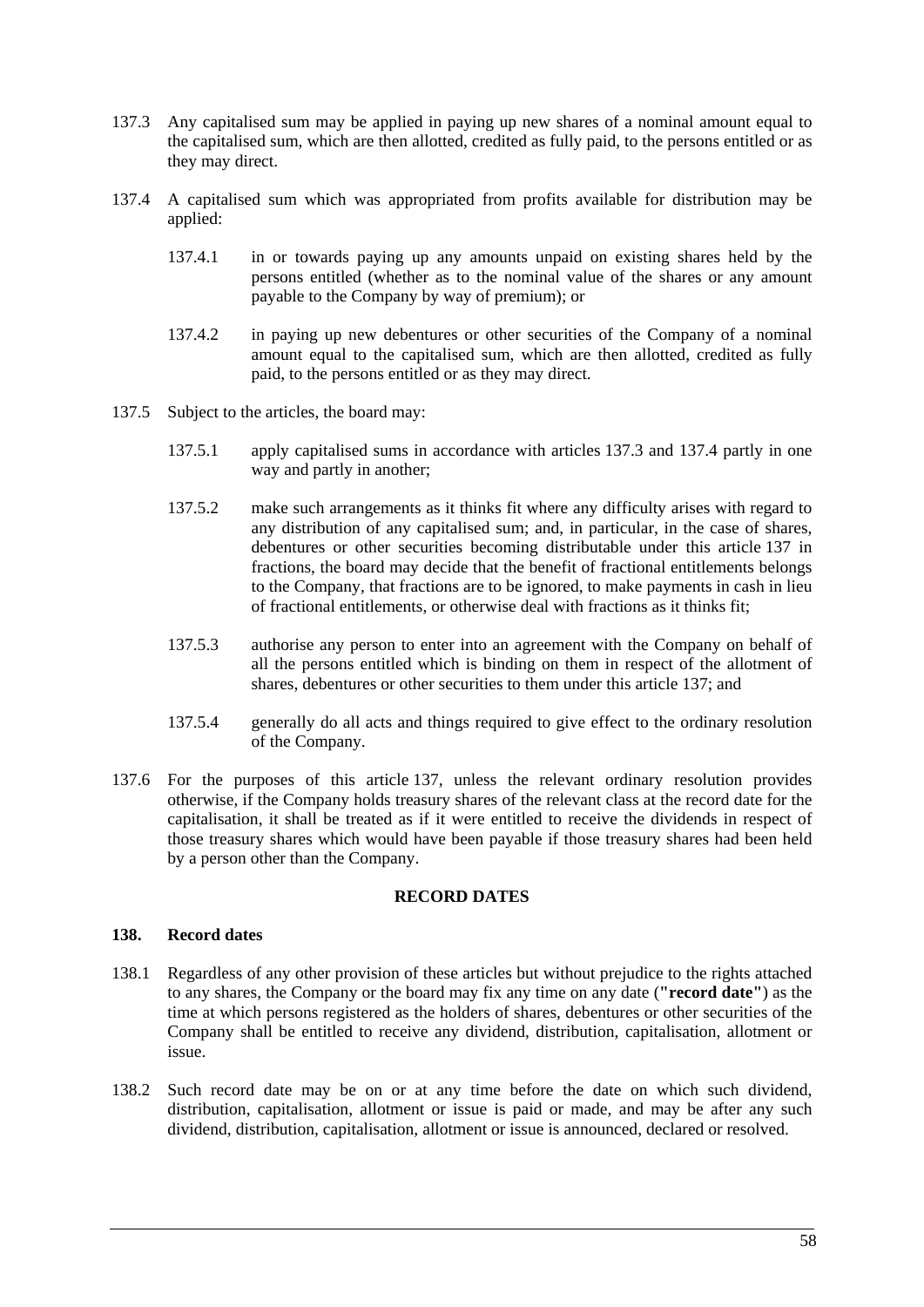137.3 Any capitalised sum may be applied in paying up new shares of a nominal amount equal to the capitalised sum, which are then allotted, credited as fully paid, to the persons entitled or as they may direct.

137.4 A capitalised sum which was appropriated from profits available for distribution may be applied:

137.4.1 in or towards paying up any amounts unpaid on existing shares held by the persons entitled (whether as to the nominal value of the shares or any amount payable to the Company by way of premium); or

137.4.2 in paying up new debentures or other securities of the Company of a nominal amount equal to the capitalised sum, which are then allotted, credited as fully paid, to the persons entitled or as they may direct.

137.5 Subject to the articles, the board may:

137.5.1 apply capitalised sums in accordance with articles 137.3 and 137.4 partly in one way and partly in another;

137.5.2 make such arrangements as it thinks fit where any difficulty arises with regard to any distribution of any capitalised sum; and, in particular, in the case of shares, debentures or other securities becoming distributable under this article 137 in fractions, the board may decide that the benefit of fractional entitlements belongs to the Company, that fractions are to be ignored, to make payments in cash in lieu of fractional entitlements, or otherwise deal with fractions as it thinks fit;

137.5.3 authorise any person to enter into an agreement with the Company on behalf of all the persons entitled which is binding on them in respect of the allotment of shares, debentures or other securities to them under this article 137; and

137.5.4 generally do all acts and things required to give effect to the ordinary resolution of the Company.

137.6 For the purposes of this article 137, unless the relevant ordinary resolution provides otherwise, if the Company holds treasury shares of the relevant class at the record date for the capitalisation, it shall be treated as if it were entitled to receive the dividends in respect of those treasury shares which would have been payable if those treasury shares had been held by a person other than the Company.

## RECORD DATES

### 138. Record dates

138.1 Regardless of any other provision of these articles but without prejudice to the rights attached to any shares, the Company or the board may fix any time on any date (**"record date"**) as the time at which persons registered as the holders of shares, debentures or other securities of the Company shall be entitled to receive any dividend, distribution, capitalisation, allotment or issue.

138.2 Such record date may be on or at any time before the date on which such dividend, distribution, capitalisation, allotment or issue is paid or made, and may be after any such dividend, distribution, capitalisation, allotment or issue is announced, declared or resolved.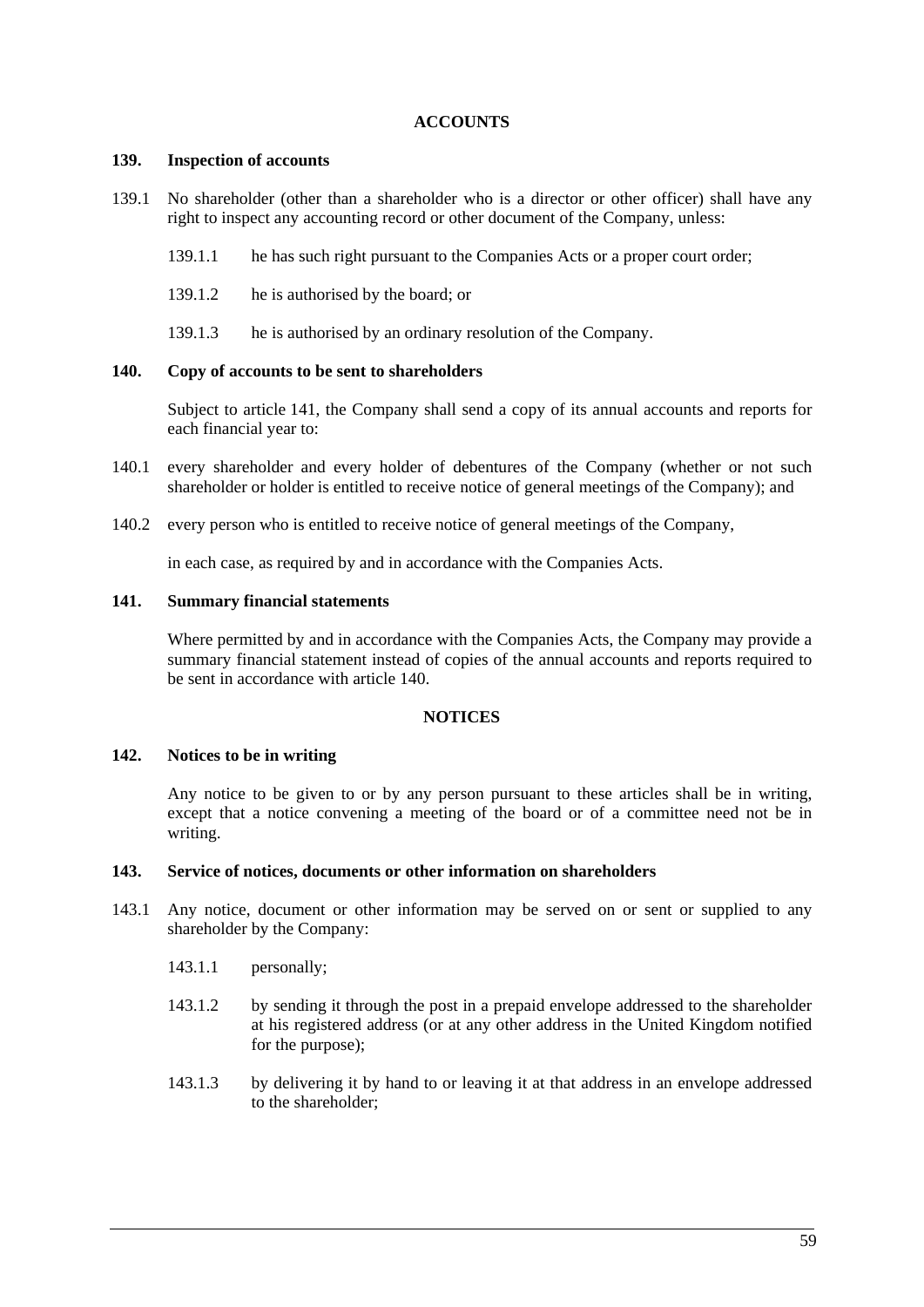## ACCOUNTS

### 139. Inspection of accounts

139.1 No shareholder (other than a shareholder who is a director or other officer) shall have any right to inspect any accounting record or other document of the Company, unless:

139.1.1 he has such right pursuant to the Companies Acts or a proper court order;

139.1.2 he is authorised by the board; or

139.1.3 he is authorised by an ordinary resolution of the Company.

### 140. Copy of accounts to be sent to shareholders

Subject to article 141, the Company shall send a copy of its annual accounts and reports for each financial year to:

140.1 every shareholder and every holder of debentures of the Company (whether or not such shareholder or holder is entitled to receive notice of general meetings of the Company); and

140.2 every person who is entitled to receive notice of general meetings of the Company,

in each case, as required by and in accordance with the Companies Acts.

### 141. Summary financial statements

Where permitted by and in accordance with the Companies Acts, the Company may provide a summary financial statement instead of copies of the annual accounts and reports required to be sent in accordance with article 140.

## NOTICES

### 142. Notices to be in writing

Any notice to be given to or by any person pursuant to these articles shall be in writing, except that a notice convening a meeting of the board or of a committee need not be in writing.

### 143. Service of notices, documents or other information on shareholders

143.1 Any notice, document or other information may be served on or sent or supplied to any shareholder by the Company:

143.1.1 personally;

143.1.2 by sending it through the post in a prepaid envelope addressed to the shareholder at his registered address (or at any other address in the United Kingdom notified for the purpose);

143.1.3 by delivering it by hand to or leaving it at that address in an envelope addressed to the shareholder;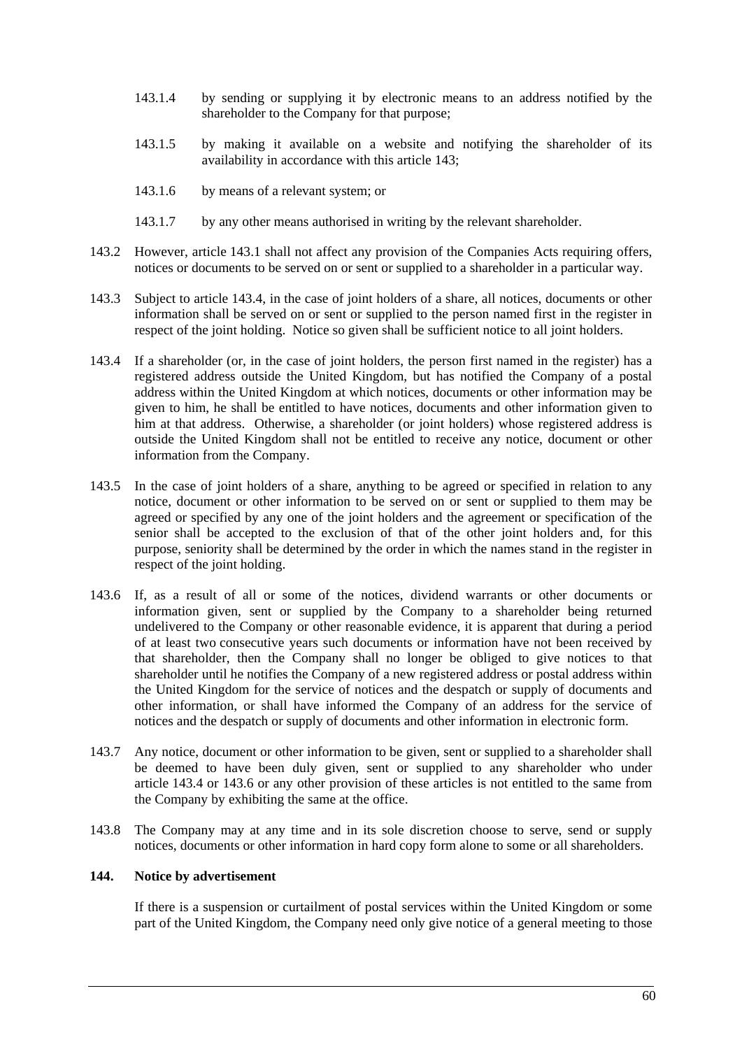143.1.4 by sending or supplying it by electronic means to an address notified by the shareholder to the Company for that purpose;

143.1.5 by making it available on a website and notifying the shareholder of its availability in accordance with this article 143;

143.1.6 by means of a relevant system; or

143.1.7 by any other means authorised in writing by the relevant shareholder.

143.2 However, article 143.1 shall not affect any provision of the Companies Acts requiring offers, notices or documents to be served on or sent or supplied to a shareholder in a particular way.

143.3 Subject to article 143.4, in the case of joint holders of a share, all notices, documents or other information shall be served on or sent or supplied to the person named first in the register in respect of the joint holding. Notice so given shall be sufficient notice to all joint holders.

143.4 If a shareholder (or, in the case of joint holders, the person first named in the register) has a registered address outside the United Kingdom, but has notified the Company of a postal address within the United Kingdom at which notices, documents or other information may be given to him, he shall be entitled to have notices, documents and other information given to him at that address. Otherwise, a shareholder (or joint holders) whose registered address is outside the United Kingdom shall not be entitled to receive any notice, document or other information from the Company.

143.5 In the case of joint holders of a share, anything to be agreed or specified in relation to any notice, document or other information to be served on or sent or supplied to them may be agreed or specified by any one of the joint holders and the agreement or specification of the senior shall be accepted to the exclusion of that of the other joint holders and, for this purpose, seniority shall be determined by the order in which the names stand in the register in respect of the joint holding.

143.6 If, as a result of all or some of the notices, dividend warrants or other documents or information given, sent or supplied by the Company to a shareholder being returned undelivered to the Company or other reasonable evidence, it is apparent that during a period of at least two consecutive years such documents or information have not been received by that shareholder, then the Company shall no longer be obliged to give notices to that shareholder until he notifies the Company of a new registered address or postal address within the United Kingdom for the service of notices and the despatch or supply of documents and other information, or shall have informed the Company of an address for the service of notices and the despatch or supply of documents and other information in electronic form.

143.7 Any notice, document or other information to be given, sent or supplied to a shareholder shall be deemed to have been duly given, sent or supplied to any shareholder who under article 143.4 or 143.6 or any other provision of these articles is not entitled to the same from the Company by exhibiting the same at the office.

143.8 The Company may at any time and in its sole discretion choose to serve, send or supply notices, documents or other information in hard copy form alone to some or all shareholders.

**144. Notice by advertisement**

If there is a suspension or curtailment of postal services within the United Kingdom or some part of the United Kingdom, the Company need only give notice of a general meeting to those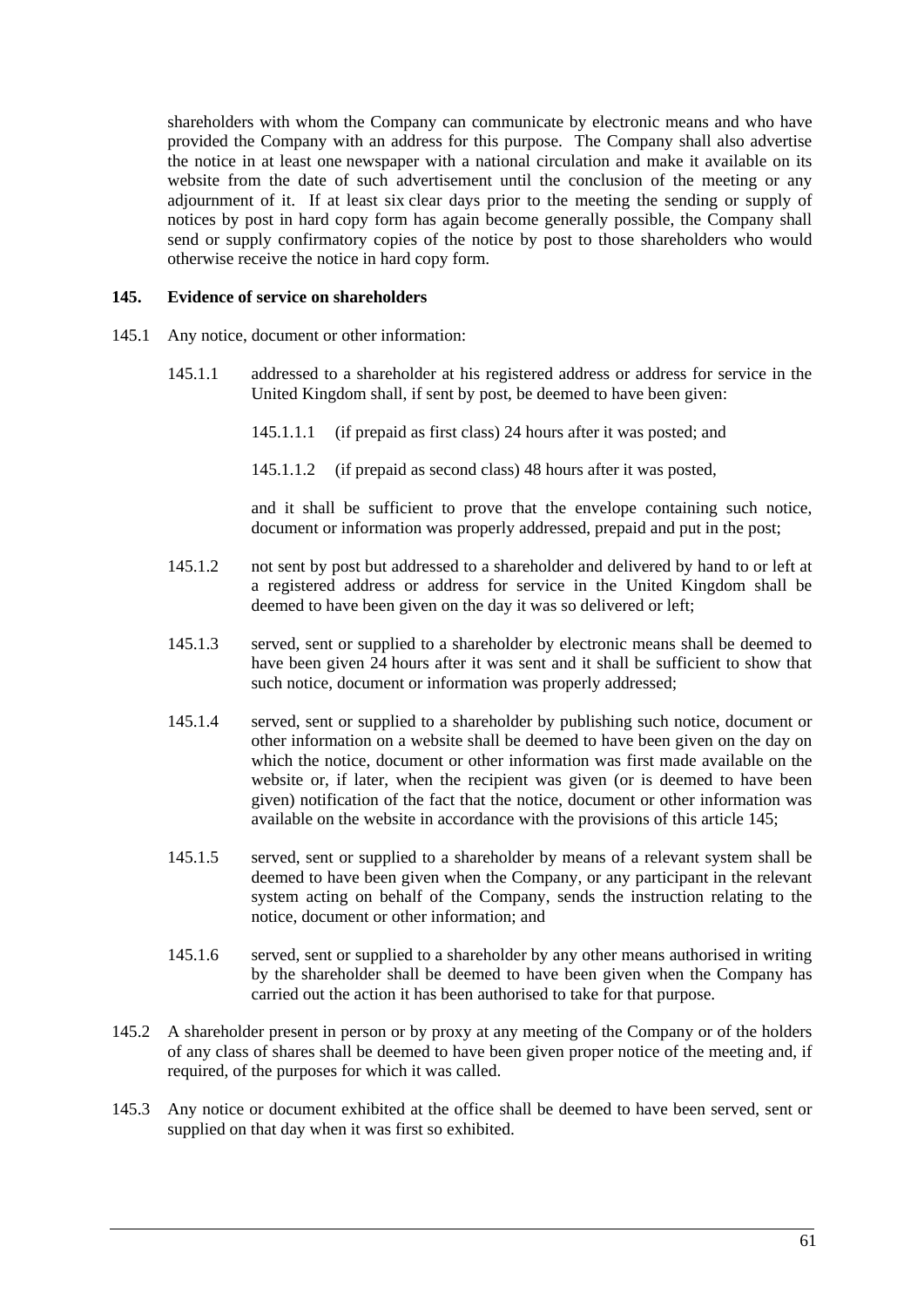shareholders with whom the Company can communicate by electronic means and who have provided the Company with an address for this purpose. The Company shall also advertise the notice in at least one newspaper with a national circulation and make it available on its website from the date of such advertisement until the conclusion of the meeting or any adjournment of it. If at least six clear days prior to the meeting the sending or supply of notices by post in hard copy form has again become generally possible, the Company shall send or supply confirmatory copies of the notice by post to those shareholders who would otherwise receive the notice in hard copy form.

**145. Evidence of service on shareholders**

145.1 Any notice, document or other information:

145.1.1 addressed to a shareholder at his registered address or address for service in the United Kingdom shall, if sent by post, be deemed to have been given:

145.1.1.1 (if prepaid as first class) 24 hours after it was posted; and

145.1.1.2 (if prepaid as second class) 48 hours after it was posted,

and it shall be sufficient to prove that the envelope containing such notice, document or information was properly addressed, prepaid and put in the post;

145.1.2 not sent by post but addressed to a shareholder and delivered by hand to or left at a registered address or address for service in the United Kingdom shall be deemed to have been given on the day it was so delivered or left;

145.1.3 served, sent or supplied to a shareholder by electronic means shall be deemed to have been given 24 hours after it was sent and it shall be sufficient to show that such notice, document or information was properly addressed;

145.1.4 served, sent or supplied to a shareholder by publishing such notice, document or other information on a website shall be deemed to have been given on the day on which the notice, document or other information was first made available on the website or, if later, when the recipient was given (or is deemed to have been given) notification of the fact that the notice, document or other information was available on the website in accordance with the provisions of this article 145;

145.1.5 served, sent or supplied to a shareholder by means of a relevant system shall be deemed to have been given when the Company, or any participant in the relevant system acting on behalf of the Company, sends the instruction relating to the notice, document or other information; and

145.1.6 served, sent or supplied to a shareholder by any other means authorised in writing by the shareholder shall be deemed to have been given when the Company has carried out the action it has been authorised to take for that purpose.

145.2 A shareholder present in person or by proxy at any meeting of the Company or of the holders of any class of shares shall be deemed to have been given proper notice of the meeting and, if required, of the purposes for which it was called.

145.3 Any notice or document exhibited at the office shall be deemed to have been served, sent or supplied on that day when it was first so exhibited.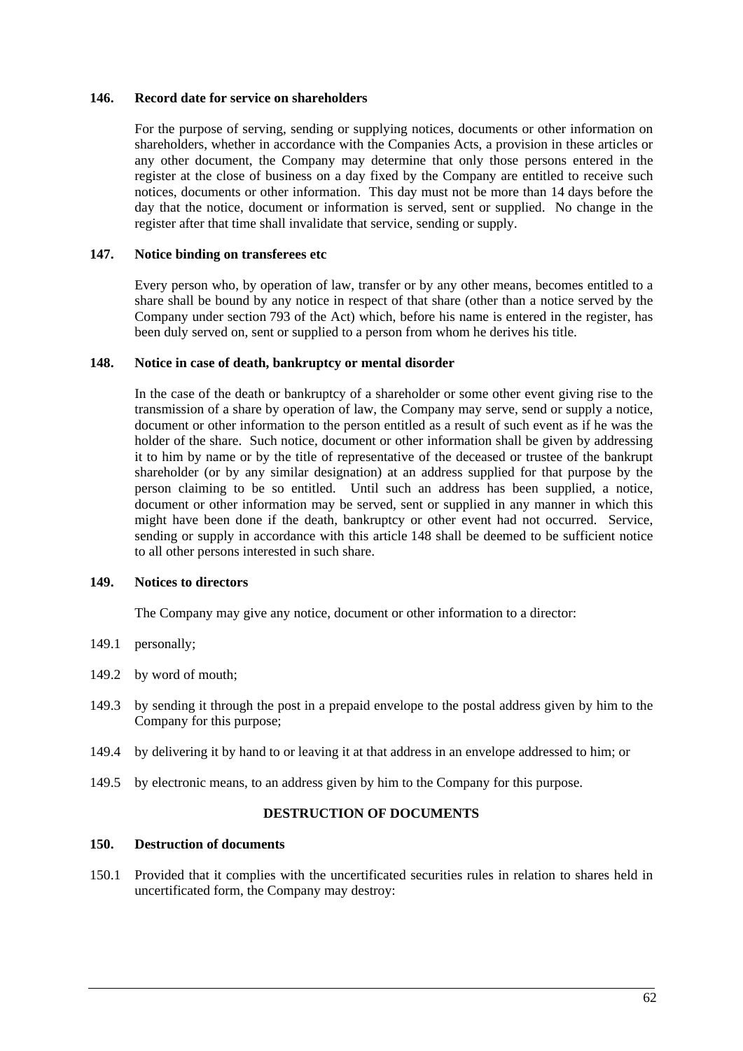**146. Record date for service on shareholders**

For the purpose of serving, sending or supplying notices, documents or other information on shareholders, whether in accordance with the Companies Acts, a provision in these articles or any other document, the Company may determine that only those persons entered in the register at the close of business on a day fixed by the Company are entitled to receive such notices, documents or other information. This day must not be more than 14 days before the day that the notice, document or information is served, sent or supplied. No change in the register after that time shall invalidate that service, sending or supply.

**147. Notice binding on transferees etc**

Every person who, by operation of law, transfer or by any other means, becomes entitled to a share shall be bound by any notice in respect of that share (other than a notice served by the Company under section 793 of the Act) which, before his name is entered in the register, has been duly served on, sent or supplied to a person from whom he derives his title.

**148. Notice in case of death, bankruptcy or mental disorder**

In the case of the death or bankruptcy of a shareholder or some other event giving rise to the transmission of a share by operation of law, the Company may serve, send or supply a notice, document or other information to the person entitled as a result of such event as if he was the holder of the share. Such notice, document or other information shall be given by addressing it to him by name or by the title of representative of the deceased or trustee of the bankrupt shareholder (or by any similar designation) at an address supplied for that purpose by the person claiming to be so entitled. Until such an address has been supplied, a notice, document or other information may be served, sent or supplied in any manner in which this might have been done if the death, bankruptcy or other event had not occurred. Service, sending or supply in accordance with this article 148 shall be deemed to be sufficient notice to all other persons interested in such share.

**149. Notices to directors**

The Company may give any notice, document or other information to a director:

149.1 personally;

149.2 by word of mouth;

149.3 by sending it through the post in a prepaid envelope to the postal address given by him to the Company for this purpose;

149.4 by delivering it by hand to or leaving it at that address in an envelope addressed to him; or

149.5 by electronic means, to an address given by him to the Company for this purpose.

**DESTRUCTION OF DOCUMENTS**

**150. Destruction of documents**

150.1 Provided that it complies with the uncertificated securities rules in relation to shares held in uncertificated form, the Company may destroy: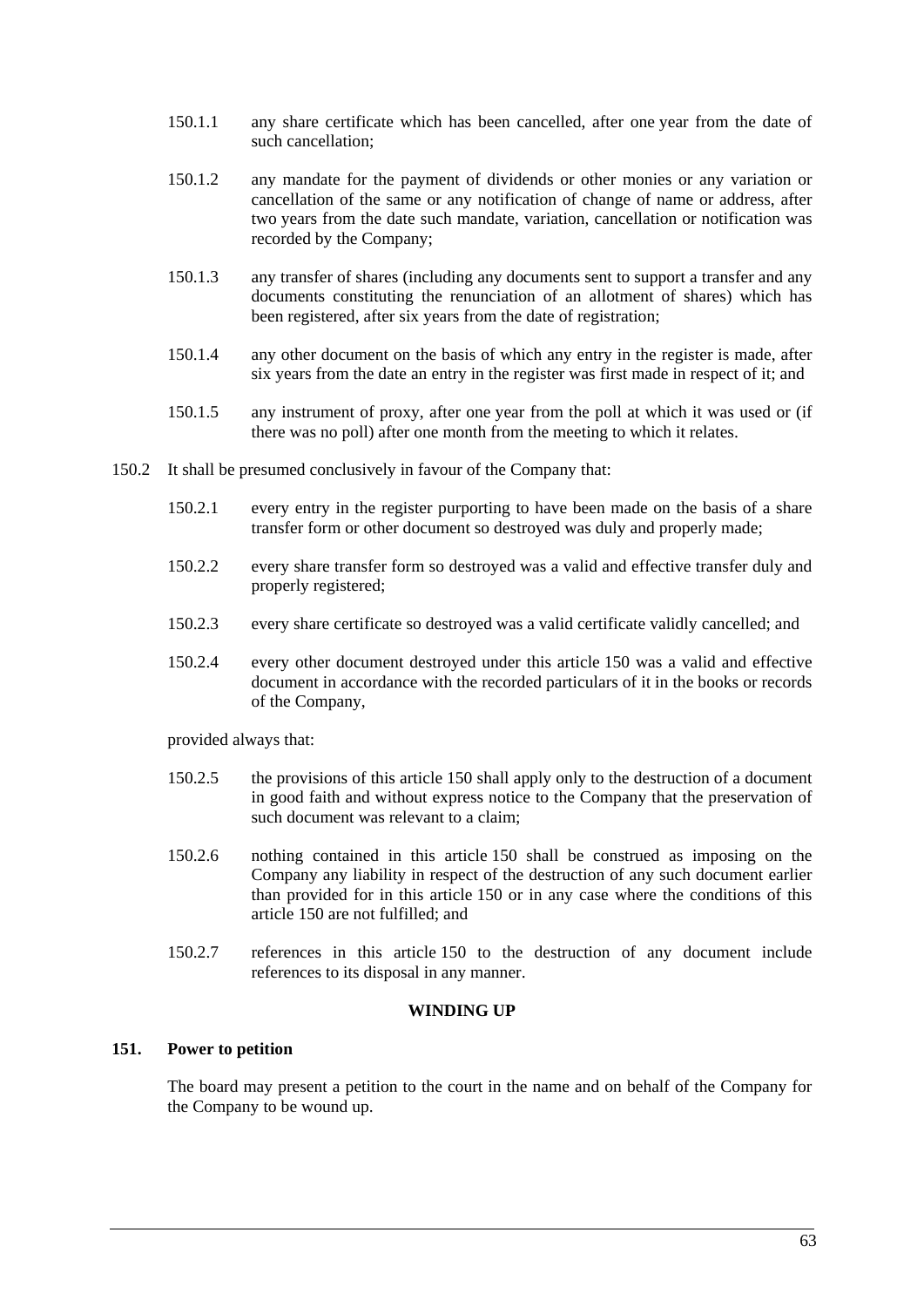150.1.1 any share certificate which has been cancelled, after one year from the date of such cancellation;

150.1.2 any mandate for the payment of dividends or other monies or any variation or cancellation of the same or any notification of change of name or address, after two years from the date such mandate, variation, cancellation or notification was recorded by the Company;

150.1.3 any transfer of shares (including any documents sent to support a transfer and any documents constituting the renunciation of an allotment of shares) which has been registered, after six years from the date of registration;

150.1.4 any other document on the basis of which any entry in the register is made, after six years from the date an entry in the register was first made in respect of it; and

150.1.5 any instrument of proxy, after one year from the poll at which it was used or (if there was no poll) after one month from the meeting to which it relates.

150.2 It shall be presumed conclusively in favour of the Company that:

150.2.1 every entry in the register purporting to have been made on the basis of a share transfer form or other document so destroyed was duly and properly made;

150.2.2 every share transfer form so destroyed was a valid and effective transfer duly and properly registered;

150.2.3 every share certificate so destroyed was a valid certificate validly cancelled; and

150.2.4 every other document destroyed under this article 150 was a valid and effective document in accordance with the recorded particulars of it in the books or records of the Company,

provided always that:

150.2.5 the provisions of this article 150 shall apply only to the destruction of a document in good faith and without express notice to the Company that the preservation of such document was relevant to a claim;

150.2.6 nothing contained in this article 150 shall be construed as imposing on the Company any liability in respect of the destruction of any such document earlier than provided for in this article 150 or in any case where the conditions of this article 150 are not fulfilled; and

150.2.7 references in this article 150 to the destruction of any document include references to its disposal in any manner.

## WINDING UP

### 151. Power to petition

The board may present a petition to the court in the name and on behalf of the Company for the Company to be wound up.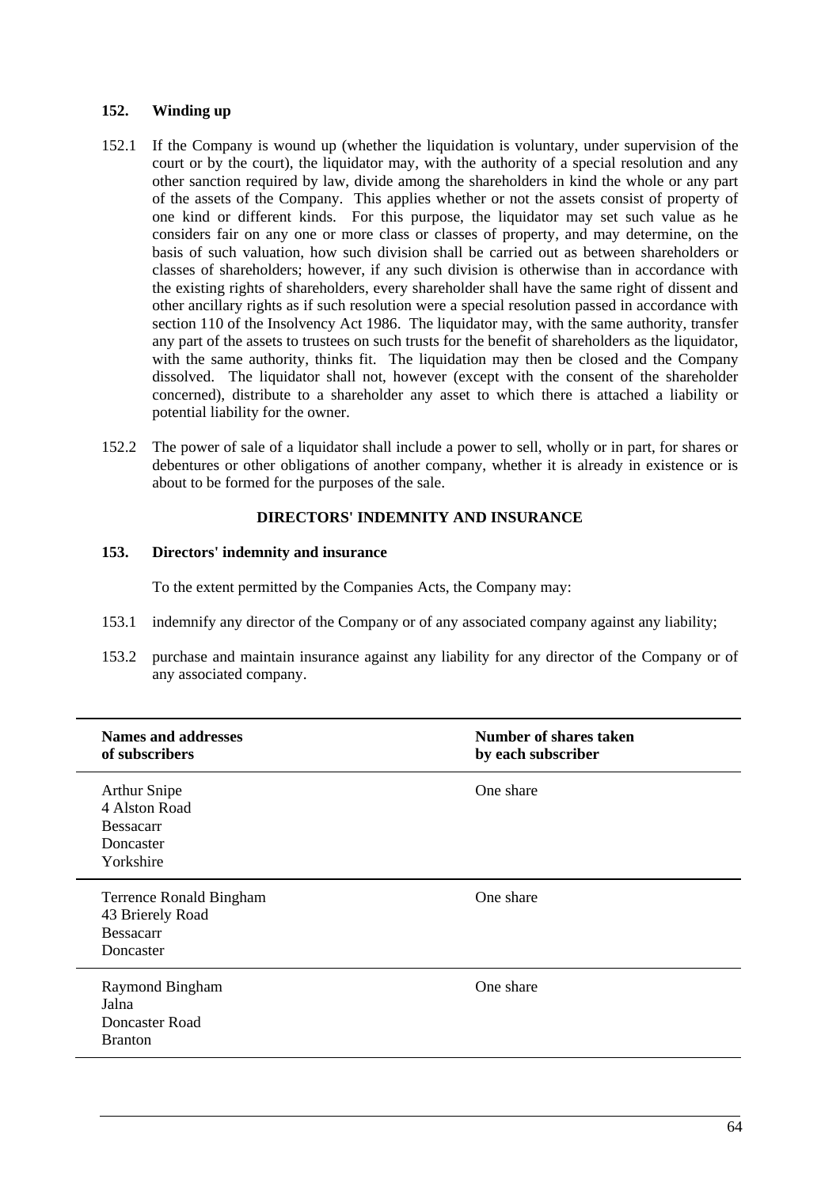### 152. Winding up

152.1 If the Company is wound up (whether the liquidation is voluntary, under supervision of the court or by the court), the liquidator may, with the authority of a special resolution and any other sanction required by law, divide among the shareholders in kind the whole or any part of the assets of the Company. This applies whether or not the assets consist of property of one kind or different kinds. For this purpose, the liquidator may set such value as he considers fair on any one or more class or classes of property, and may determine, on the basis of such valuation, how such division shall be carried out as between shareholders or classes of shareholders; however, if any such division is otherwise than in accordance with the existing rights of shareholders, every shareholder shall have the same right of dissent and other ancillary rights as if such resolution were a special resolution passed in accordance with section 110 of the Insolvency Act 1986. The liquidator may, with the same authority, transfer any part of the assets to trustees on such trusts for the benefit of shareholders as the liquidator, with the same authority, thinks fit. The liquidation may then be closed and the Company dissolved. The liquidator shall not, however (except with the consent of the shareholder concerned), distribute to a shareholder any asset to which there is attached a liability or potential liability for the owner.

152.2 The power of sale of a liquidator shall include a power to sell, wholly or in part, for shares or debentures or other obligations of another company, whether it is already in existence or is about to be formed for the purposes of the sale.

## DIRECTORS' INDEMNITY AND INSURANCE

### 153. Directors' indemnity and insurance

To the extent permitted by the Companies Acts, the Company may:

153.1 indemnify any director of the Company or of any associated company against any liability;

153.2 purchase and maintain insurance against any liability for any director of the Company or of any associated company.

| **Names and addresses of subscribers** | **Number of shares taken by each subscriber** |
|---|---|
| Arthur Snipe<br>4 Alston Road<br>Bessacarr<br>Doncaster<br>Yorkshire | One share |
| Terrence Ronald Bingham<br>43 Brierely Road<br>Bessacarr<br>Doncaster | One share |
| Raymond Bingham<br>Jalna<br>Doncaster Road<br>Branton | One share |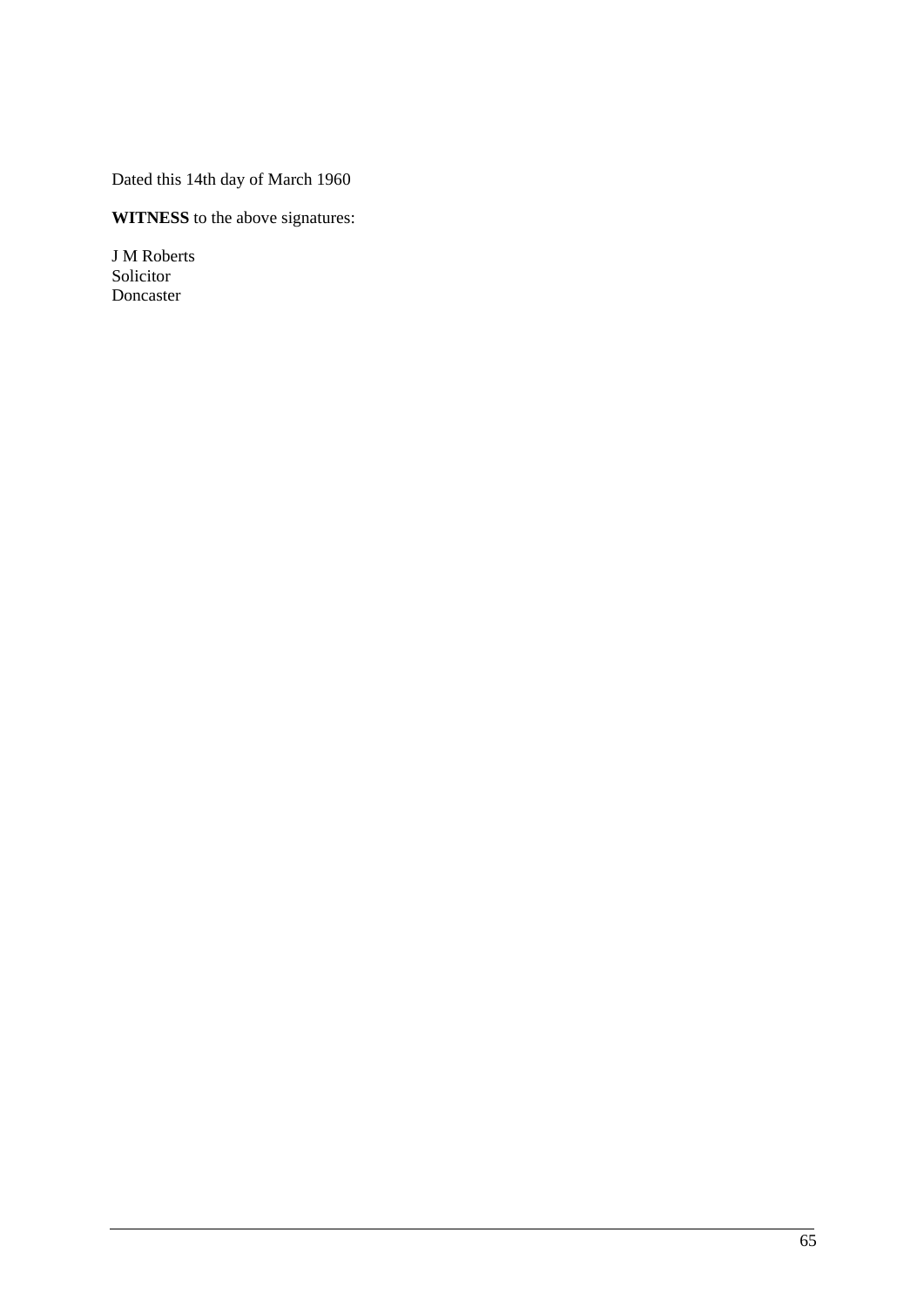Dated this 14th day of March 1960

**WITNESS** to the above signatures:

J M Roberts
Solicitor
Doncaster